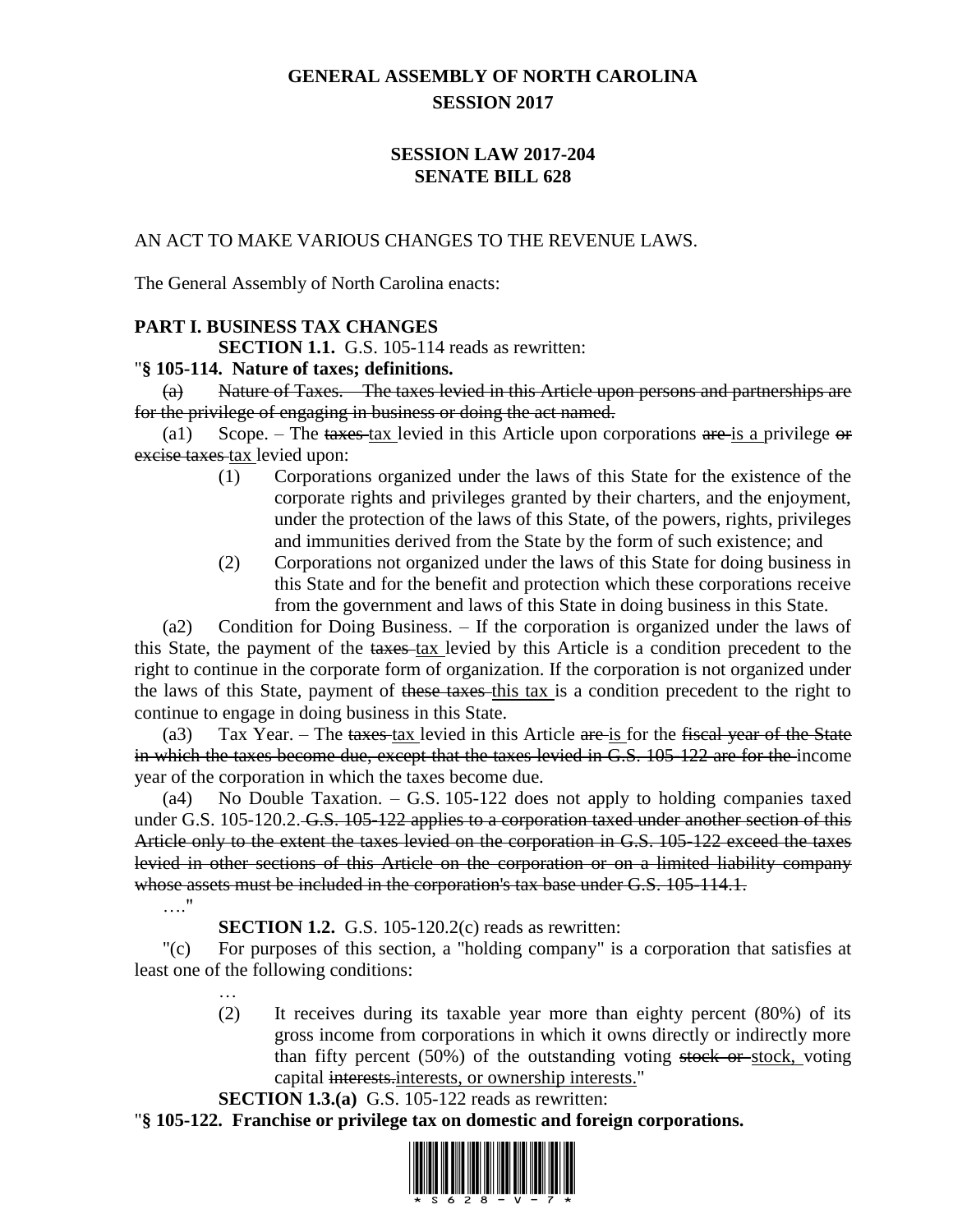# GENERAL ASSEMBLY OF NORTH CAROLINA
## SESSION 2017

## SESSION LAW 2017-204
## SENATE BILL 628

AN ACT TO MAKE VARIOUS CHANGES TO THE REVENUE LAWS.

The General Assembly of North Carolina enacts:

**PART I. BUSINESS TAX CHANGES**

**SECTION 1.1.** G.S. 105-114 reads as rewritten:

"**§ 105-114. Nature of taxes; definitions.**

~~(a) Nature of Taxes. – The taxes levied in this Article upon persons and partnerships are for the privilege of engaging in business or doing the act named.~~

(a1) Scope. – The ~~taxes~~ <u>tax</u> levied in this Article upon corporations ~~are~~ <u>is a</u> privilege ~~or excise taxes~~ <u>tax</u> levied upon:

(1) Corporations organized under the laws of this State for the existence of the corporate rights and privileges granted by their charters, and the enjoyment, under the protection of the laws of this State, of the powers, rights, privileges and immunities derived from the State by the form of such existence; and

(2) Corporations not organized under the laws of this State for doing business in this State and for the benefit and protection which these corporations receive from the government and laws of this State in doing business in this State.

(a2) Condition for Doing Business. – If the corporation is organized under the laws of this State, the payment of the ~~taxes~~ <u>tax</u> levied by this Article is a condition precedent to the right to continue in the corporate form of organization. If the corporation is not organized under the laws of this State, payment of ~~these taxes~~ <u>this tax</u> is a condition precedent to the right to continue to engage in doing business in this State.

(a3) Tax Year. – The ~~taxes~~ <u>tax</u> levied in this Article ~~are~~ <u>is</u> for the ~~fiscal year of the State in which the taxes become due, except that the taxes levied in G.S. 105-122 are for the~~ income year of the corporation in which the taxes become due.

(a4) No Double Taxation. – G.S. 105-122 does not apply to holding companies taxed under G.S. 105-120.2. ~~G.S. 105-122 applies to a corporation taxed under another section of this Article only to the extent the taxes levied on the corporation in G.S. 105-122 exceed the taxes levied in other sections of this Article on the corporation or on a limited liability company whose assets must be included in the corporation's tax base under G.S. 105-114.1.~~

…."

**SECTION 1.2.** G.S. 105-120.2(c) reads as rewritten:

"(c) For purposes of this section, a "holding company" is a corporation that satisfies at least one of the following conditions:

…

(2) It receives during its taxable year more than eighty percent (80%) of its gross income from corporations in which it owns directly or indirectly more than fifty percent (50%) of the outstanding voting ~~stock or~~ <u>stock,</u> voting capital ~~interests.~~<u>interests, or ownership interests.</u>"

**SECTION 1.3.(a)** G.S. 105-122 reads as rewritten:

"**§ 105-122. Franchise or privilege tax on domestic and foreign corporations.**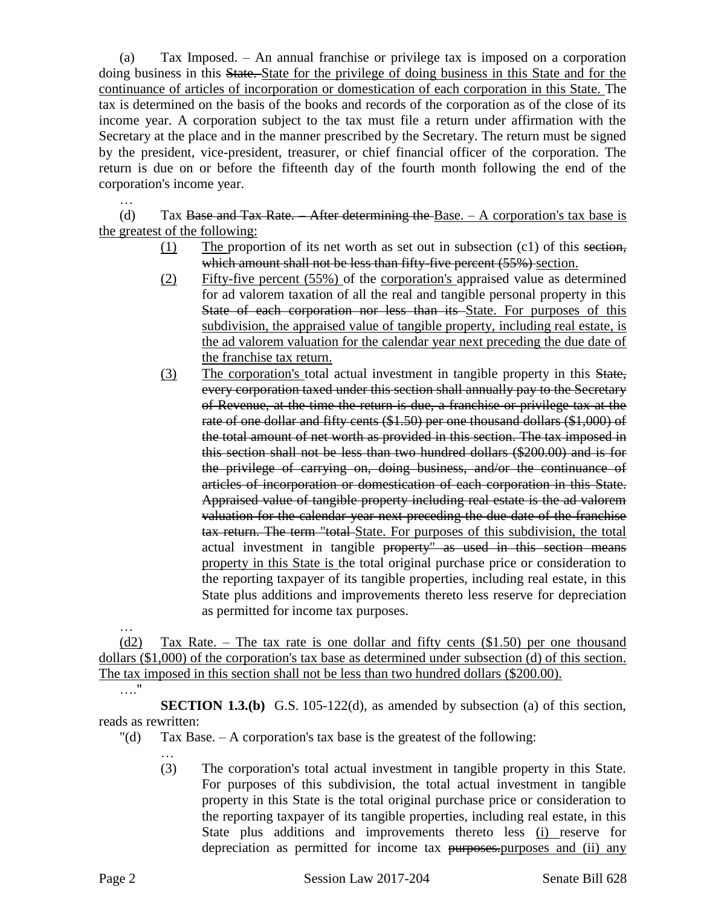(a) Tax Imposed. – An annual franchise or privilege tax is imposed on a corporation doing business in this ~~State.~~ <u>State for the privilege of doing business in this State and for the continuance of articles of incorporation or domestication of each corporation in this State.</u> The tax is determined on the basis of the books and records of the corporation as of the close of its income year. A corporation subject to the tax must file a return under affirmation with the Secretary at the place and in the manner prescribed by the Secretary. The return must be signed by the president, vice-president, treasurer, or chief financial officer of the corporation. The return is due on or before the fifteenth day of the fourth month following the end of the corporation's income year.

…

(d) Tax ~~Base and Tax Rate. – After determining the~~ <u>Base. – A corporation's tax base is the greatest of the following:</u>

- <u>(1)</u> <u>The</u> proportion of its net worth as set out in subsection (c1) of this ~~section, which amount shall not be less than fifty-five percent (55%)~~ <u>section.</u>
- <u>(2)</u> <u>Fifty-five percent (55%)</u> of the <u>corporation's</u> appraised value as determined for ad valorem taxation of all the real and tangible personal property in this ~~State of each corporation nor less than its~~ <u>State. For purposes of this subdivision, the appraised value of tangible property, including real estate, is the ad valorem valuation for the calendar year next preceding the due date of the franchise tax return.</u>
- <u>(3)</u> <u>The corporation's</u> total actual investment in tangible property in this ~~State, every corporation taxed under this section shall annually pay to the Secretary of Revenue, at the time the return is due, a franchise or privilege tax at the rate of one dollar and fifty cents ($1.50) per one thousand dollars ($1,000) of the total amount of net worth as provided in this section. The tax imposed in this section shall not be less than two hundred dollars ($200.00) and is for the privilege of carrying on, doing business, and/or the continuance of articles of incorporation or domestication of each corporation in this State. Appraised value of tangible property including real estate is the ad valorem valuation for the calendar year next preceding the due date of the franchise tax return. The term "total~~ <u>State. For purposes of this subdivision, the total</u> actual investment in tangible ~~property" as used in this section means~~ <u>property in this State is</u> the total original purchase price or consideration to the reporting taxpayer of its tangible properties, including real estate, in this State plus additions and improvements thereto less reserve for depreciation as permitted for income tax purposes.

…

<u>(d2) Tax Rate. – The tax rate is one dollar and fifty cents ($1.50) per one thousand dollars ($1,000) of the corporation's tax base as determined under subsection (d) of this section. The tax imposed in this section shall not be less than two hundred dollars ($200.00).</u>

…."

**SECTION 1.3.(b)** G.S. 105-122(d), as amended by subsection (a) of this section, reads as rewritten:

"(d) Tax Base. – A corporation's tax base is the greatest of the following:

…

- (3) The corporation's total actual investment in tangible property in this State. For purposes of this subdivision, the total actual investment in tangible property in this State is the total original purchase price or consideration to the reporting taxpayer of its tangible properties, including real estate, in this State plus additions and improvements thereto less <u>(i)</u> reserve for depreciation as permitted for income tax ~~purposes.~~<u>purposes and (ii) any</u>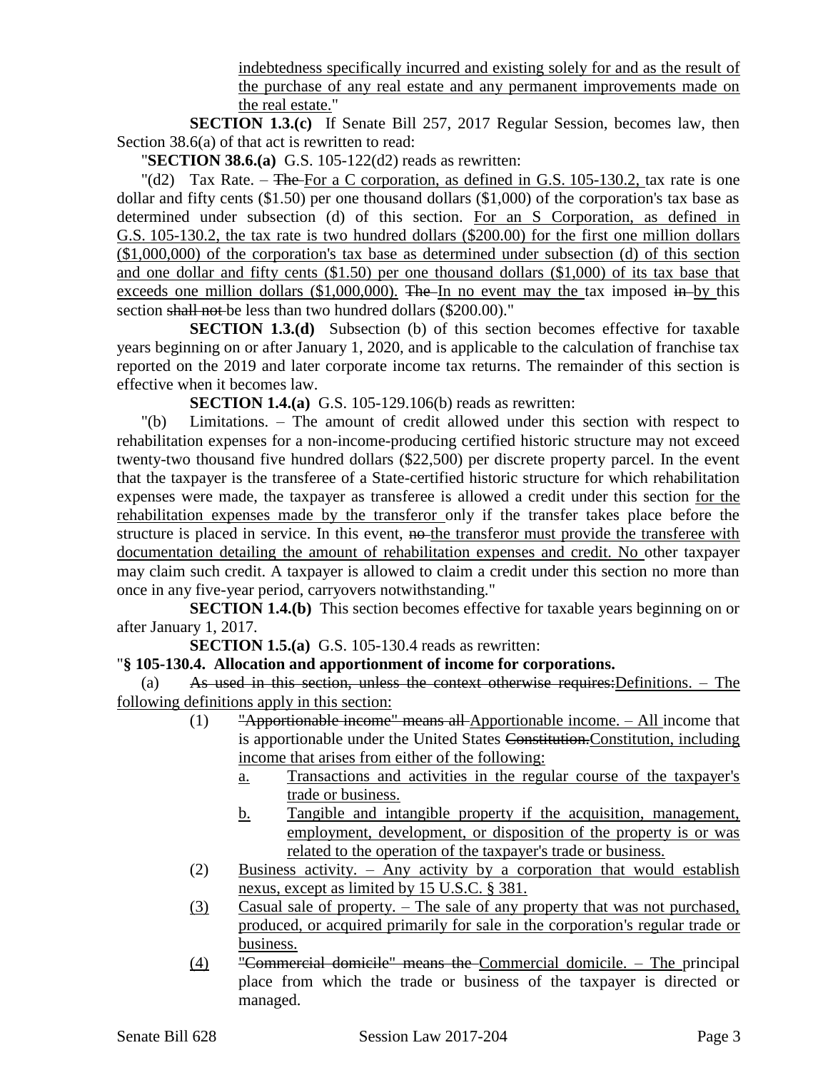indebtedness specifically incurred and existing solely for and as the result of the purchase of any real estate and any permanent improvements made on the real estate."

**SECTION 1.3.(c)** If Senate Bill 257, 2017 Regular Session, becomes law, then Section 38.6(a) of that act is rewritten to read:

"**SECTION 38.6.(a)** G.S. 105-122(d2) reads as rewritten:

"(d2) Tax Rate. – The For a C corporation, as defined in G.S. 105-130.2, tax rate is one dollar and fifty cents ($1.50) per one thousand dollars ($1,000) of the corporation's tax base as determined under subsection (d) of this section. For an S Corporation, as defined in G.S. 105-130.2, the tax rate is two hundred dollars ($200.00) for the first one million dollars ($1,000,000) of the corporation's tax base as determined under subsection (d) of this section and one dollar and fifty cents ($1.50) per one thousand dollars ($1,000) of its tax base that exceeds one million dollars ($1,000,000). The In no event may the tax imposed in by this section shall not be less than two hundred dollars ($200.00)."

**SECTION 1.3.(d)** Subsection (b) of this section becomes effective for taxable years beginning on or after January 1, 2020, and is applicable to the calculation of franchise tax reported on the 2019 and later corporate income tax returns. The remainder of this section is effective when it becomes law.

**SECTION 1.4.(a)** G.S. 105-129.106(b) reads as rewritten:

"(b) Limitations. – The amount of credit allowed under this section with respect to rehabilitation expenses for a non-income-producing certified historic structure may not exceed twenty-two thousand five hundred dollars ($22,500) per discrete property parcel. In the event that the taxpayer is the transferee of a State-certified historic structure for which rehabilitation expenses were made, the taxpayer as transferee is allowed a credit under this section for the rehabilitation expenses made by the transferor only if the transfer takes place before the structure is placed in service. In this event, no the transferor must provide the transferee with documentation detailing the amount of rehabilitation expenses and credit. No other taxpayer may claim such credit. A taxpayer is allowed to claim a credit under this section no more than once in any five-year period, carryovers notwithstanding."

**SECTION 1.4.(b)** This section becomes effective for taxable years beginning on or after January 1, 2017.

**SECTION 1.5.(a)** G.S. 105-130.4 reads as rewritten:

"**§ 105-130.4. Allocation and apportionment of income for corporations.**

(a) As used in this section, unless the context otherwise requires:Definitions. – The following definitions apply in this section:

(1) "Apportionable income" means all Apportionable income. – All income that is apportionable under the United States Constitution.Constitution, including income that arises from either of the following:

a. Transactions and activities in the regular course of the taxpayer's trade or business.

b. Tangible and intangible property if the acquisition, management, employment, development, or disposition of the property is or was related to the operation of the taxpayer's trade or business.

(2) Business activity. – Any activity by a corporation that would establish nexus, except as limited by 15 U.S.C. § 381.

(3) Casual sale of property. – The sale of any property that was not purchased, produced, or acquired primarily for sale in the corporation's regular trade or business.

(4) "Commercial domicile" means the Commercial domicile. – The principal place from which the trade or business of the taxpayer is directed or managed.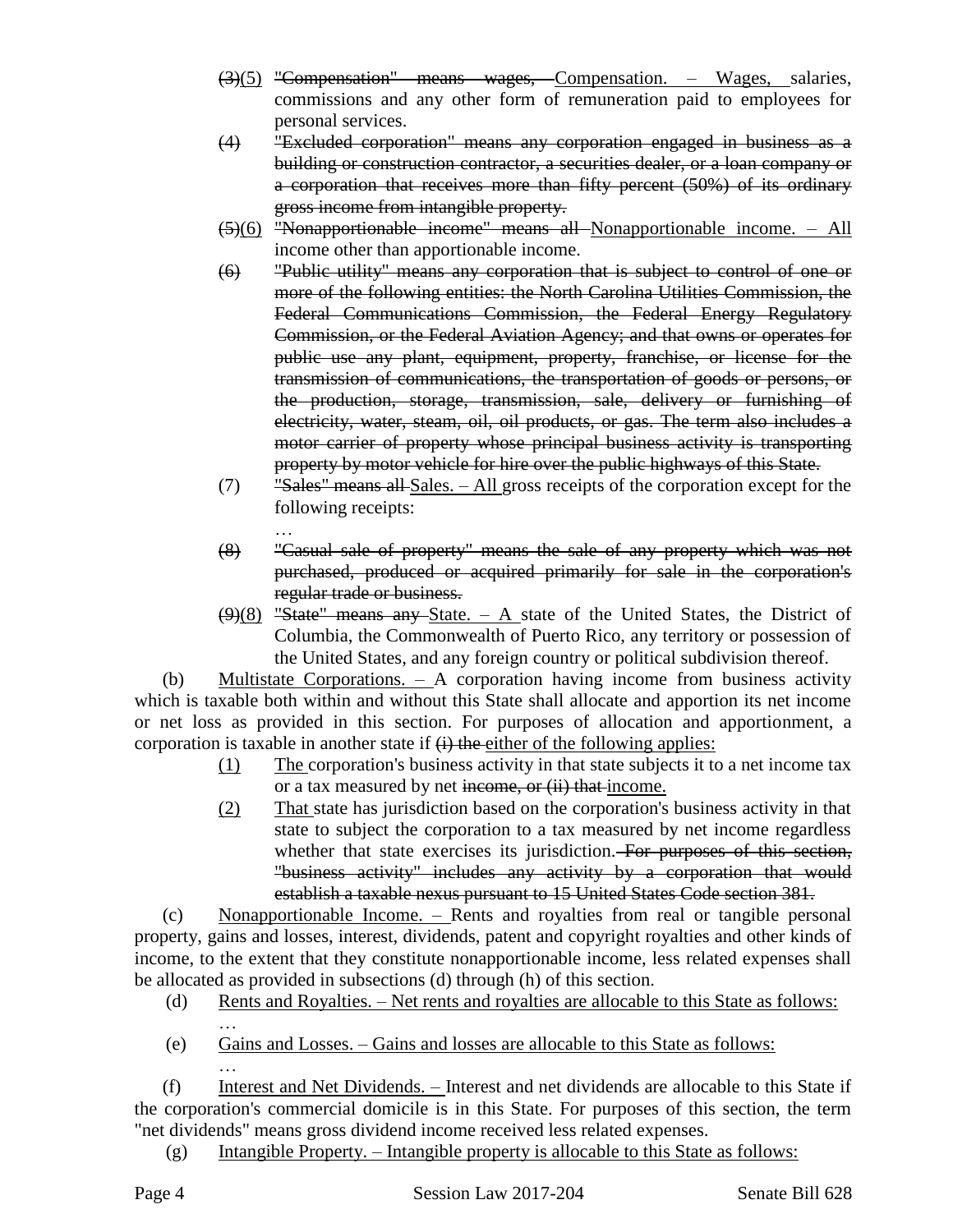~~(3)~~(5) ~~"Compensation" means wages,~~ Compensation. – Wages, salaries, commissions and any other form of remuneration paid to employees for personal services.

~~(4) "Excluded corporation" means any corporation engaged in business as a building or construction contractor, a securities dealer, or a loan company or a corporation that receives more than fifty percent (50%) of its ordinary gross income from intangible property.~~

~~(5)~~(6) ~~"Nonapportionable income" means all~~ Nonapportionable income. – All income other than apportionable income.

~~(6) "Public utility" means any corporation that is subject to control of one or more of the following entities: the North Carolina Utilities Commission, the Federal Communications Commission, the Federal Energy Regulatory Commission, or the Federal Aviation Agency; and that owns or operates for public use any plant, equipment, property, franchise, or license for the transmission of communications, the transportation of goods or persons, or the production, storage, transmission, sale, delivery or furnishing of electricity, water, steam, oil, oil products, or gas. The term also includes a motor carrier of property whose principal business activity is transporting property by motor vehicle for hire over the public highways of this State.~~

(7) ~~"Sales" means all~~ Sales. – All gross receipts of the corporation except for the following receipts:

…

~~(8) "Casual sale of property" means the sale of any property which was not purchased, produced or acquired primarily for sale in the corporation's regular trade or business.~~

~~(9)~~(8) ~~"State" means any~~ State. – A state of the United States, the District of Columbia, the Commonwealth of Puerto Rico, any territory or possession of the United States, and any foreign country or political subdivision thereof.

(b) Multistate Corporations. – A corporation having income from business activity which is taxable both within and without this State shall allocate and apportion its net income or net loss as provided in this section. For purposes of allocation and apportionment, a corporation is taxable in another state if ~~(i) the~~ either of the following applies:

(1) The corporation's business activity in that state subjects it to a net income tax or a tax measured by net ~~income, or (ii) that~~ income.

(2) That state has jurisdiction based on the corporation's business activity in that state to subject the corporation to a tax measured by net income regardless whether that state exercises its jurisdiction. ~~For purposes of this section, "business activity" includes any activity by a corporation that would establish a taxable nexus pursuant to 15 United States Code section 381.~~

(c) Nonapportionable Income. – Rents and royalties from real or tangible personal property, gains and losses, interest, dividends, patent and copyright royalties and other kinds of income, to the extent that they constitute nonapportionable income, less related expenses shall be allocated as provided in subsections (d) through (h) of this section.

(d) Rents and Royalties. – Net rents and royalties are allocable to this State as follows:

…

(e) Gains and Losses. – Gains and losses are allocable to this State as follows:

…

(f) Interest and Net Dividends. – Interest and net dividends are allocable to this State if the corporation's commercial domicile is in this State. For purposes of this section, the term "net dividends" means gross dividend income received less related expenses.

(g) Intangible Property. – Intangible property is allocable to this State as follows: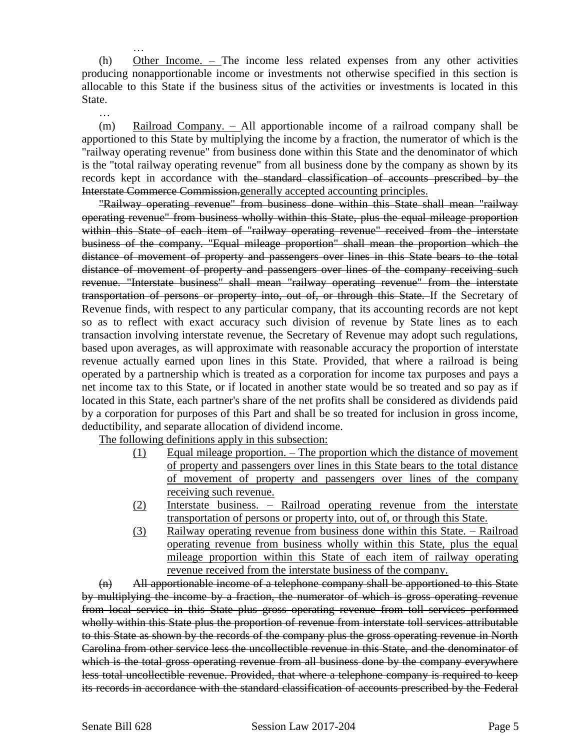…

(h) Other Income. – The income less related expenses from any other activities producing nonapportionable income or investments not otherwise specified in this section is allocable to this State if the business situs of the activities or investments is located in this State.

…

(m) Railroad Company. – All apportionable income of a railroad company shall be apportioned to this State by multiplying the income by a fraction, the numerator of which is the "railway operating revenue" from business done within this State and the denominator of which is the "total railway operating revenue" from all business done by the company as shown by its records kept in accordance with ~~the standard classification of accounts prescribed by the Interstate Commerce Commission.~~generally accepted accounting principles.

~~"Railway operating revenue" from business done within this State shall mean "railway operating revenue" from business wholly within this State, plus the equal mileage proportion within this State of each item of "railway operating revenue" received from the interstate business of the company. "Equal mileage proportion" shall mean the proportion which the distance of movement of property and passengers over lines in this State bears to the total distance of movement of property and passengers over lines of the company receiving such revenue. "Interstate business" shall mean "railway operating revenue" from the interstate transportation of persons or property into, out of, or through this State.~~ If the Secretary of Revenue finds, with respect to any particular company, that its accounting records are not kept so as to reflect with exact accuracy such division of revenue by State lines as to each transaction involving interstate revenue, the Secretary of Revenue may adopt such regulations, based upon averages, as will approximate with reasonable accuracy the proportion of interstate revenue actually earned upon lines in this State. Provided, that where a railroad is being operated by a partnership which is treated as a corporation for income tax purposes and pays a net income tax to this State, or if located in another state would be so treated and so pay as if located in this State, each partner's share of the net profits shall be considered as dividends paid by a corporation for purposes of this Part and shall be so treated for inclusion in gross income, deductibility, and separate allocation of dividend income.

The following definitions apply in this subsection:

(1) Equal mileage proportion. – The proportion which the distance of movement of property and passengers over lines in this State bears to the total distance of movement of property and passengers over lines of the company receiving such revenue.

(2) Interstate business. – Railroad operating revenue from the interstate transportation of persons or property into, out of, or through this State.

(3) Railway operating revenue from business done within this State. – Railroad operating revenue from business wholly within this State, plus the equal mileage proportion within this State of each item of railway operating revenue received from the interstate business of the company.

~~(n) All apportionable income of a telephone company shall be apportioned to this State by multiplying the income by a fraction, the numerator of which is gross operating revenue from local service in this State plus gross operating revenue from toll services performed wholly within this State plus the proportion of revenue from interstate toll services attributable to this State as shown by the records of the company plus the gross operating revenue in North Carolina from other service less the uncollectible revenue in this State, and the denominator of which is the total gross operating revenue from all business done by the company everywhere less total uncollectible revenue. Provided, that where a telephone company is required to keep its records in accordance with the standard classification of accounts prescribed by the Federal~~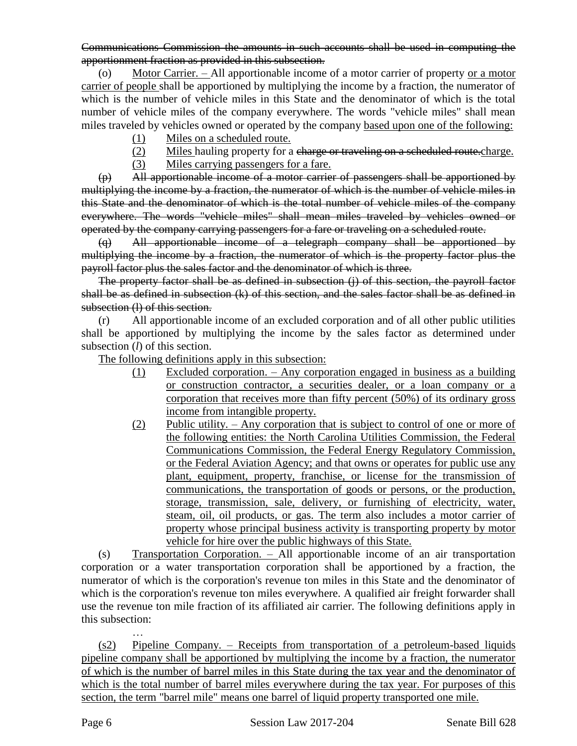~~Communications Commission the amounts in such accounts shall be used in computing the apportionment fraction as provided in this subsection.~~

(o) <u>Motor Carrier. –</u> All apportionable income of a motor carrier of property <u>or a motor carrier of people</u> shall be apportioned by multiplying the income by a fraction, the numerator of which is the number of vehicle miles in this State and the denominator of which is the total number of vehicle miles of the company everywhere. The words "vehicle miles" shall mean miles traveled by vehicles owned or operated by the company <u>based upon one of the following:</u>

<u>(1) Miles on a scheduled route.</u>

<u>(2) Miles</u> hauling property for a ~~charge or traveling on a scheduled route.~~<u>charge.</u>

<u>(3) Miles carrying passengers for a fare.</u>

~~(p) All apportionable income of a motor carrier of passengers shall be apportioned by multiplying the income by a fraction, the numerator of which is the number of vehicle miles in this State and the denominator of which is the total number of vehicle miles of the company everywhere. The words "vehicle miles" shall mean miles traveled by vehicles owned or operated by the company carrying passengers for a fare or traveling on a scheduled route.~~

~~(q) All apportionable income of a telegraph company shall be apportioned by multiplying the income by a fraction, the numerator of which is the property factor plus the payroll factor plus the sales factor and the denominator of which is three.~~

~~The property factor shall be as defined in subsection (j) of this section, the payroll factor shall be as defined in subsection (k) of this section, and the sales factor shall be as defined in subsection (l) of this section.~~

(r) All apportionable income of an excluded corporation and of all other public utilities shall be apportioned by multiplying the income by the sales factor as determined under subsection (*l*) of this section.

<u>The following definitions apply in this subsection:</u>

<u>(1) Excluded corporation. – Any corporation engaged in business as a building or construction contractor, a securities dealer, or a loan company or a corporation that receives more than fifty percent (50%) of its ordinary gross income from intangible property.</u>

<u>(2) Public utility. – Any corporation that is subject to control of one or more of the following entities: the North Carolina Utilities Commission, the Federal Communications Commission, the Federal Energy Regulatory Commission, or the Federal Aviation Agency; and that owns or operates for public use any plant, equipment, property, franchise, or license for the transmission of communications, the transportation of goods or persons, or the production, storage, transmission, sale, delivery, or furnishing of electricity, water, steam, oil, oil products, or gas. The term also includes a motor carrier of property whose principal business activity is transporting property by motor vehicle for hire over the public highways of this State.</u>

(s) <u>Transportation Corporation. –</u> All apportionable income of an air transportation corporation or a water transportation corporation shall be apportioned by a fraction, the numerator of which is the corporation's revenue ton miles in this State and the denominator of which is the corporation's revenue ton miles everywhere. A qualified air freight forwarder shall use the revenue ton mile fraction of its affiliated air carrier. The following definitions apply in this subsection:

…

<u>(s2) Pipeline Company. – Receipts from transportation of a petroleum-based liquids pipeline company shall be apportioned by multiplying the income by a fraction, the numerator of which is the number of barrel miles in this State during the tax year and the denominator of which is the total number of barrel miles everywhere during the tax year. For purposes of this section, the term "barrel mile" means one barrel of liquid property transported one mile.</u>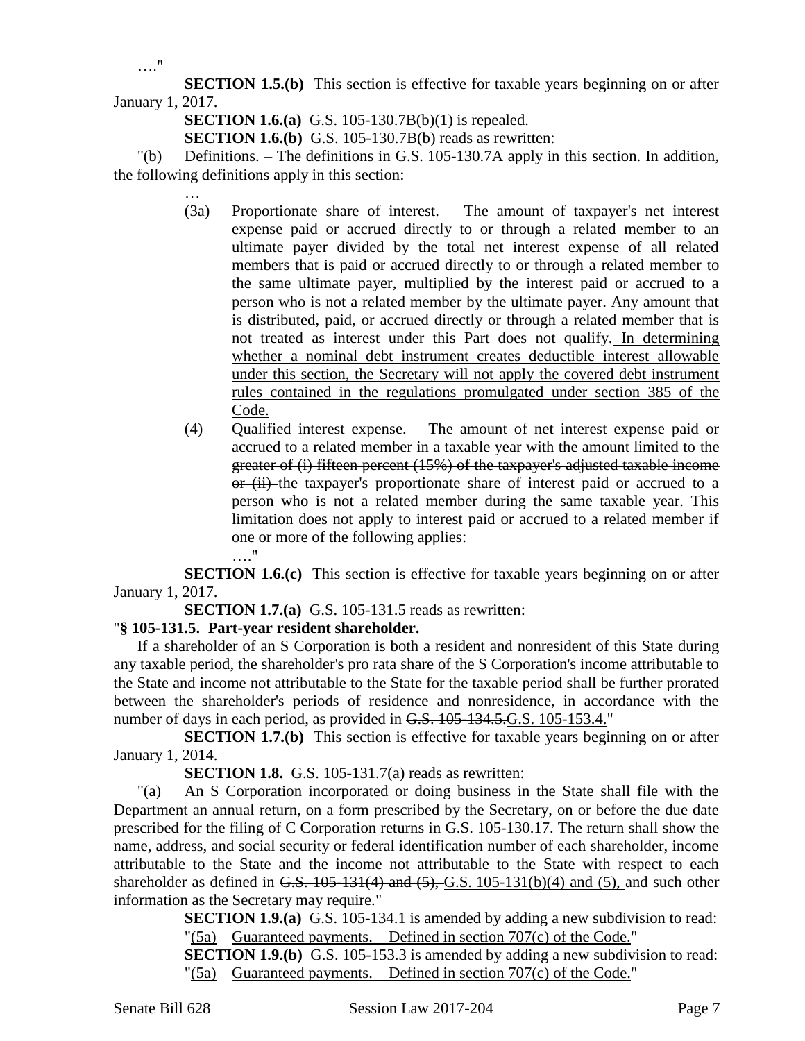…."

**SECTION 1.5.(b)** This section is effective for taxable years beginning on or after January 1, 2017.

**SECTION 1.6.(a)** G.S. 105-130.7B(b)(1) is repealed.

**SECTION 1.6.(b)** G.S. 105-130.7B(b) reads as rewritten:

"(b) Definitions. – The definitions in G.S. 105-130.7A apply in this section. In addition, the following definitions apply in this section:

…

(3a) Proportionate share of interest. – The amount of taxpayer's net interest expense paid or accrued directly to or through a related member to an ultimate payer divided by the total net interest expense of all related members that is paid or accrued directly to or through a related member to the same ultimate payer, multiplied by the interest paid or accrued to a person who is not a related member by the ultimate payer. Any amount that is distributed, paid, or accrued directly or through a related member that is not treated as interest under this Part does not qualify. In determining whether a nominal debt instrument creates deductible interest allowable under this section, the Secretary will not apply the covered debt instrument rules contained in the regulations promulgated under section 385 of the Code.

(4) Qualified interest expense. – The amount of net interest expense paid or accrued to a related member in a taxable year with the amount limited to ~~the greater of (i) fifteen percent (15%) of the taxpayer's adjusted taxable income or (ii)~~ the taxpayer's proportionate share of interest paid or accrued to a person who is not a related member during the same taxable year. This limitation does not apply to interest paid or accrued to a related member if one or more of the following applies:

…."

**SECTION 1.6.(c)** This section is effective for taxable years beginning on or after January 1, 2017.

**SECTION 1.7.(a)** G.S. 105-131.5 reads as rewritten:

"**§ 105-131.5. Part-year resident shareholder.**

If a shareholder of an S Corporation is both a resident and nonresident of this State during any taxable period, the shareholder's pro rata share of the S Corporation's income attributable to the State and income not attributable to the State for the taxable period shall be further prorated between the shareholder's periods of residence and nonresidence, in accordance with the number of days in each period, as provided in ~~G.S. 105-134.5.~~G.S. 105-153.4."

**SECTION 1.7.(b)** This section is effective for taxable years beginning on or after January 1, 2014.

**SECTION 1.8.** G.S. 105-131.7(a) reads as rewritten:

"(a) An S Corporation incorporated or doing business in the State shall file with the Department an annual return, on a form prescribed by the Secretary, on or before the due date prescribed for the filing of C Corporation returns in G.S. 105-130.17. The return shall show the name, address, and social security or federal identification number of each shareholder, income attributable to the State and the income not attributable to the State with respect to each shareholder as defined in ~~G.S. 105-131(4) and (5),~~ G.S. 105-131(b)(4) and (5), and such other information as the Secretary may require."

**SECTION 1.9.(a)** G.S. 105-134.1 is amended by adding a new subdivision to read:

"(5a) Guaranteed payments. – Defined in section 707(c) of the Code."

**SECTION 1.9.(b)** G.S. 105-153.3 is amended by adding a new subdivision to read:

"(5a) Guaranteed payments. – Defined in section 707(c) of the Code."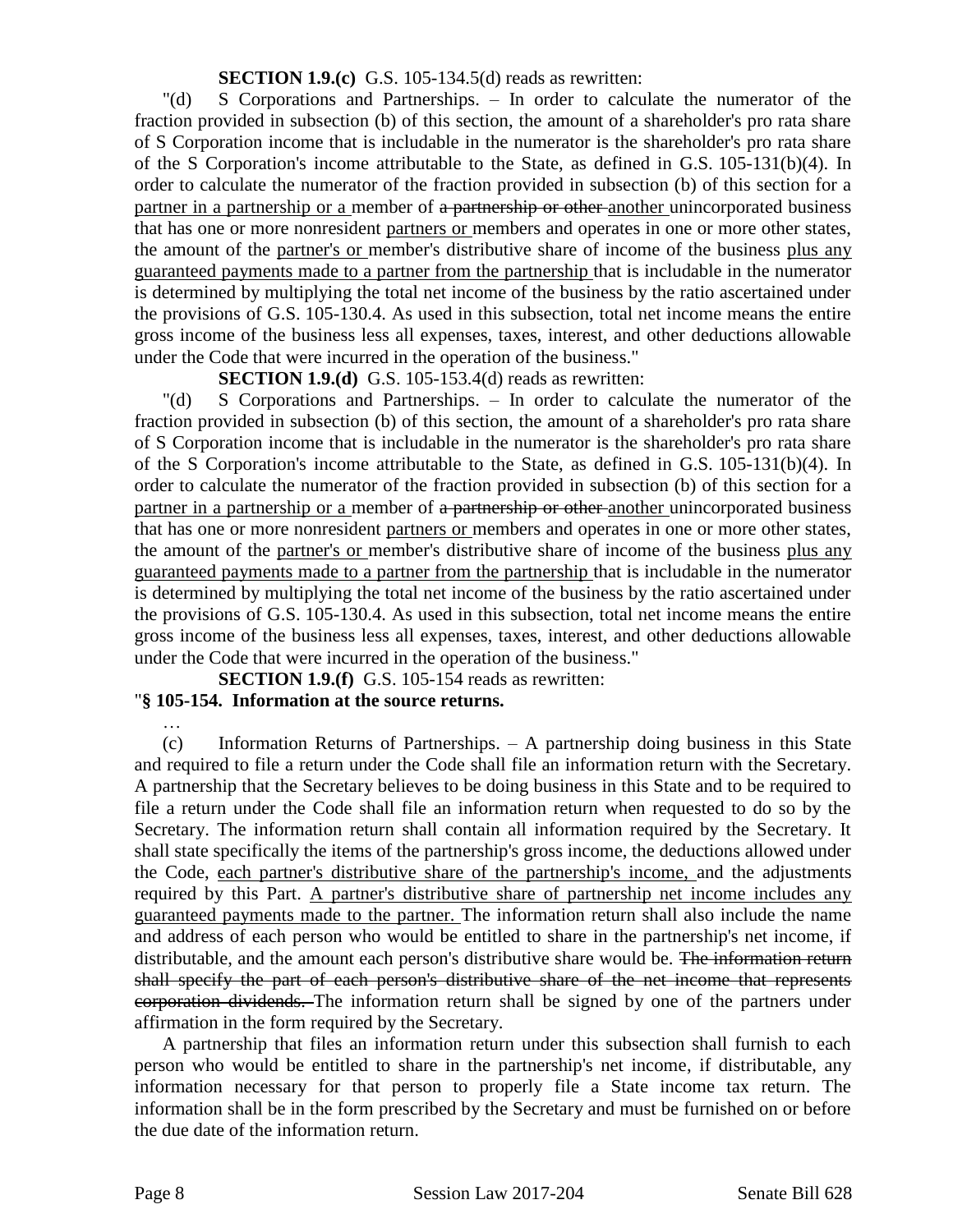**SECTION 1.9.(c)** G.S. 105-134.5(d) reads as rewritten:

"(d) S Corporations and Partnerships. – In order to calculate the numerator of the fraction provided in subsection (b) of this section, the amount of a shareholder's pro rata share of S Corporation income that is includable in the numerator is the shareholder's pro rata share of the S Corporation's income attributable to the State, as defined in G.S. 105-131(b)(4). In order to calculate the numerator of the fraction provided in subsection (b) of this section for a partner in a partnership or a member of ~~a partnership or other~~ another unincorporated business that has one or more nonresident partners or members and operates in one or more other states, the amount of the partner's or member's distributive share of income of the business plus any guaranteed payments made to a partner from the partnership that is includable in the numerator is determined by multiplying the total net income of the business by the ratio ascertained under the provisions of G.S. 105-130.4. As used in this subsection, total net income means the entire gross income of the business less all expenses, taxes, interest, and other deductions allowable under the Code that were incurred in the operation of the business."

**SECTION 1.9.(d)** G.S. 105-153.4(d) reads as rewritten:

"(d) S Corporations and Partnerships. – In order to calculate the numerator of the fraction provided in subsection (b) of this section, the amount of a shareholder's pro rata share of S Corporation income that is includable in the numerator is the shareholder's pro rata share of the S Corporation's income attributable to the State, as defined in G.S. 105-131(b)(4). In order to calculate the numerator of the fraction provided in subsection (b) of this section for a partner in a partnership or a member of ~~a partnership or other~~ another unincorporated business that has one or more nonresident partners or members and operates in one or more other states, the amount of the partner's or member's distributive share of income of the business plus any guaranteed payments made to a partner from the partnership that is includable in the numerator is determined by multiplying the total net income of the business by the ratio ascertained under the provisions of G.S. 105-130.4. As used in this subsection, total net income means the entire gross income of the business less all expenses, taxes, interest, and other deductions allowable under the Code that were incurred in the operation of the business."

**SECTION 1.9.(f)** G.S. 105-154 reads as rewritten:

"**§ 105-154. Information at the source returns.**

…

(c) Information Returns of Partnerships. – A partnership doing business in this State and required to file a return under the Code shall file an information return with the Secretary. A partnership that the Secretary believes to be doing business in this State and to be required to file a return under the Code shall file an information return when requested to do so by the Secretary. The information return shall contain all information required by the Secretary. It shall state specifically the items of the partnership's gross income, the deductions allowed under the Code, each partner's distributive share of the partnership's income, and the adjustments required by this Part. A partner's distributive share of partnership net income includes any guaranteed payments made to the partner. The information return shall also include the name and address of each person who would be entitled to share in the partnership's net income, if distributable, and the amount each person's distributive share would be. ~~The information return shall specify the part of each person's distributive share of the net income that represents corporation dividends.~~ The information return shall be signed by one of the partners under affirmation in the form required by the Secretary.

A partnership that files an information return under this subsection shall furnish to each person who would be entitled to share in the partnership's net income, if distributable, any information necessary for that person to properly file a State income tax return. The information shall be in the form prescribed by the Secretary and must be furnished on or before the due date of the information return.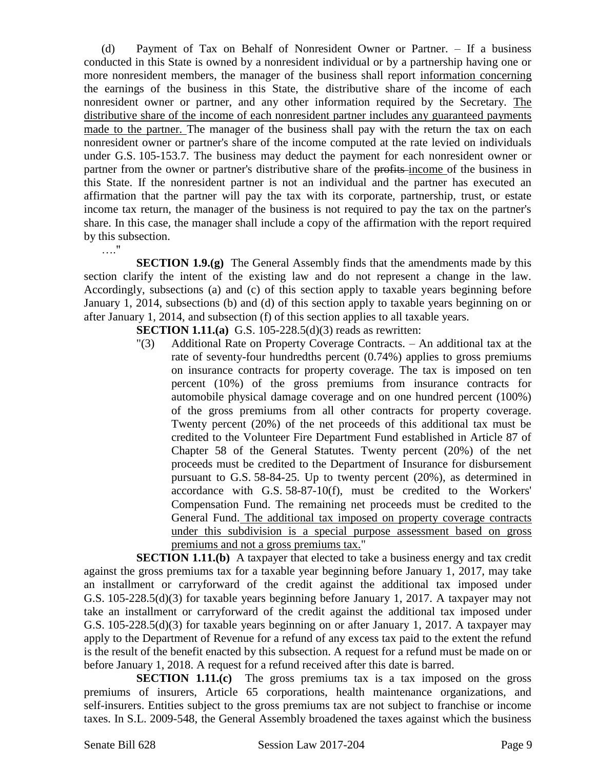(d) Payment of Tax on Behalf of Nonresident Owner or Partner. – If a business conducted in this State is owned by a nonresident individual or by a partnership having one or more nonresident members, the manager of the business shall report information concerning the earnings of the business in this State, the distributive share of the income of each nonresident owner or partner, and any other information required by the Secretary. The distributive share of the income of each nonresident partner includes any guaranteed payments made to the partner. The manager of the business shall pay with the return the tax on each nonresident owner or partner's share of the income computed at the rate levied on individuals under G.S. 105-153.7. The business may deduct the payment for each nonresident owner or partner from the owner or partner's distributive share of the ~~profits~~ income of the business in this State. If the nonresident partner is not an individual and the partner has executed an affirmation that the partner will pay the tax with its corporate, partnership, trust, or estate income tax return, the manager of the business is not required to pay the tax on the partner's share. In this case, the manager shall include a copy of the affirmation with the report required by this subsection.

…."

**SECTION 1.9.(g)** The General Assembly finds that the amendments made by this section clarify the intent of the existing law and do not represent a change in the law. Accordingly, subsections (a) and (c) of this section apply to taxable years beginning before January 1, 2014, subsections (b) and (d) of this section apply to taxable years beginning on or after January 1, 2014, and subsection (f) of this section applies to all taxable years.

**SECTION 1.11.(a)** G.S. 105-228.5(d)(3) reads as rewritten:

"(3) Additional Rate on Property Coverage Contracts. – An additional tax at the rate of seventy-four hundredths percent (0.74%) applies to gross premiums on insurance contracts for property coverage. The tax is imposed on ten percent (10%) of the gross premiums from insurance contracts for automobile physical damage coverage and on one hundred percent (100%) of the gross premiums from all other contracts for property coverage. Twenty percent (20%) of the net proceeds of this additional tax must be credited to the Volunteer Fire Department Fund established in Article 87 of Chapter 58 of the General Statutes. Twenty percent (20%) of the net proceeds must be credited to the Department of Insurance for disbursement pursuant to G.S. 58-84-25. Up to twenty percent (20%), as determined in accordance with G.S. 58-87-10(f), must be credited to the Workers' Compensation Fund. The remaining net proceeds must be credited to the General Fund. The additional tax imposed on property coverage contracts under this subdivision is a special purpose assessment based on gross premiums and not a gross premiums tax."

**SECTION 1.11.(b)** A taxpayer that elected to take a business energy and tax credit against the gross premiums tax for a taxable year beginning before January 1, 2017, may take an installment or carryforward of the credit against the additional tax imposed under G.S. 105-228.5(d)(3) for taxable years beginning before January 1, 2017. A taxpayer may not take an installment or carryforward of the credit against the additional tax imposed under G.S. 105-228.5(d)(3) for taxable years beginning on or after January 1, 2017. A taxpayer may apply to the Department of Revenue for a refund of any excess tax paid to the extent the refund is the result of the benefit enacted by this subsection. A request for a refund must be made on or before January 1, 2018. A request for a refund received after this date is barred.

**SECTION 1.11.(c)** The gross premiums tax is a tax imposed on the gross premiums of insurers, Article 65 corporations, health maintenance organizations, and self-insurers. Entities subject to the gross premiums tax are not subject to franchise or income taxes. In S.L. 2009-548, the General Assembly broadened the taxes against which the business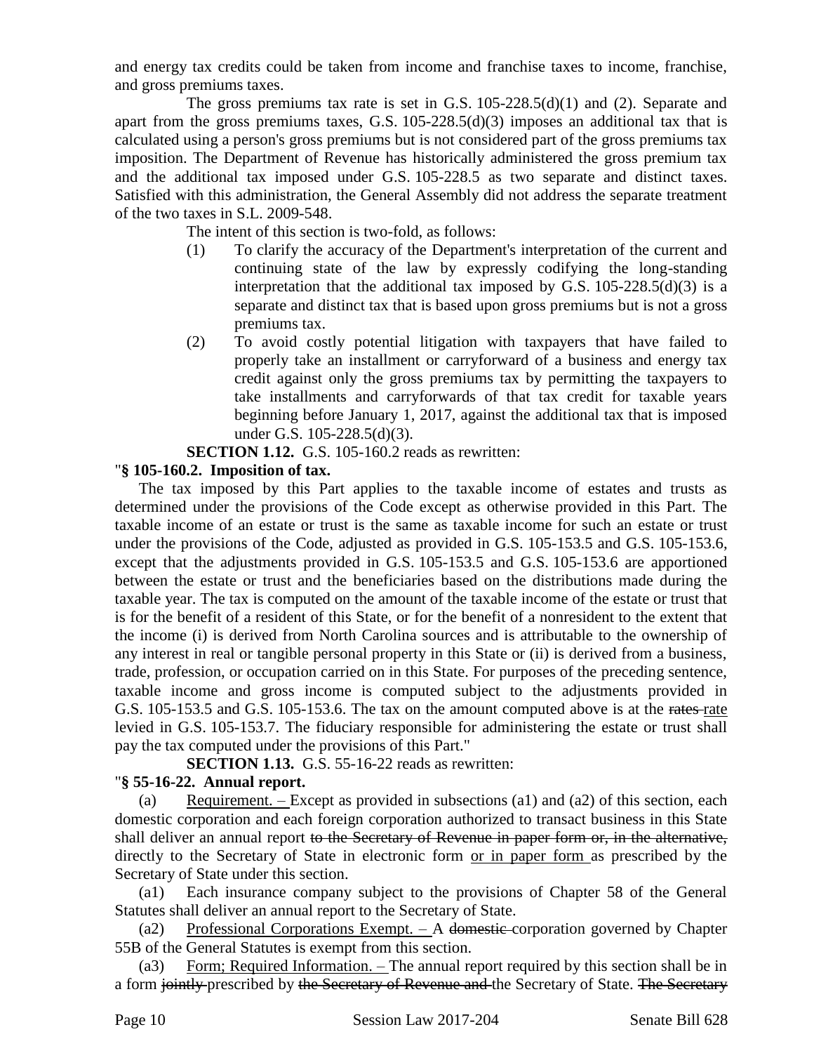and energy tax credits could be taken from income and franchise taxes to income, franchise, and gross premiums taxes.

The gross premiums tax rate is set in G.S. 105-228.5(d)(1) and (2). Separate and apart from the gross premiums taxes, G.S. 105-228.5(d)(3) imposes an additional tax that is calculated using a person's gross premiums but is not considered part of the gross premiums tax imposition. The Department of Revenue has historically administered the gross premium tax and the additional tax imposed under G.S. 105-228.5 as two separate and distinct taxes. Satisfied with this administration, the General Assembly did not address the separate treatment of the two taxes in S.L. 2009-548.

The intent of this section is two-fold, as follows:

(1) To clarify the accuracy of the Department's interpretation of the current and continuing state of the law by expressly codifying the long-standing interpretation that the additional tax imposed by G.S. 105-228.5(d)(3) is a separate and distinct tax that is based upon gross premiums but is not a gross premiums tax.

(2) To avoid costly potential litigation with taxpayers that have failed to properly take an installment or carryforward of a business and energy tax credit against only the gross premiums tax by permitting the taxpayers to take installments and carryforwards of that tax credit for taxable years beginning before January 1, 2017, against the additional tax that is imposed under G.S. 105-228.5(d)(3).

**SECTION 1.12.** G.S. 105-160.2 reads as rewritten:

"**§ 105-160.2. Imposition of tax.**

The tax imposed by this Part applies to the taxable income of estates and trusts as determined under the provisions of the Code except as otherwise provided in this Part. The taxable income of an estate or trust is the same as taxable income for such an estate or trust under the provisions of the Code, adjusted as provided in G.S. 105-153.5 and G.S. 105-153.6, except that the adjustments provided in G.S. 105-153.5 and G.S. 105-153.6 are apportioned between the estate or trust and the beneficiaries based on the distributions made during the taxable year. The tax is computed on the amount of the taxable income of the estate or trust that is for the benefit of a resident of this State, or for the benefit of a nonresident to the extent that the income (i) is derived from North Carolina sources and is attributable to the ownership of any interest in real or tangible personal property in this State or (ii) is derived from a business, trade, profession, or occupation carried on in this State. For purposes of the preceding sentence, taxable income and gross income is computed subject to the adjustments provided in G.S. 105-153.5 and G.S. 105-153.6. The tax on the amount computed above is at the ~~rates~~ <u>rate</u> levied in G.S. 105-153.7. The fiduciary responsible for administering the estate or trust shall pay the tax computed under the provisions of this Part."

**SECTION 1.13.** G.S. 55-16-22 reads as rewritten:

"**§ 55-16-22. Annual report.**

(a) <u>Requirement. –</u> Except as provided in subsections (a1) and (a2) of this section, each domestic corporation and each foreign corporation authorized to transact business in this State shall deliver an annual report ~~to the Secretary of Revenue in paper form or, in the alternative,~~ directly to the Secretary of State in electronic form <u>or in paper form</u> as prescribed by the Secretary of State under this section.

(a1) Each insurance company subject to the provisions of Chapter 58 of the General Statutes shall deliver an annual report to the Secretary of State.

(a2) <u>Professional Corporations Exempt. –</u> A ~~domestic~~ corporation governed by Chapter 55B of the General Statutes is exempt from this section.

(a3) <u>Form; Required Information. –</u> The annual report required by this section shall be in a form ~~jointly~~ prescribed by ~~the Secretary of Revenue and~~ the Secretary of State. ~~The Secretary~~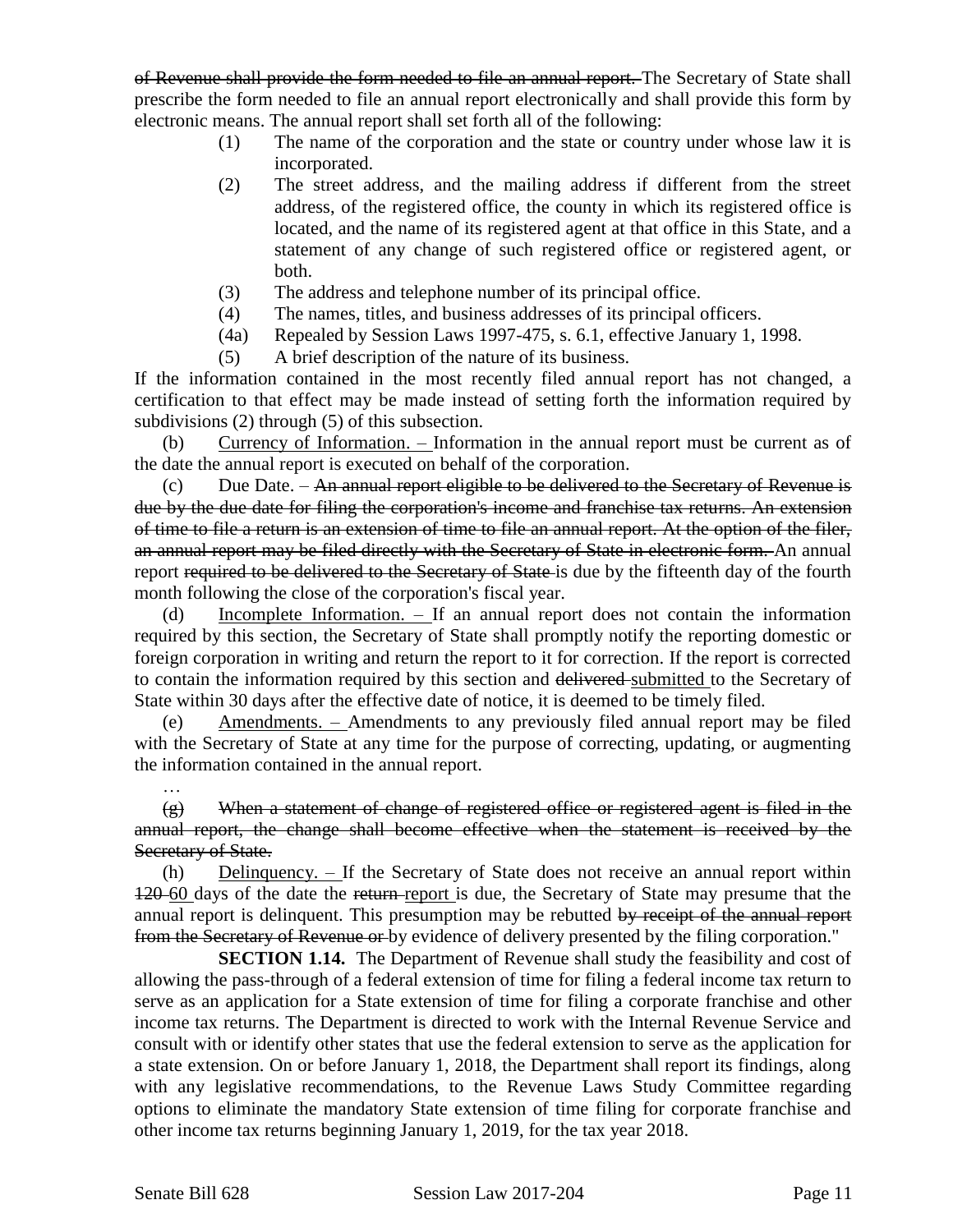~~of Revenue shall provide the form needed to file an annual report.~~ The Secretary of State shall prescribe the form needed to file an annual report electronically and shall provide this form by electronic means. The annual report shall set forth all of the following:

(1) The name of the corporation and the state or country under whose law it is incorporated.

(2) The street address, and the mailing address if different from the street address, of the registered office, the county in which its registered office is located, and the name of its registered agent at that office in this State, and a statement of any change of such registered office or registered agent, or both.

(3) The address and telephone number of its principal office.

(4) The names, titles, and business addresses of its principal officers.

(4a) Repealed by Session Laws 1997-475, s. 6.1, effective January 1, 1998.

(5) A brief description of the nature of its business.

If the information contained in the most recently filed annual report has not changed, a certification to that effect may be made instead of setting forth the information required by subdivisions (2) through (5) of this subsection.

(b) <u>Currency of Information. –</u> Information in the annual report must be current as of the date the annual report is executed on behalf of the corporation.

(c) Due Date. – ~~An annual report eligible to be delivered to the Secretary of Revenue is due by the due date for filing the corporation's income and franchise tax returns. An extension of time to file a return is an extension of time to file an annual report. At the option of the filer, an annual report may be filed directly with the Secretary of State in electronic form.~~ An annual report ~~required to be delivered to the Secretary of State~~ is due by the fifteenth day of the fourth month following the close of the corporation's fiscal year.

(d) <u>Incomplete Information. –</u> If an annual report does not contain the information required by this section, the Secretary of State shall promptly notify the reporting domestic or foreign corporation in writing and return the report to it for correction. If the report is corrected to contain the information required by this section and ~~delivered~~ <u>submitted</u> to the Secretary of State within 30 days after the effective date of notice, it is deemed to be timely filed.

(e) <u>Amendments. –</u> Amendments to any previously filed annual report may be filed with the Secretary of State at any time for the purpose of correcting, updating, or augmenting the information contained in the annual report.

…

~~(g) When a statement of change of registered office or registered agent is filed in the annual report, the change shall become effective when the statement is received by the Secretary of State.~~

(h) <u>Delinquency. –</u> If the Secretary of State does not receive an annual report within ~~120~~ <u>60</u> days of the date the ~~return~~ <u>report</u> is due, the Secretary of State may presume that the annual report is delinquent. This presumption may be rebutted ~~by receipt of the annual report from the Secretary of Revenue or~~ by evidence of delivery presented by the filing corporation."

**SECTION 1.14.** The Department of Revenue shall study the feasibility and cost of allowing the pass-through of a federal extension of time for filing a federal income tax return to serve as an application for a State extension of time for filing a corporate franchise and other income tax returns. The Department is directed to work with the Internal Revenue Service and consult with or identify other states that use the federal extension to serve as the application for a state extension. On or before January 1, 2018, the Department shall report its findings, along with any legislative recommendations, to the Revenue Laws Study Committee regarding options to eliminate the mandatory State extension of time filing for corporate franchise and other income tax returns beginning January 1, 2019, for the tax year 2018.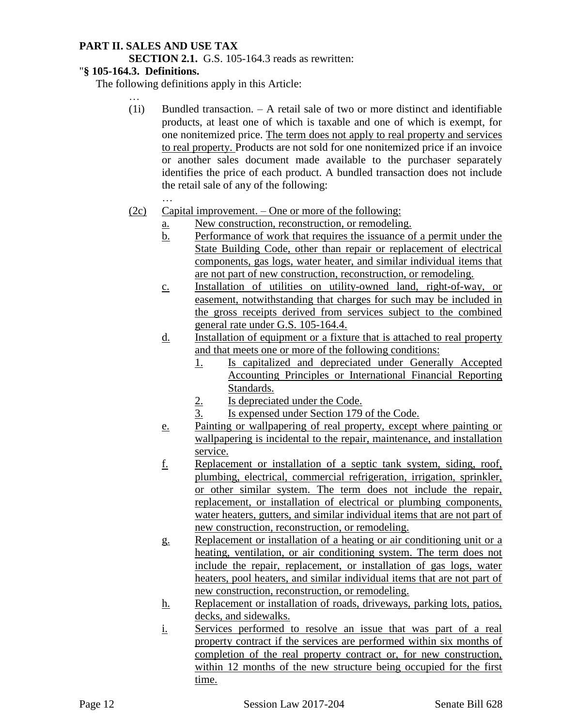**PART II. SALES AND USE TAX**

**SECTION 2.1.** G.S. 105-164.3 reads as rewritten:

"**§ 105-164.3. Definitions.**

The following definitions apply in this Article:

…

(1i) Bundled transaction. – A retail sale of two or more distinct and identifiable products, at least one of which is taxable and one of which is exempt, for one nonitemized price. The term does not apply to real property and services to real property. Products are not sold for one nonitemized price if an invoice or another sales document made available to the purchaser separately identifies the price of each product. A bundled transaction does not include the retail sale of any of the following:

…

(2c) Capital improvement. – One or more of the following:

- a. New construction, reconstruction, or remodeling.
- b. Performance of work that requires the issuance of a permit under the State Building Code, other than repair or replacement of electrical components, gas logs, water heater, and similar individual items that are not part of new construction, reconstruction, or remodeling.
- c. Installation of utilities on utility-owned land, right-of-way, or easement, notwithstanding that charges for such may be included in the gross receipts derived from services subject to the combined general rate under G.S. 105-164.4.
- d. Installation of equipment or a fixture that is attached to real property and that meets one or more of the following conditions:
  1. Is capitalized and depreciated under Generally Accepted Accounting Principles or International Financial Reporting Standards.
  2. Is depreciated under the Code.
  3. Is expensed under Section 179 of the Code.
- e. Painting or wallpapering of real property, except where painting or wallpapering is incidental to the repair, maintenance, and installation service.
- f. Replacement or installation of a septic tank system, siding, roof, plumbing, electrical, commercial refrigeration, irrigation, sprinkler, or other similar system. The term does not include the repair, replacement, or installation of electrical or plumbing components, water heaters, gutters, and similar individual items that are not part of new construction, reconstruction, or remodeling.
- g. Replacement or installation of a heating or air conditioning unit or a heating, ventilation, or air conditioning system. The term does not include the repair, replacement, or installation of gas logs, water heaters, pool heaters, and similar individual items that are not part of new construction, reconstruction, or remodeling.
- h. Replacement or installation of roads, driveways, parking lots, patios, decks, and sidewalks.
- i. Services performed to resolve an issue that was part of a real property contract if the services are performed within six months of completion of the real property contract or, for new construction, within 12 months of the new structure being occupied for the first time.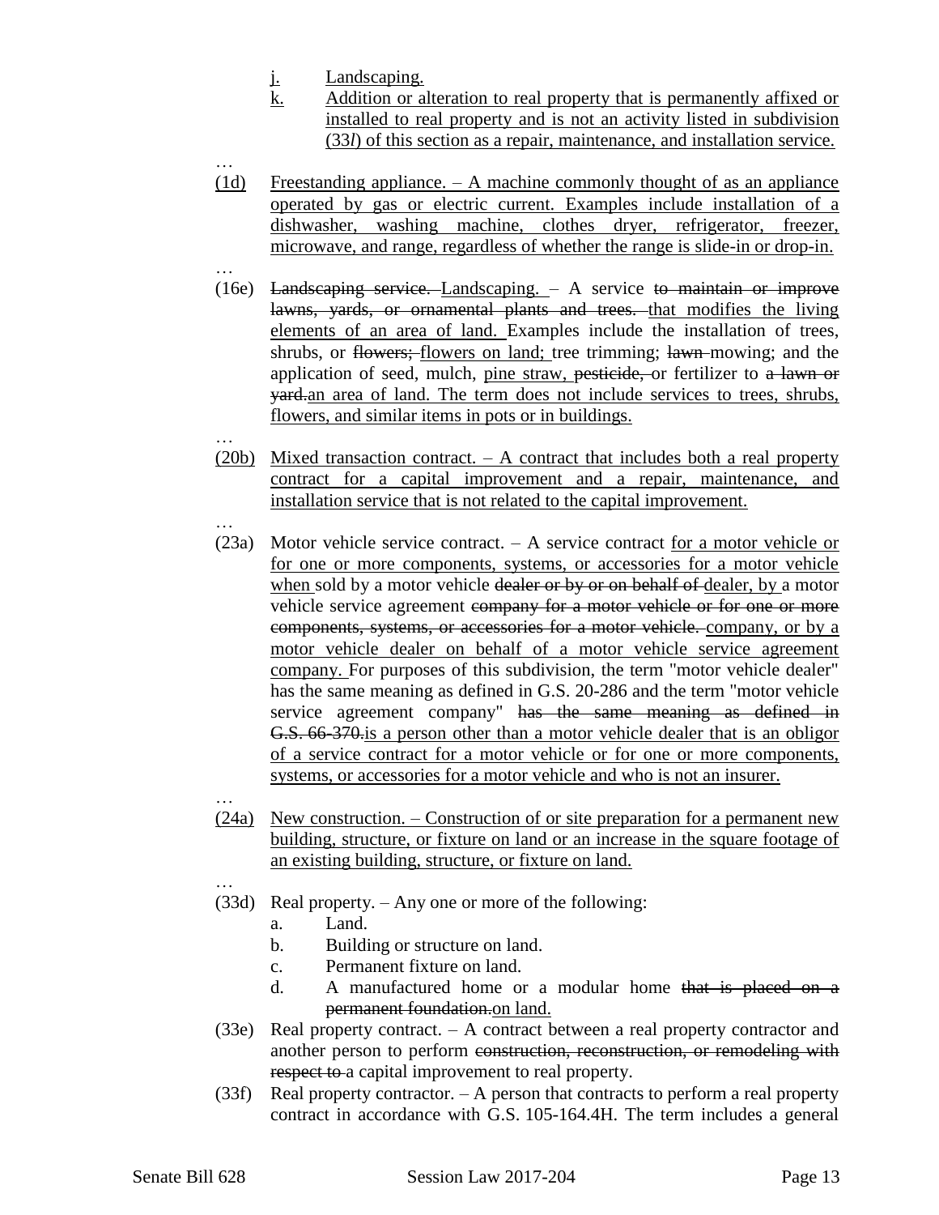j. Landscaping.

k. Addition or alteration to real property that is permanently affixed or installed to real property and is not an activity listed in subdivision (33*l*) of this section as a repair, maintenance, and installation service.

…

(1d) Freestanding appliance. – A machine commonly thought of as an appliance operated by gas or electric current. Examples include installation of a dishwasher, washing machine, clothes dryer, refrigerator, freezer, microwave, and range, regardless of whether the range is slide-in or drop-in.

…

(16e) ~~Landscaping service.~~ Landscaping. – A service ~~to maintain or improve lawns, yards, or ornamental plants and trees.~~ that modifies the living elements of an area of land. Examples include the installation of trees, shrubs, or ~~flowers;~~ flowers on land; tree trimming; ~~lawn~~ mowing; and the application of seed, mulch, pine straw, ~~pesticide,~~ or fertilizer to ~~a lawn or yard.~~ an area of land. The term does not include services to trees, shrubs, flowers, and similar items in pots or in buildings.

…

(20b) Mixed transaction contract. – A contract that includes both a real property contract for a capital improvement and a repair, maintenance, and installation service that is not related to the capital improvement.

…

(23a) Motor vehicle service contract. – A service contract for a motor vehicle or for one or more components, systems, or accessories for a motor vehicle when sold by a motor vehicle ~~dealer or by or on behalf of~~ dealer, by a motor vehicle service agreement ~~company for a motor vehicle or for one or more components, systems, or accessories for a motor vehicle.~~ company, or by a motor vehicle dealer on behalf of a motor vehicle service agreement company. For purposes of this subdivision, the term "motor vehicle dealer" has the same meaning as defined in G.S. 20-286 and the term "motor vehicle service agreement company" ~~has the same meaning as defined in G.S. 66-370.~~ is a person other than a motor vehicle dealer that is an obligor of a service contract for a motor vehicle or for one or more components, systems, or accessories for a motor vehicle and who is not an insurer.

…

(24a) New construction. – Construction of or site preparation for a permanent new building, structure, or fixture on land or an increase in the square footage of an existing building, structure, or fixture on land.

…

(33d) Real property. – Any one or more of the following:

a. Land.

b. Building or structure on land.

c. Permanent fixture on land.

d. A manufactured home or a modular home ~~that is placed on a permanent foundation.~~ on land.

(33e) Real property contract. – A contract between a real property contractor and another person to perform ~~construction, reconstruction, or remodeling with respect to~~ a capital improvement to real property.

(33f) Real property contractor. – A person that contracts to perform a real property contract in accordance with G.S. 105-164.4H. The term includes a general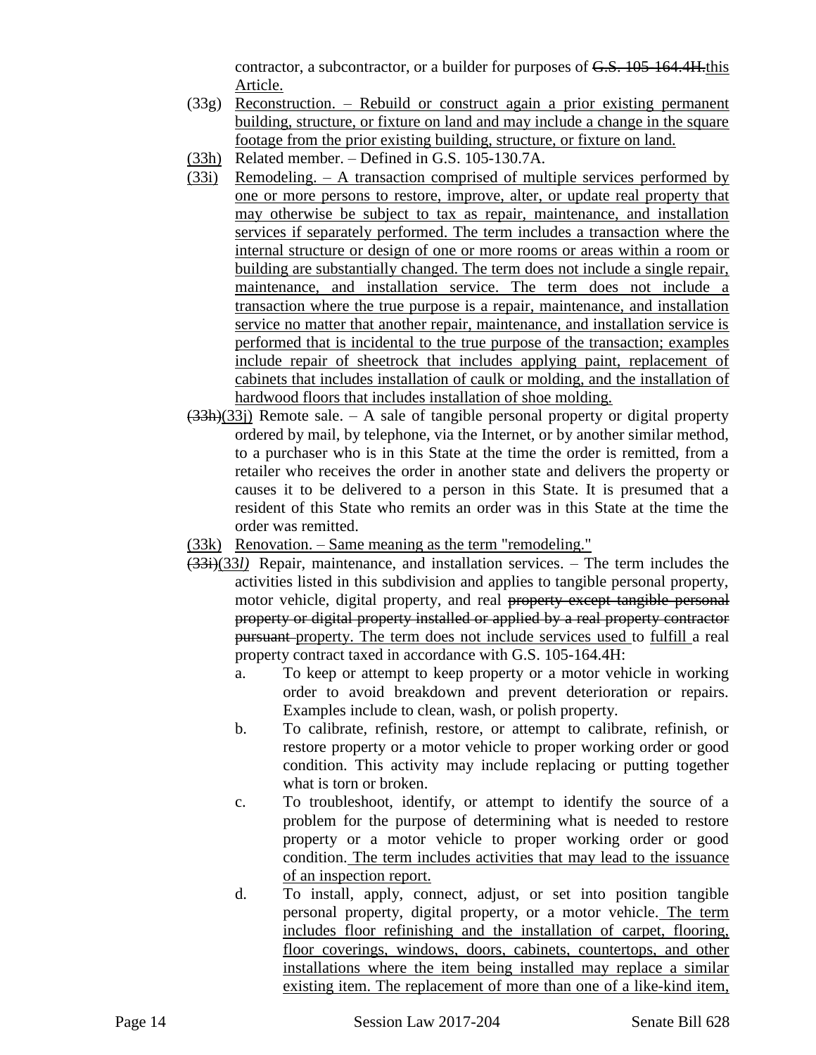contractor, a subcontractor, or a builder for purposes of ~~G.S. 105-164.4H.~~this Article.

(33g) Reconstruction. – Rebuild or construct again a prior existing permanent building, structure, or fixture on land and may include a change in the square footage from the prior existing building, structure, or fixture on land.

(33h) Related member. – Defined in G.S. 105-130.7A.

(33i) Remodeling. – A transaction comprised of multiple services performed by one or more persons to restore, improve, alter, or update real property that may otherwise be subject to tax as repair, maintenance, and installation services if separately performed. The term includes a transaction where the internal structure or design of one or more rooms or areas within a room or building are substantially changed. The term does not include a single repair, maintenance, and installation service. The term does not include a transaction where the true purpose is a repair, maintenance, and installation service no matter that another repair, maintenance, and installation service is performed that is incidental to the true purpose of the transaction; examples include repair of sheetrock that includes applying paint, replacement of cabinets that includes installation of caulk or molding, and the installation of hardwood floors that includes installation of shoe molding.

~~(33h)~~(33j) Remote sale. – A sale of tangible personal property or digital property ordered by mail, by telephone, via the Internet, or by another similar method, to a purchaser who is in this State at the time the order is remitted, from a retailer who receives the order in another state and delivers the property or causes it to be delivered to a person in this State. It is presumed that a resident of this State who remits an order was in this State at the time the order was remitted.

(33k) Renovation. – Same meaning as the term "remodeling."

~~(33i)~~(33*l)* Repair, maintenance, and installation services. – The term includes the activities listed in this subdivision and applies to tangible personal property, motor vehicle, digital property, and real ~~property except tangible personal property or digital property installed or applied by a real property contractor pursuant~~ property. The term does not include services used to fulfill a real property contract taxed in accordance with G.S. 105-164.4H:

- a. To keep or attempt to keep property or a motor vehicle in working order to avoid breakdown and prevent deterioration or repairs. Examples include to clean, wash, or polish property.
- b. To calibrate, refinish, restore, or attempt to calibrate, refinish, or restore property or a motor vehicle to proper working order or good condition. This activity may include replacing or putting together what is torn or broken.
- c. To troubleshoot, identify, or attempt to identify the source of a problem for the purpose of determining what is needed to restore property or a motor vehicle to proper working order or good condition. The term includes activities that may lead to the issuance of an inspection report.
- d. To install, apply, connect, adjust, or set into position tangible personal property, digital property, or a motor vehicle. The term includes floor refinishing and the installation of carpet, flooring, floor coverings, windows, doors, cabinets, countertops, and other installations where the item being installed may replace a similar existing item. The replacement of more than one of a like-kind item,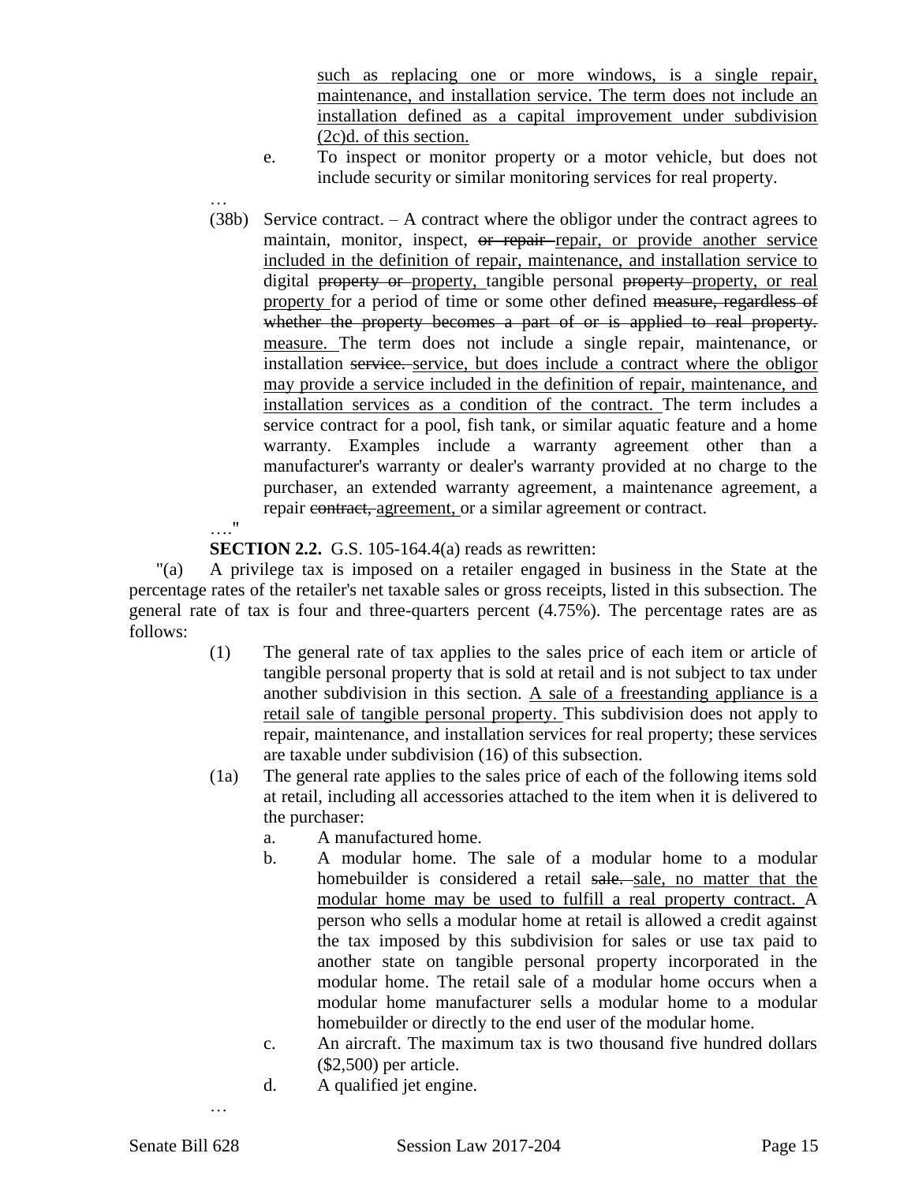such as replacing one or more windows, is a single repair, maintenance, and installation service. The term does not include an installation defined as a capital improvement under subdivision (2c)d. of this section.

e. To inspect or monitor property or a motor vehicle, but does not include security or similar monitoring services for real property.

…

(38b) Service contract. – A contract where the obligor under the contract agrees to maintain, monitor, inspect, ~~or repair~~ repair, or provide another service included in the definition of repair, maintenance, and installation service to digital ~~property or~~ property, tangible personal ~~property~~ property, or real property for a period of time or some other defined ~~measure, regardless of whether the property becomes a part of or is applied to real property.~~ measure. The term does not include a single repair, maintenance, or installation ~~service.~~ service, but does include a contract where the obligor may provide a service included in the definition of repair, maintenance, and installation services as a condition of the contract. The term includes a service contract for a pool, fish tank, or similar aquatic feature and a home warranty. Examples include a warranty agreement other than a manufacturer's warranty or dealer's warranty provided at no charge to the purchaser, an extended warranty agreement, a maintenance agreement, a repair ~~contract,~~ agreement, or a similar agreement or contract.

…."

**SECTION 2.2.** G.S. 105-164.4(a) reads as rewritten:

"(a) A privilege tax is imposed on a retailer engaged in business in the State at the percentage rates of the retailer's net taxable sales or gross receipts, listed in this subsection. The general rate of tax is four and three-quarters percent (4.75%). The percentage rates are as follows:

(1) The general rate of tax applies to the sales price of each item or article of tangible personal property that is sold at retail and is not subject to tax under another subdivision in this section. A sale of a freestanding appliance is a retail sale of tangible personal property. This subdivision does not apply to repair, maintenance, and installation services for real property; these services are taxable under subdivision (16) of this subsection.

(1a) The general rate applies to the sales price of each of the following items sold at retail, including all accessories attached to the item when it is delivered to the purchaser:

a. A manufactured home.

b. A modular home. The sale of a modular home to a modular homebuilder is considered a retail ~~sale.~~ sale, no matter that the modular home may be used to fulfill a real property contract. A person who sells a modular home at retail is allowed a credit against the tax imposed by this subdivision for sales or use tax paid to another state on tangible personal property incorporated in the modular home. The retail sale of a modular home occurs when a modular home manufacturer sells a modular home to a modular homebuilder or directly to the end user of the modular home.

c. An aircraft. The maximum tax is two thousand five hundred dollars ($2,500) per article.

d. A qualified jet engine.

…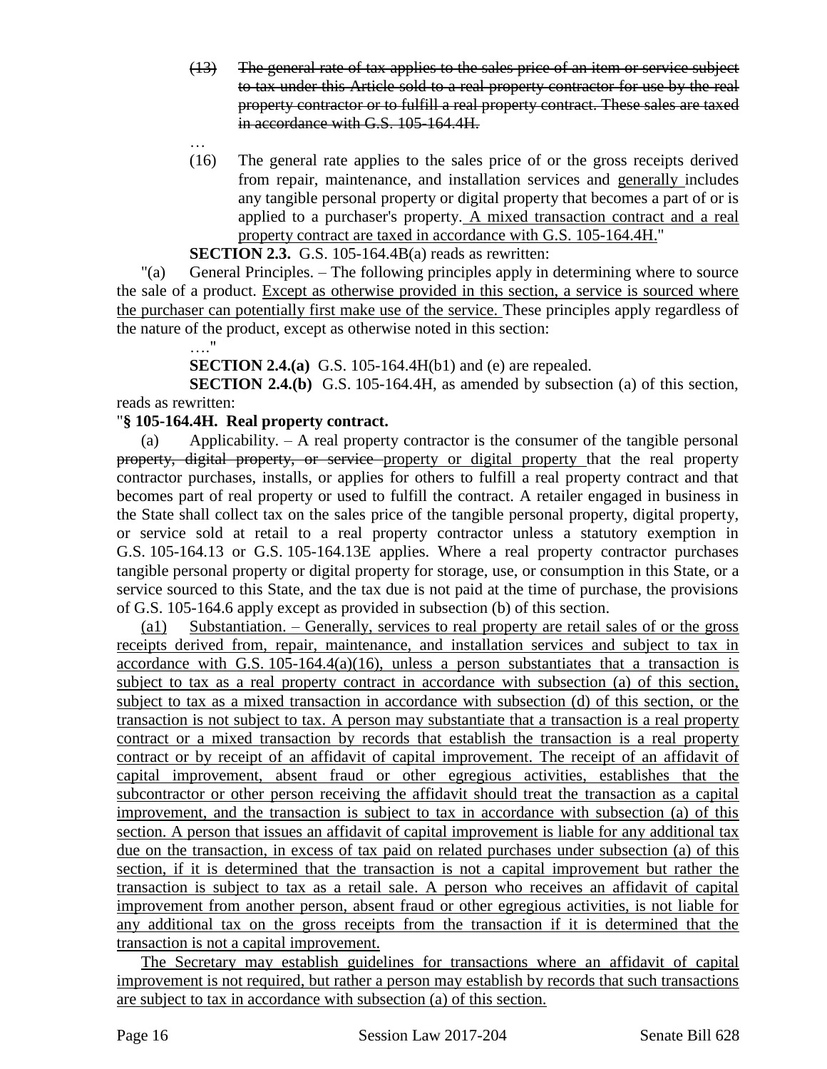(13) ~~The general rate of tax applies to the sales price of an item or service subject to tax under this Article sold to a real property contractor for use by the real property contractor or to fulfill a real property contract. These sales are taxed in accordance with G.S. 105-164.4H.~~

…

(16) The general rate applies to the sales price of or the gross receipts derived from repair, maintenance, and installation services and <u>generally</u> includes any tangible personal property or digital property that becomes a part of or is applied to a purchaser's property. <u>A mixed transaction contract and a real property contract are taxed in accordance with G.S. 105-164.4H.</u>"

**SECTION 2.3.** G.S. 105-164.4B(a) reads as rewritten:

"(a) General Principles. – The following principles apply in determining where to source the sale of a product. <u>Except as otherwise provided in this section, a service is sourced where the purchaser can potentially first make use of the service.</u> These principles apply regardless of the nature of the product, except as otherwise noted in this section:

…."

**SECTION 2.4.(a)** G.S. 105-164.4H(b1) and (e) are repealed.

**SECTION 2.4.(b)** G.S. 105-164.4H, as amended by subsection (a) of this section, reads as rewritten:

"**§ 105-164.4H. Real property contract.**

(a) Applicability. – A real property contractor is the consumer of the tangible personal ~~property, digital property, or service~~ <u>property or digital property</u> that the real property contractor purchases, installs, or applies for others to fulfill a real property contract and that becomes part of real property or used to fulfill the contract. A retailer engaged in business in the State shall collect tax on the sales price of the tangible personal property, digital property, or service sold at retail to a real property contractor unless a statutory exemption in G.S. 105-164.13 or G.S. 105-164.13E applies. Where a real property contractor purchases tangible personal property or digital property for storage, use, or consumption in this State, or a service sourced to this State, and the tax due is not paid at the time of purchase, the provisions of G.S. 105-164.6 apply except as provided in subsection (b) of this section.

<u>(a1) Substantiation. – Generally, services to real property are retail sales of or the gross receipts derived from, repair, maintenance, and installation services and subject to tax in accordance with G.S. 105-164.4(a)(16), unless a person substantiates that a transaction is subject to tax as a real property contract in accordance with subsection (a) of this section, subject to tax as a mixed transaction in accordance with subsection (d) of this section, or the transaction is not subject to tax. A person may substantiate that a transaction is a real property contract or a mixed transaction by records that establish the transaction is a real property contract or by receipt of an affidavit of capital improvement. The receipt of an affidavit of capital improvement, absent fraud or other egregious activities, establishes that the subcontractor or other person receiving the affidavit should treat the transaction as a capital improvement, and the transaction is subject to tax in accordance with subsection (a) of this section. A person that issues an affidavit of capital improvement is liable for any additional tax due on the transaction, in excess of tax paid on related purchases under subsection (a) of this section, if it is determined that the transaction is not a capital improvement but rather the transaction is subject to tax as a retail sale. A person who receives an affidavit of capital improvement from another person, absent fraud or other egregious activities, is not liable for any additional tax on the gross receipts from the transaction if it is determined that the transaction is not a capital improvement.</u>

<u>The Secretary may establish guidelines for transactions where an affidavit of capital improvement is not required, but rather a person may establish by records that such transactions are subject to tax in accordance with subsection (a) of this section.</u>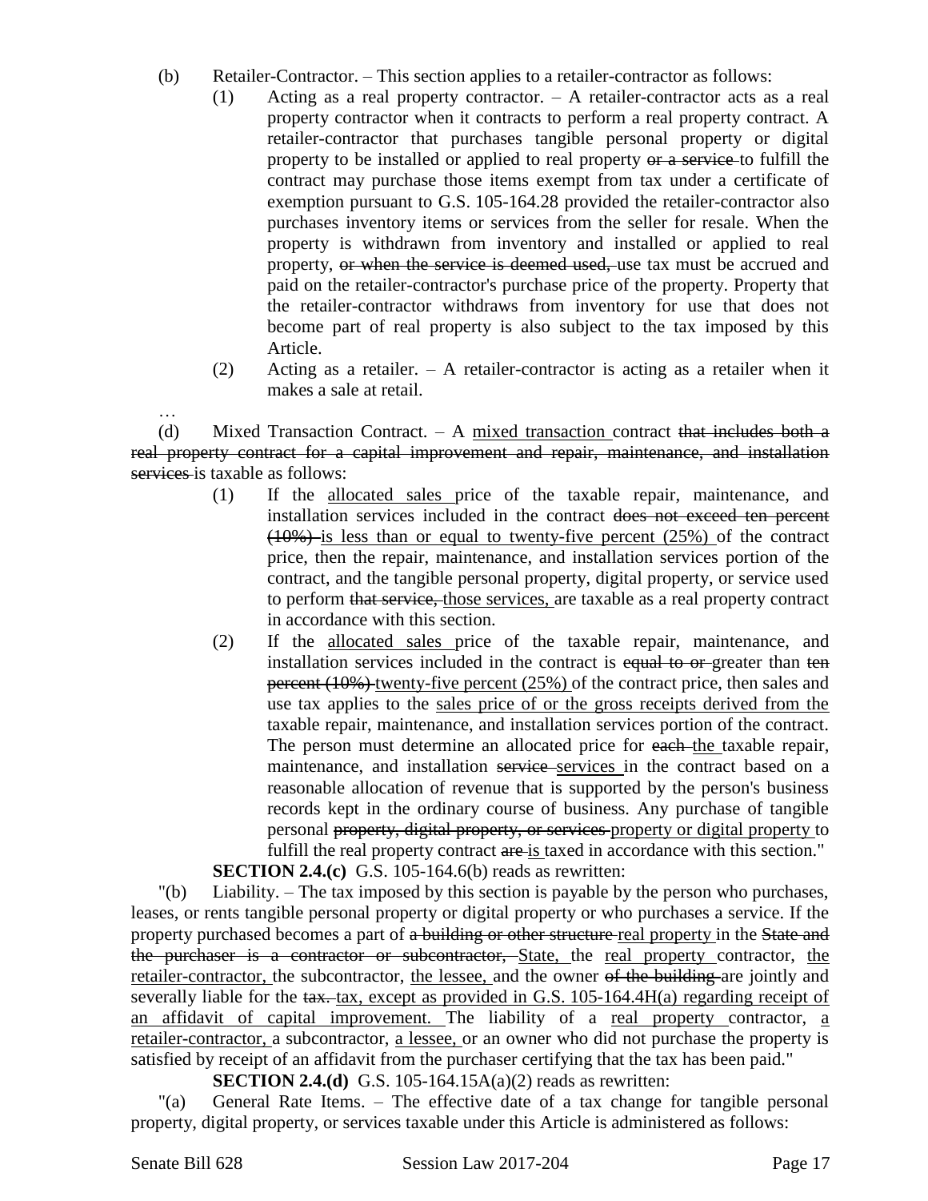(b) Retailer-Contractor. – This section applies to a retailer-contractor as follows:

(1) Acting as a real property contractor. – A retailer-contractor acts as a real property contractor when it contracts to perform a real property contract. A retailer-contractor that purchases tangible personal property or digital property to be installed or applied to real property ~~or a service~~ to fulfill the contract may purchase those items exempt from tax under a certificate of exemption pursuant to G.S. 105-164.28 provided the retailer-contractor also purchases inventory items or services from the seller for resale. When the property is withdrawn from inventory and installed or applied to real property, ~~or when the service is deemed used,~~ use tax must be accrued and paid on the retailer-contractor's purchase price of the property. Property that the retailer-contractor withdraws from inventory for use that does not become part of real property is also subject to the tax imposed by this Article.

(2) Acting as a retailer. – A retailer-contractor is acting as a retailer when it makes a sale at retail.

…

(d) Mixed Transaction Contract. – A <u>mixed transaction</u> contract ~~that includes both a real property contract for a capital improvement and repair, maintenance, and installation services~~ is taxable as follows:

(1) If the <u>allocated sales</u> price of the taxable repair, maintenance, and installation services included in the contract ~~does not exceed ten percent (10%)~~ <u>is less than or equal to twenty-five percent (25%)</u> of the contract price, then the repair, maintenance, and installation services portion of the contract, and the tangible personal property, digital property, or service used to perform ~~that service,~~ <u>those services,</u> are taxable as a real property contract in accordance with this section.

(2) If the <u>allocated sales</u> price of the taxable repair, maintenance, and installation services included in the contract is ~~equal to or~~ greater than ~~ten percent (10%)~~ <u>twenty-five percent (25%)</u> of the contract price, then sales and use tax applies to the <u>sales price of or the gross receipts derived from the</u> taxable repair, maintenance, and installation services portion of the contract. The person must determine an allocated price for ~~each~~ <u>the</u> taxable repair, maintenance, and installation ~~service~~ <u>services</u> in the contract based on a reasonable allocation of revenue that is supported by the person's business records kept in the ordinary course of business. Any purchase of tangible personal ~~property, digital property, or services~~ <u>property or digital property</u> to fulfill the real property contract ~~are~~ <u>is</u> taxed in accordance with this section."

**SECTION 2.4.(c)** G.S. 105-164.6(b) reads as rewritten:

"(b) Liability. – The tax imposed by this section is payable by the person who purchases, leases, or rents tangible personal property or digital property or who purchases a service. If the property purchased becomes a part of ~~a building or other structure~~ <u>real property</u> in the ~~State and the purchaser is a contractor or subcontractor,~~ <u>State,</u> the <u>real property</u> contractor, <u>the retailer-contractor,</u> the subcontractor, <u>the lessee,</u> and the owner ~~of the building~~ are jointly and severally liable for the ~~tax.~~ <u>tax, except as provided in G.S. 105-164.4H(a) regarding receipt of an affidavit of capital improvement.</u> The liability of a <u>real property</u> contractor, <u>a retailer-contractor,</u> a subcontractor, <u>a lessee,</u> or an owner who did not purchase the property is satisfied by receipt of an affidavit from the purchaser certifying that the tax has been paid."

**SECTION 2.4.(d)** G.S. 105-164.15A(a)(2) reads as rewritten:

"(a) General Rate Items. – The effective date of a tax change for tangible personal property, digital property, or services taxable under this Article is administered as follows: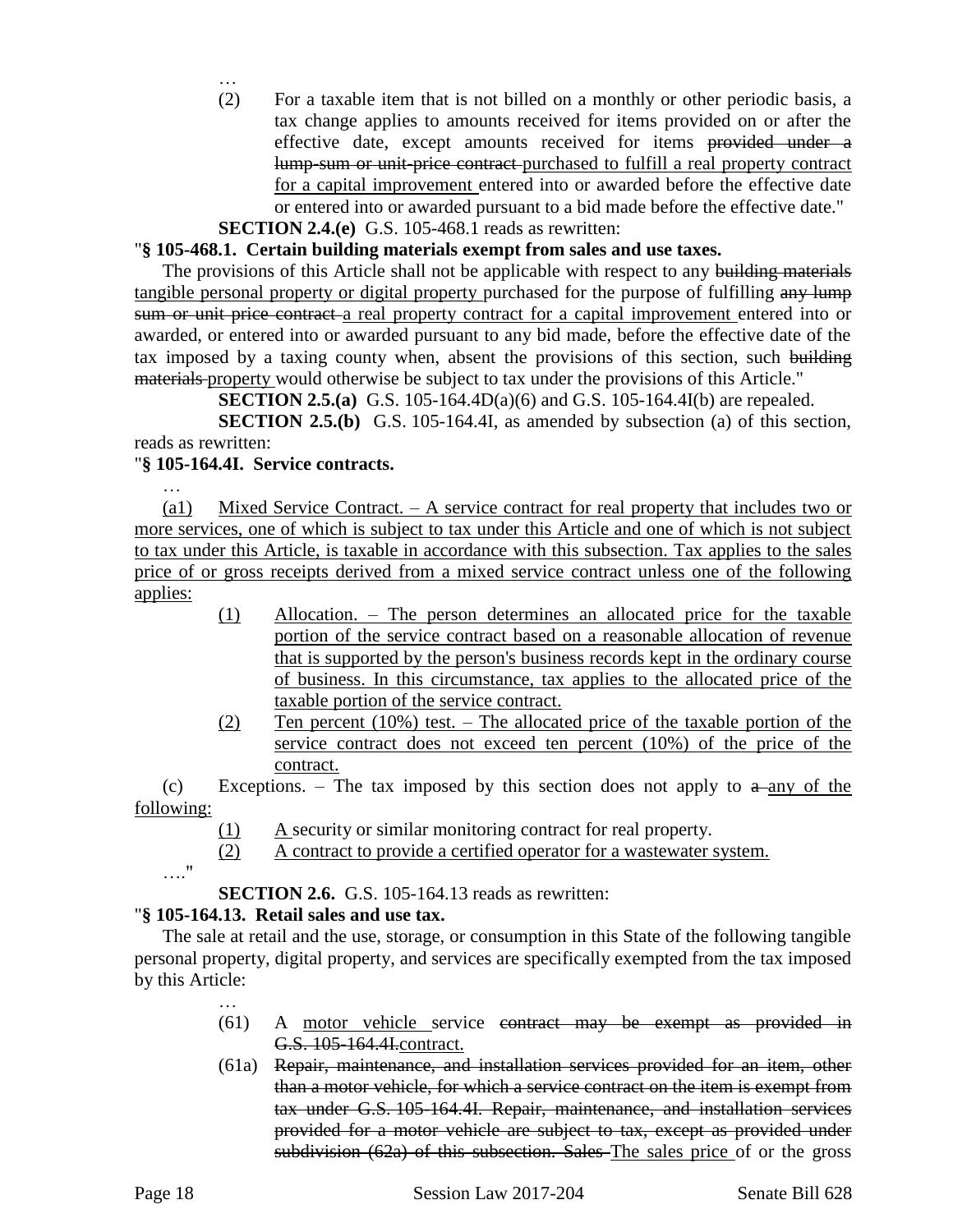…

(2) For a taxable item that is not billed on a monthly or other periodic basis, a tax change applies to amounts received for items provided on or after the effective date, except amounts received for items ~~provided under a lump-sum or unit-price contract~~ purchased to fulfill a real property contract for a capital improvement entered into or awarded before the effective date or entered into or awarded pursuant to a bid made before the effective date."

**SECTION 2.4.(e)** G.S. 105-468.1 reads as rewritten:

"**§ 105-468.1. Certain building materials exempt from sales and use taxes.**

The provisions of this Article shall not be applicable with respect to any ~~building materials~~ tangible personal property or digital property purchased for the purpose of fulfilling ~~any lump sum or unit price contract~~ a real property contract for a capital improvement entered into or awarded, or entered into or awarded pursuant to any bid made, before the effective date of the tax imposed by a taxing county when, absent the provisions of this section, such ~~building materials~~ property would otherwise be subject to tax under the provisions of this Article."

**SECTION 2.5.(a)** G.S. 105-164.4D(a)(6) and G.S. 105-164.4I(b) are repealed.

**SECTION 2.5.(b)** G.S. 105-164.4I, as amended by subsection (a) of this section, reads as rewritten:

"**§ 105-164.4I. Service contracts.**

…

(a1) Mixed Service Contract. – A service contract for real property that includes two or more services, one of which is subject to tax under this Article and one of which is not subject to tax under this Article, is taxable in accordance with this subsection. Tax applies to the sales price of or gross receipts derived from a mixed service contract unless one of the following applies:

(1) Allocation. – The person determines an allocated price for the taxable portion of the service contract based on a reasonable allocation of revenue that is supported by the person's business records kept in the ordinary course of business. In this circumstance, tax applies to the allocated price of the taxable portion of the service contract.

(2) Ten percent (10%) test. – The allocated price of the taxable portion of the service contract does not exceed ten percent (10%) of the price of the contract.

(c) Exceptions. – The tax imposed by this section does not apply to ~~a~~ any of the following:

(1) A security or similar monitoring contract for real property.

(2) A contract to provide a certified operator for a wastewater system.

…."

**SECTION 2.6.** G.S. 105-164.13 reads as rewritten:

"**§ 105-164.13. Retail sales and use tax.**

The sale at retail and the use, storage, or consumption in this State of the following tangible personal property, digital property, and services are specifically exempted from the tax imposed by this Article:

…

(61) A motor vehicle service ~~contract may be exempt as provided in G.S. 105-164.4I.~~contract.

(61a) ~~Repair, maintenance, and installation services provided for an item, other than a motor vehicle, for which a service contract on the item is exempt from tax under G.S. 105-164.4I. Repair, maintenance, and installation services provided for a motor vehicle are subject to tax, except as provided under subdivision (62a) of this subsection. Sales~~ The sales price of or the gross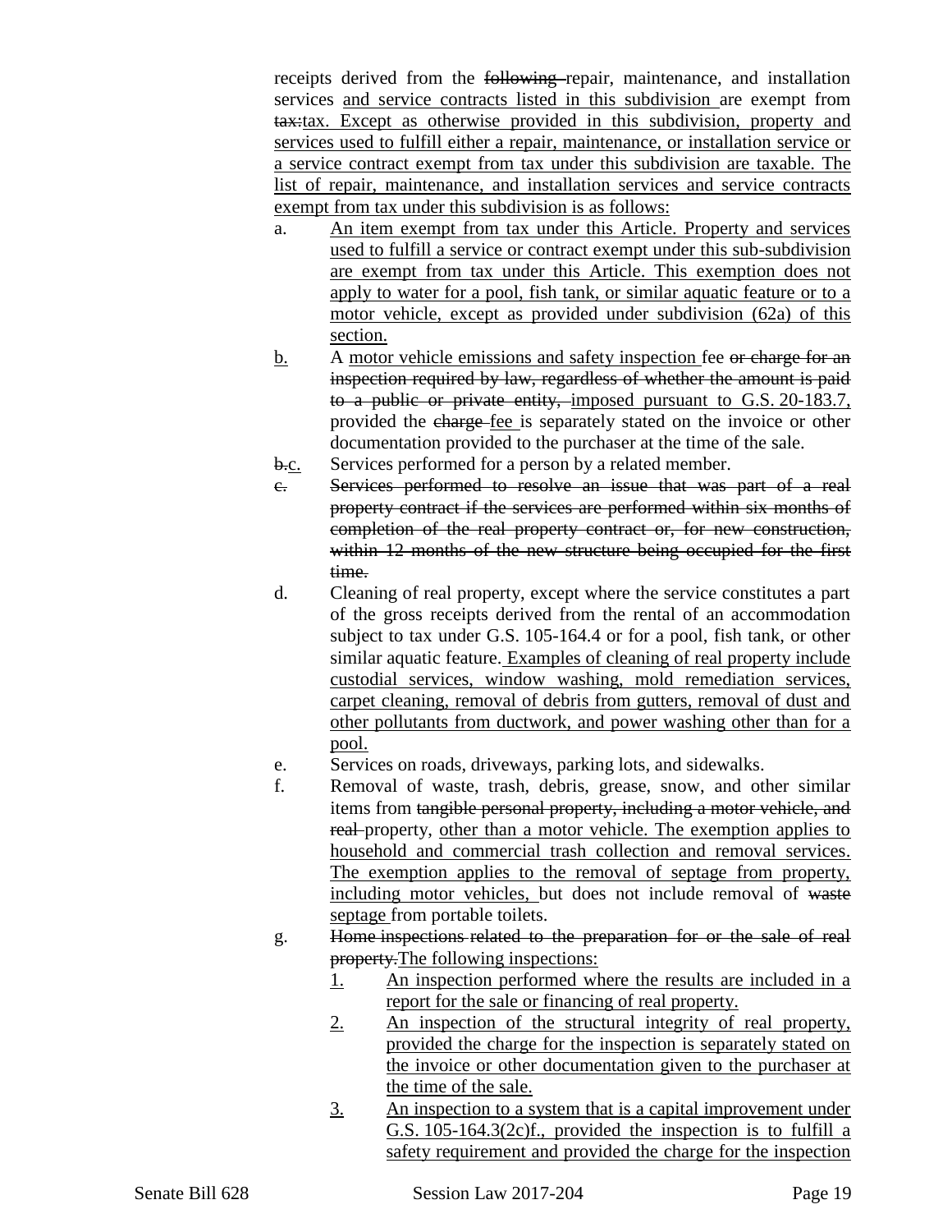receipts derived from the ~~following~~ repair, maintenance, and installation services <u>and service contracts listed in this subdivision</u> are exempt from ~~tax:~~<u>tax. Except as otherwise provided in this subdivision, property and services used to fulfill either a repair, maintenance, or installation service or a service contract exempt from tax under this subdivision are taxable. The list of repair, maintenance, and installation services and service contracts exempt from tax under this subdivision is as follows:</u>

a. <u>An item exempt from tax under this Article. Property and services used to fulfill a service or contract exempt under this sub-subdivision are exempt from tax under this Article. This exemption does not apply to water for a pool, fish tank, or similar aquatic feature or to a motor vehicle, except as provided under subdivision (62a) of this section.</u>

<u>b.</u> A <u>motor vehicle emissions and safety inspection</u> fee ~~or charge for an inspection required by law, regardless of whether the amount is paid to a public or private entity,~~ <u>imposed pursuant to G.S. 20-183.7,</u> provided the ~~charge~~ <u>fee</u> is separately stated on the invoice or other documentation provided to the purchaser at the time of the sale.

~~b.~~<u>c.</u> Services performed for a person by a related member.

~~c. Services performed to resolve an issue that was part of a real property contract if the services are performed within six months of completion of the real property contract or, for new construction, within 12 months of the new structure being occupied for the first time.~~

d. Cleaning of real property, except where the service constitutes a part of the gross receipts derived from the rental of an accommodation subject to tax under G.S. 105-164.4 or for a pool, fish tank, or other similar aquatic feature. <u>Examples of cleaning of real property include custodial services, window washing, mold remediation services, carpet cleaning, removal of debris from gutters, removal of dust and other pollutants from ductwork, and power washing other than for a pool.</u>

e. Services on roads, driveways, parking lots, and sidewalks.

f. Removal of waste, trash, debris, grease, snow, and other similar items from ~~tangible personal property, including a motor vehicle, and real~~ property, <u>other than a motor vehicle. The exemption applies to household and commercial trash collection and removal services. The exemption applies to the removal of septage from property, including motor vehicles,</u> but does not include removal of ~~waste~~ <u>septage</u> from portable toilets.

g. ~~Home inspections related to the preparation for or the sale of real property.~~<u>The following inspections:</u>

   <u>1.</u> <u>An inspection performed where the results are included in a report for the sale or financing of real property.</u>

   <u>2.</u> <u>An inspection of the structural integrity of real property, provided the charge for the inspection is separately stated on the invoice or other documentation given to the purchaser at the time of the sale.</u>

   <u>3.</u> <u>An inspection to a system that is a capital improvement under G.S. 105-164.3(2c)f., provided the inspection is to fulfill a safety requirement and provided the charge for the inspection</u>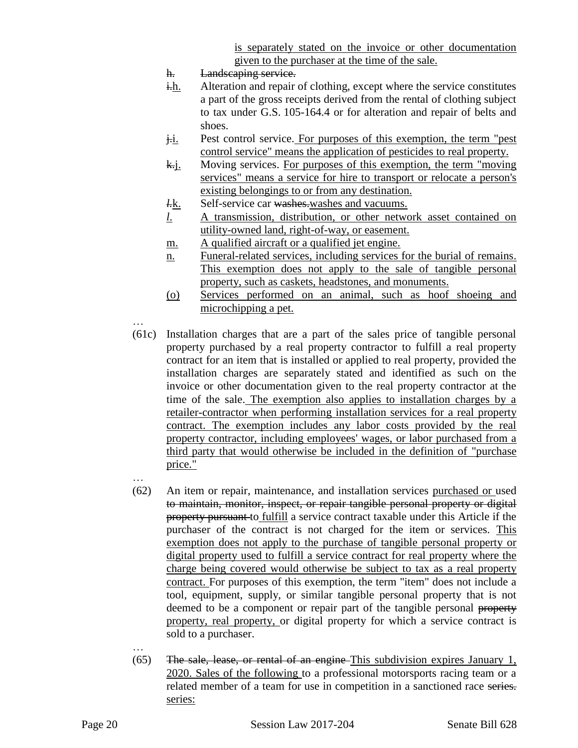is separately stated on the invoice or other documentation given to the purchaser at the time of the sale.

h. ~~Landscaping service.~~

~~i.~~h. Alteration and repair of clothing, except where the service constitutes a part of the gross receipts derived from the rental of clothing subject to tax under G.S. 105-164.4 or for alteration and repair of belts and shoes.

~~j.~~i. Pest control service. For purposes of this exemption, the term "pest control service" means the application of pesticides to real property.

~~k.~~j. Moving services. For purposes of this exemption, the term "moving services" means a service for hire to transport or relocate a person's existing belongings to or from any destination.

~~l.~~k. Self-service car ~~washes.~~washes and vacuums.

*l.* A transmission, distribution, or other network asset contained on utility-owned land, right-of-way, or easement.

m. A qualified aircraft or a qualified jet engine.

n. Funeral-related services, including services for the burial of remains. This exemption does not apply to the sale of tangible personal property, such as caskets, headstones, and monuments.

(o) Services performed on an animal, such as hoof shoeing and microchipping a pet.

…

(61c) Installation charges that are a part of the sales price of tangible personal property purchased by a real property contractor to fulfill a real property contract for an item that is installed or applied to real property, provided the installation charges are separately stated and identified as such on the invoice or other documentation given to the real property contractor at the time of the sale. The exemption also applies to installation charges by a retailer-contractor when performing installation services for a real property contract. The exemption includes any labor costs provided by the real property contractor, including employees' wages, or labor purchased from a third party that would otherwise be included in the definition of "purchase price."

…

(62) An item or repair, maintenance, and installation services purchased or used ~~to maintain, monitor, inspect, or repair tangible personal property or digital property pursuant~~ to fulfill a service contract taxable under this Article if the purchaser of the contract is not charged for the item or services. This exemption does not apply to the purchase of tangible personal property or digital property used to fulfill a service contract for real property where the charge being covered would otherwise be subject to tax as a real property contract. For purposes of this exemption, the term "item" does not include a tool, equipment, supply, or similar tangible personal property that is not deemed to be a component or repair part of the tangible personal ~~property~~ property, real property, or digital property for which a service contract is sold to a purchaser.

…

(65) ~~The sale, lease, or rental of an engine~~ This subdivision expires January 1, 2020. Sales of the following to a professional motorsports racing team or a related member of a team for use in competition in a sanctioned race ~~series.~~ series: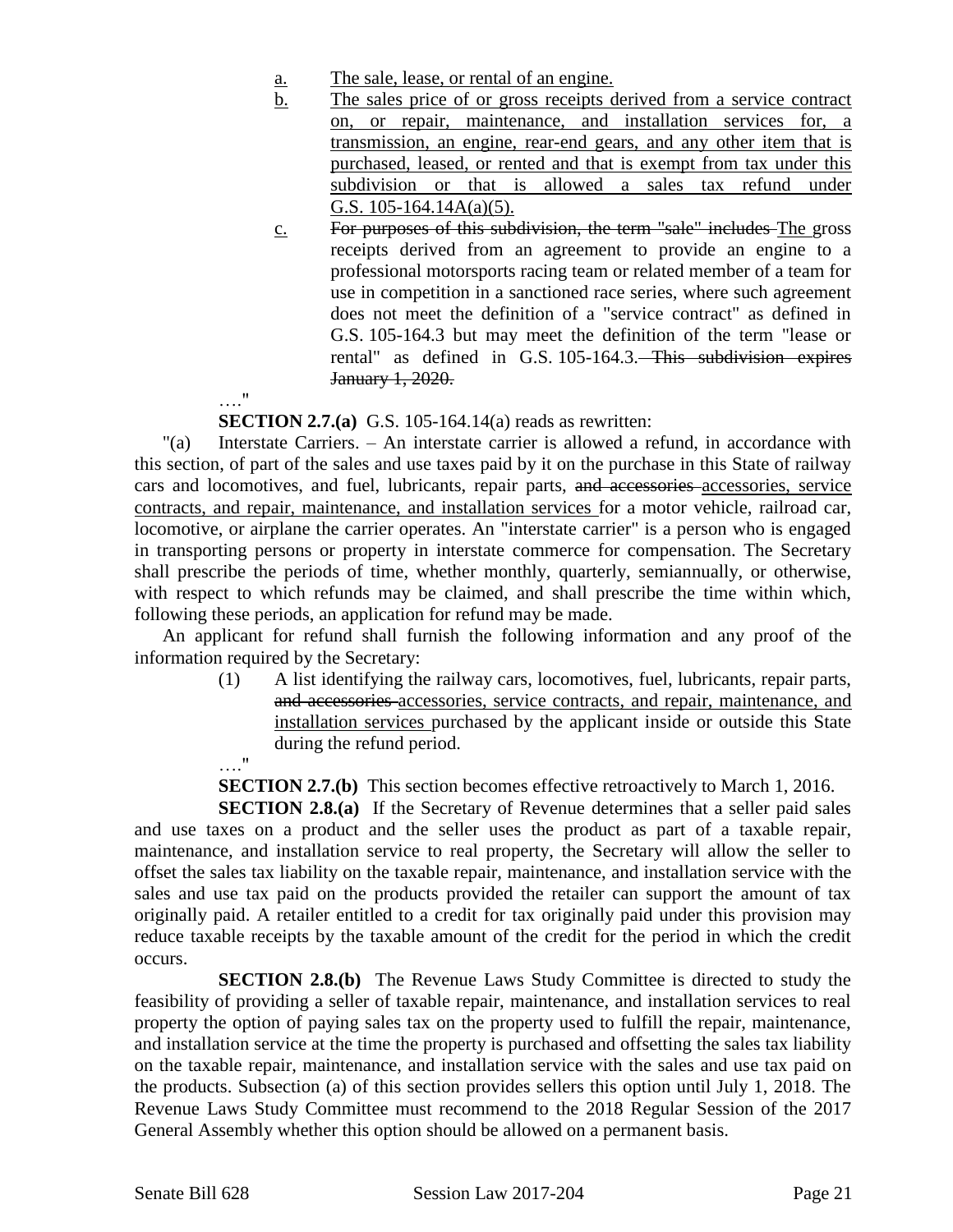a. The sale, lease, or rental of an engine.

b. The sales price of or gross receipts derived from a service contract on, or repair, maintenance, and installation services for, a transmission, an engine, rear-end gears, and any other item that is purchased, leased, or rented and that is exempt from tax under this subdivision or that is allowed a sales tax refund under G.S. 105-164.14A(a)(5).

c. ~~For purposes of this subdivision, the term "sale" includes~~ The gross receipts derived from an agreement to provide an engine to a professional motorsports racing team or related member of a team for use in competition in a sanctioned race series, where such agreement does not meet the definition of a "service contract" as defined in G.S. 105-164.3 but may meet the definition of the term "lease or rental" as defined in G.S. 105-164.3. ~~This subdivision expires January 1, 2020.~~

…."

**SECTION 2.7.(a)** G.S. 105-164.14(a) reads as rewritten:

"(a) Interstate Carriers. – An interstate carrier is allowed a refund, in accordance with this section, of part of the sales and use taxes paid by it on the purchase in this State of railway cars and locomotives, and fuel, lubricants, repair parts, ~~and accessories~~ accessories, service contracts, and repair, maintenance, and installation services for a motor vehicle, railroad car, locomotive, or airplane the carrier operates. An "interstate carrier" is a person who is engaged in transporting persons or property in interstate commerce for compensation. The Secretary shall prescribe the periods of time, whether monthly, quarterly, semiannually, or otherwise, with respect to which refunds may be claimed, and shall prescribe the time within which, following these periods, an application for refund may be made.

An applicant for refund shall furnish the following information and any proof of the information required by the Secretary:

(1) A list identifying the railway cars, locomotives, fuel, lubricants, repair parts, ~~and accessories~~ accessories, service contracts, and repair, maintenance, and installation services purchased by the applicant inside or outside this State during the refund period.

…."

**SECTION 2.7.(b)** This section becomes effective retroactively to March 1, 2016.

**SECTION 2.8.(a)** If the Secretary of Revenue determines that a seller paid sales and use taxes on a product and the seller uses the product as part of a taxable repair, maintenance, and installation service to real property, the Secretary will allow the seller to offset the sales tax liability on the taxable repair, maintenance, and installation service with the sales and use tax paid on the products provided the retailer can support the amount of tax originally paid. A retailer entitled to a credit for tax originally paid under this provision may reduce taxable receipts by the taxable amount of the credit for the period in which the credit occurs.

**SECTION 2.8.(b)** The Revenue Laws Study Committee is directed to study the feasibility of providing a seller of taxable repair, maintenance, and installation services to real property the option of paying sales tax on the property used to fulfill the repair, maintenance, and installation service at the time the property is purchased and offsetting the sales tax liability on the taxable repair, maintenance, and installation service with the sales and use tax paid on the products. Subsection (a) of this section provides sellers this option until July 1, 2018. The Revenue Laws Study Committee must recommend to the 2018 Regular Session of the 2017 General Assembly whether this option should be allowed on a permanent basis.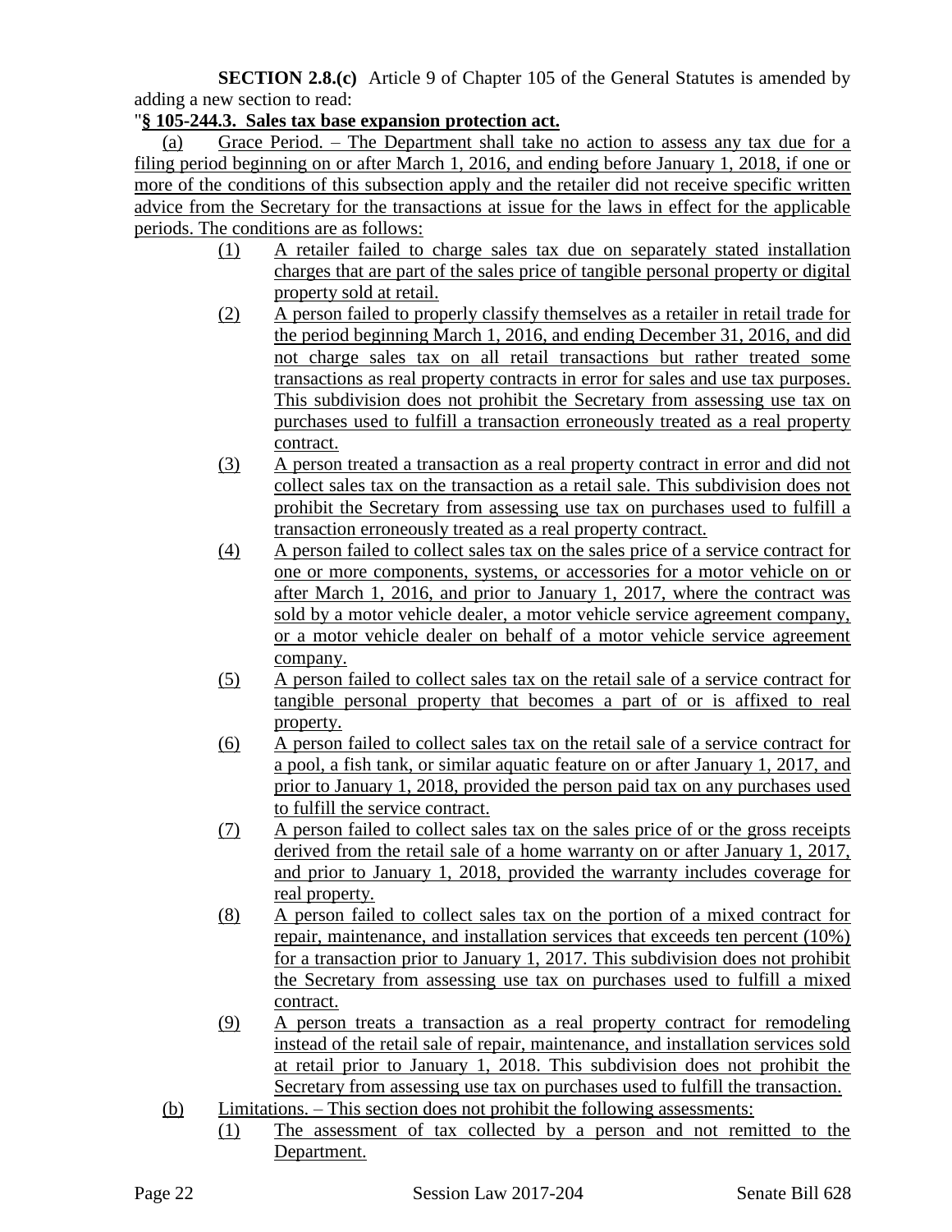**SECTION 2.8.(c)** Article 9 of Chapter 105 of the General Statutes is amended by adding a new section to read:

"**§ 105-244.3. Sales tax base expansion protection act.**

(a) Grace Period. – The Department shall take no action to assess any tax due for a filing period beginning on or after March 1, 2016, and ending before January 1, 2018, if one or more of the conditions of this subsection apply and the retailer did not receive specific written advice from the Secretary for the transactions at issue for the laws in effect for the applicable periods. The conditions are as follows:

(1) A retailer failed to charge sales tax due on separately stated installation charges that are part of the sales price of tangible personal property or digital property sold at retail.

(2) A person failed to properly classify themselves as a retailer in retail trade for the period beginning March 1, 2016, and ending December 31, 2016, and did not charge sales tax on all retail transactions but rather treated some transactions as real property contracts in error for sales and use tax purposes. This subdivision does not prohibit the Secretary from assessing use tax on purchases used to fulfill a transaction erroneously treated as a real property contract.

(3) A person treated a transaction as a real property contract in error and did not collect sales tax on the transaction as a retail sale. This subdivision does not prohibit the Secretary from assessing use tax on purchases used to fulfill a transaction erroneously treated as a real property contract.

(4) A person failed to collect sales tax on the sales price of a service contract for one or more components, systems, or accessories for a motor vehicle on or after March 1, 2016, and prior to January 1, 2017, where the contract was sold by a motor vehicle dealer, a motor vehicle service agreement company, or a motor vehicle dealer on behalf of a motor vehicle service agreement company.

(5) A person failed to collect sales tax on the retail sale of a service contract for tangible personal property that becomes a part of or is affixed to real property.

(6) A person failed to collect sales tax on the retail sale of a service contract for a pool, a fish tank, or similar aquatic feature on or after January 1, 2017, and prior to January 1, 2018, provided the person paid tax on any purchases used to fulfill the service contract.

(7) A person failed to collect sales tax on the sales price of or the gross receipts derived from the retail sale of a home warranty on or after January 1, 2017, and prior to January 1, 2018, provided the warranty includes coverage for real property.

(8) A person failed to collect sales tax on the portion of a mixed contract for repair, maintenance, and installation services that exceeds ten percent (10%) for a transaction prior to January 1, 2017. This subdivision does not prohibit the Secretary from assessing use tax on purchases used to fulfill a mixed contract.

(9) A person treats a transaction as a real property contract for remodeling instead of the retail sale of repair, maintenance, and installation services sold at retail prior to January 1, 2018. This subdivision does not prohibit the Secretary from assessing use tax on purchases used to fulfill the transaction.

(b) Limitations. – This section does not prohibit the following assessments:

(1) The assessment of tax collected by a person and not remitted to the Department.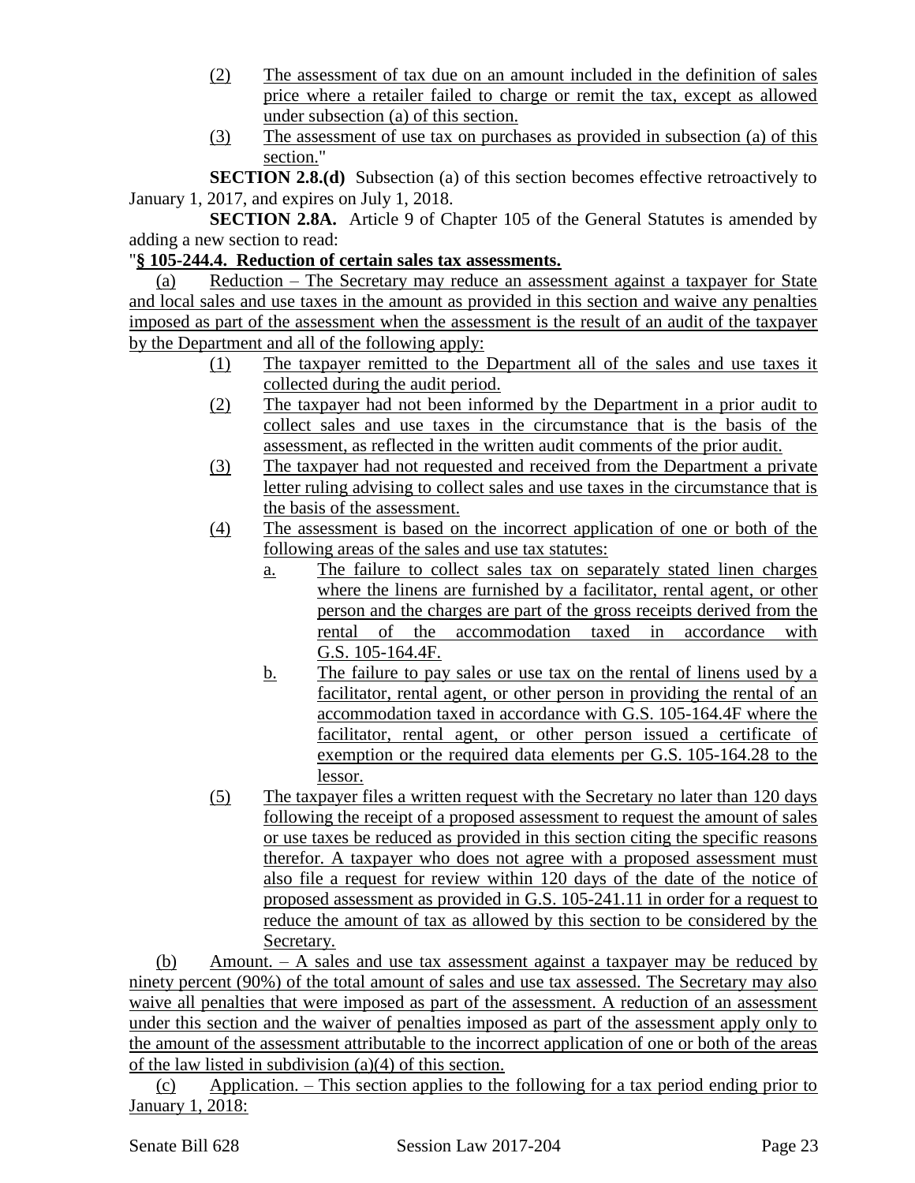(2) The assessment of tax due on an amount included in the definition of sales price where a retailer failed to charge or remit the tax, except as allowed under subsection (a) of this section.

(3) The assessment of use tax on purchases as provided in subsection (a) of this section."

**SECTION 2.8.(d)** Subsection (a) of this section becomes effective retroactively to January 1, 2017, and expires on July 1, 2018.

**SECTION 2.8A.** Article 9 of Chapter 105 of the General Statutes is amended by adding a new section to read:

"**§ 105-244.4. Reduction of certain sales tax assessments.**

(a) Reduction – The Secretary may reduce an assessment against a taxpayer for State and local sales and use taxes in the amount as provided in this section and waive any penalties imposed as part of the assessment when the assessment is the result of an audit of the taxpayer by the Department and all of the following apply:

(1) The taxpayer remitted to the Department all of the sales and use taxes it collected during the audit period.

(2) The taxpayer had not been informed by the Department in a prior audit to collect sales and use taxes in the circumstance that is the basis of the assessment, as reflected in the written audit comments of the prior audit.

(3) The taxpayer had not requested and received from the Department a private letter ruling advising to collect sales and use taxes in the circumstance that is the basis of the assessment.

(4) The assessment is based on the incorrect application of one or both of the following areas of the sales and use tax statutes:

a. The failure to collect sales tax on separately stated linen charges where the linens are furnished by a facilitator, rental agent, or other person and the charges are part of the gross receipts derived from the rental of the accommodation taxed in accordance with G.S. 105-164.4F.

b. The failure to pay sales or use tax on the rental of linens used by a facilitator, rental agent, or other person in providing the rental of an accommodation taxed in accordance with G.S. 105-164.4F where the facilitator, rental agent, or other person issued a certificate of exemption or the required data elements per G.S. 105-164.28 to the lessor.

(5) The taxpayer files a written request with the Secretary no later than 120 days following the receipt of a proposed assessment to request the amount of sales or use taxes be reduced as provided in this section citing the specific reasons therefor. A taxpayer who does not agree with a proposed assessment must also file a request for review within 120 days of the date of the notice of proposed assessment as provided in G.S. 105-241.11 in order for a request to reduce the amount of tax as allowed by this section to be considered by the Secretary.

(b) Amount. – A sales and use tax assessment against a taxpayer may be reduced by ninety percent (90%) of the total amount of sales and use tax assessed. The Secretary may also waive all penalties that were imposed as part of the assessment. A reduction of an assessment under this section and the waiver of penalties imposed as part of the assessment apply only to the amount of the assessment attributable to the incorrect application of one or both of the areas of the law listed in subdivision (a)(4) of this section.

(c) Application. – This section applies to the following for a tax period ending prior to January 1, 2018: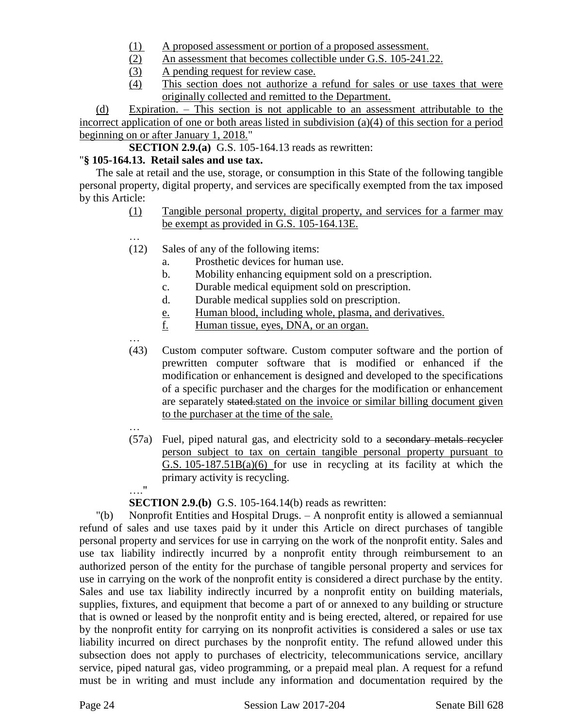(1) A proposed assessment or portion of a proposed assessment.

(2) An assessment that becomes collectible under G.S. 105-241.22.

(3) A pending request for review case.

(4) This section does not authorize a refund for sales or use taxes that were originally collected and remitted to the Department.

(d) Expiration. – This section is not applicable to an assessment attributable to the incorrect application of one or both areas listed in subdivision (a)(4) of this section for a period beginning on or after January 1, 2018."

**SECTION 2.9.(a)** G.S. 105-164.13 reads as rewritten:

"**§ 105-164.13. Retail sales and use tax.**

The sale at retail and the use, storage, or consumption in this State of the following tangible personal property, digital property, and services are specifically exempted from the tax imposed by this Article:

(1) Tangible personal property, digital property, and services for a farmer may be exempt as provided in G.S. 105-164.13E.

…

(12) Sales of any of the following items:

a. Prosthetic devices for human use.

b. Mobility enhancing equipment sold on a prescription.

c. Durable medical equipment sold on prescription.

d. Durable medical supplies sold on prescription.

e. Human blood, including whole, plasma, and derivatives.

f. Human tissue, eyes, DNA, or an organ.

…

(43) Custom computer software. Custom computer software and the portion of prewritten computer software that is modified or enhanced if the modification or enhancement is designed and developed to the specifications of a specific purchaser and the charges for the modification or enhancement are separately ~~stated.~~stated on the invoice or similar billing document given to the purchaser at the time of the sale.

…

(57a) Fuel, piped natural gas, and electricity sold to a ~~secondary metals recycler~~ person subject to tax on certain tangible personal property pursuant to G.S. 105-187.51B(a)(6) for use in recycling at its facility at which the primary activity is recycling.

…."

**SECTION 2.9.(b)** G.S. 105-164.14(b) reads as rewritten:

"(b) Nonprofit Entities and Hospital Drugs. – A nonprofit entity is allowed a semiannual refund of sales and use taxes paid by it under this Article on direct purchases of tangible personal property and services for use in carrying on the work of the nonprofit entity. Sales and use tax liability indirectly incurred by a nonprofit entity through reimbursement to an authorized person of the entity for the purchase of tangible personal property and services for use in carrying on the work of the nonprofit entity is considered a direct purchase by the entity. Sales and use tax liability indirectly incurred by a nonprofit entity on building materials, supplies, fixtures, and equipment that become a part of or annexed to any building or structure that is owned or leased by the nonprofit entity and is being erected, altered, or repaired for use by the nonprofit entity for carrying on its nonprofit activities is considered a sales or use tax liability incurred on direct purchases by the nonprofit entity. The refund allowed under this subsection does not apply to purchases of electricity, telecommunications service, ancillary service, piped natural gas, video programming, or a prepaid meal plan. A request for a refund must be in writing and must include any information and documentation required by the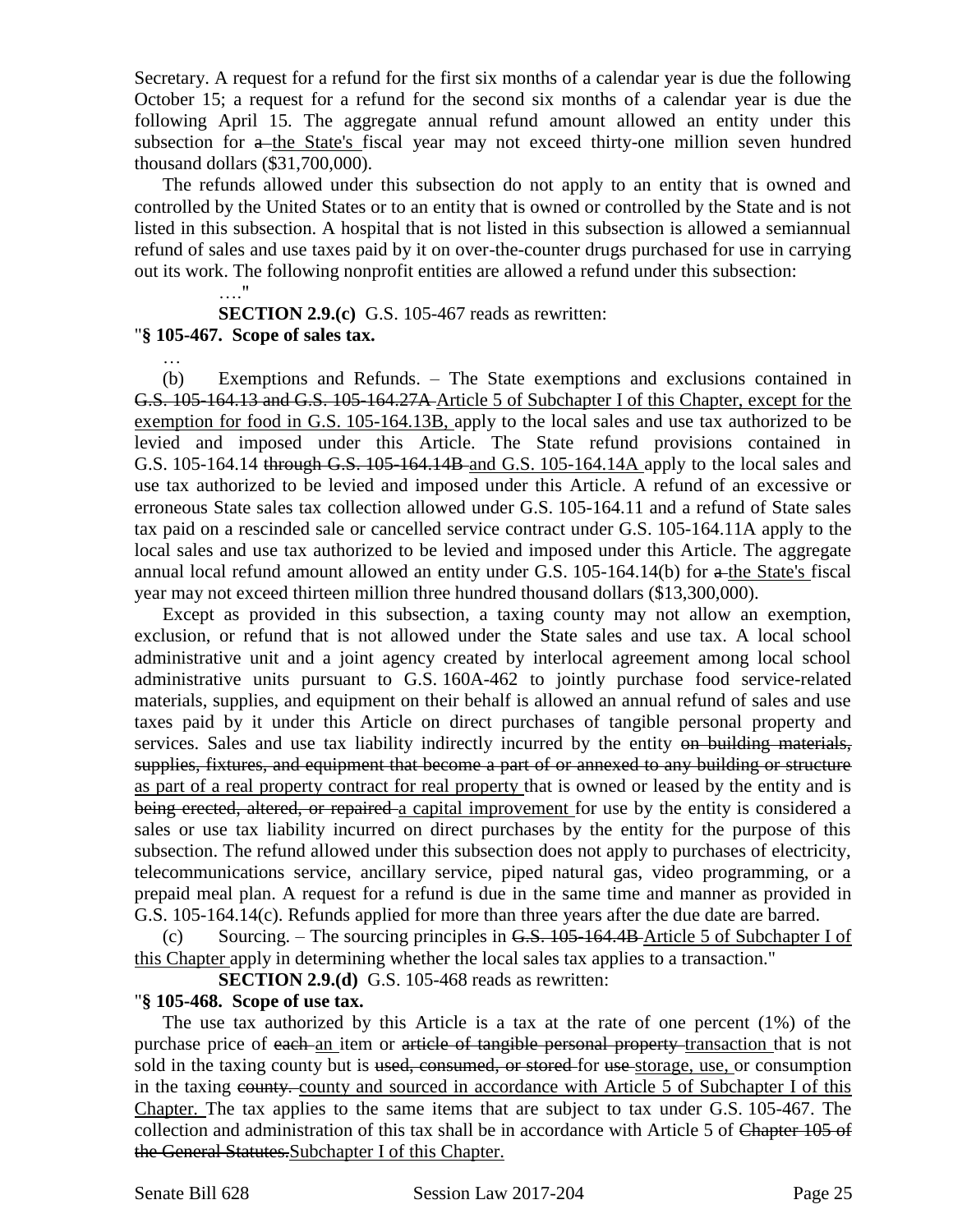Secretary. A request for a refund for the first six months of a calendar year is due the following October 15; a request for a refund for the second six months of a calendar year is due the following April 15. The aggregate annual refund amount allowed an entity under this subsection for ~~a~~ the State's fiscal year may not exceed thirty-one million seven hundred thousand dollars ($31,700,000).

The refunds allowed under this subsection do not apply to an entity that is owned and controlled by the United States or to an entity that is owned or controlled by the State and is not listed in this subsection. A hospital that is not listed in this subsection is allowed a semiannual refund of sales and use taxes paid by it on over-the-counter drugs purchased for use in carrying out its work. The following nonprofit entities are allowed a refund under this subsection:

…."

**SECTION 2.9.(c)** G.S. 105-467 reads as rewritten:

"**§ 105-467. Scope of sales tax.**

…

(b) Exemptions and Refunds. – The State exemptions and exclusions contained in ~~G.S. 105-164.13 and G.S. 105-164.27A~~ Article 5 of Subchapter I of this Chapter, except for the exemption for food in G.S. 105-164.13B, apply to the local sales and use tax authorized to be levied and imposed under this Article. The State refund provisions contained in G.S. 105-164.14 ~~through G.S. 105-164.14B~~ and G.S. 105-164.14A apply to the local sales and use tax authorized to be levied and imposed under this Article. A refund of an excessive or erroneous State sales tax collection allowed under G.S. 105-164.11 and a refund of State sales tax paid on a rescinded sale or cancelled service contract under G.S. 105-164.11A apply to the local sales and use tax authorized to be levied and imposed under this Article. The aggregate annual local refund amount allowed an entity under G.S. 105-164.14(b) for ~~a~~ the State's fiscal year may not exceed thirteen million three hundred thousand dollars ($13,300,000).

Except as provided in this subsection, a taxing county may not allow an exemption, exclusion, or refund that is not allowed under the State sales and use tax. A local school administrative unit and a joint agency created by interlocal agreement among local school administrative units pursuant to G.S. 160A-462 to jointly purchase food service-related materials, supplies, and equipment on their behalf is allowed an annual refund of sales and use taxes paid by it under this Article on direct purchases of tangible personal property and services. Sales and use tax liability indirectly incurred by the entity ~~on building materials, supplies, fixtures, and equipment that become a part of or annexed to any building or structure~~ as part of a real property contract for real property that is owned or leased by the entity and is ~~being erected, altered, or repaired~~ a capital improvement for use by the entity is considered a sales or use tax liability incurred on direct purchases by the entity for the purpose of this subsection. The refund allowed under this subsection does not apply to purchases of electricity, telecommunications service, ancillary service, piped natural gas, video programming, or a prepaid meal plan. A request for a refund is due in the same time and manner as provided in G.S. 105-164.14(c). Refunds applied for more than three years after the due date are barred.

(c) Sourcing. – The sourcing principles in ~~G.S. 105-164.4B~~ Article 5 of Subchapter I of this Chapter apply in determining whether the local sales tax applies to a transaction."

**SECTION 2.9.(d)** G.S. 105-468 reads as rewritten:

"**§ 105-468. Scope of use tax.**

The use tax authorized by this Article is a tax at the rate of one percent (1%) of the purchase price of ~~each~~ an item or ~~article of tangible personal property~~ transaction that is not sold in the taxing county but is ~~used, consumed, or stored~~ for ~~use~~ storage, use, or consumption in the taxing ~~county.~~ county and sourced in accordance with Article 5 of Subchapter I of this Chapter. The tax applies to the same items that are subject to tax under G.S. 105-467. The collection and administration of this tax shall be in accordance with Article 5 of ~~Chapter 105 of the General Statutes.~~ Subchapter I of this Chapter.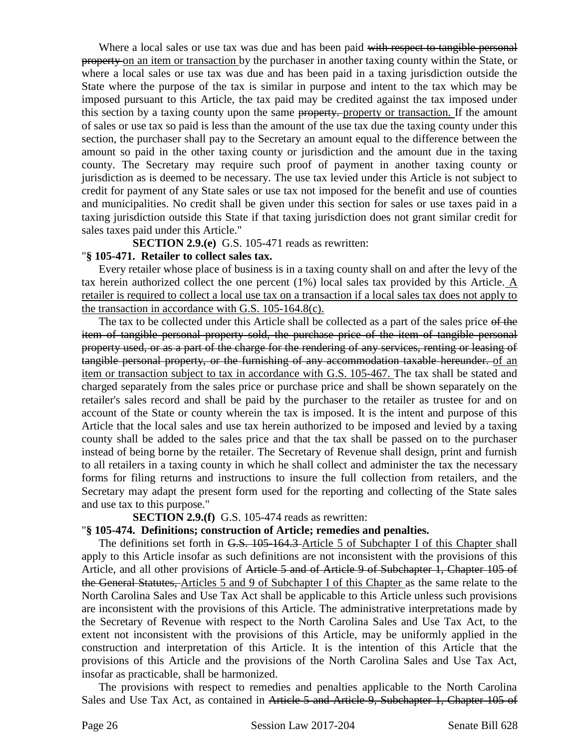Where a local sales or use tax was due and has been paid ~~with respect to tangible personal property~~ on an item or transaction by the purchaser in another taxing county within the State, or where a local sales or use tax was due and has been paid in a taxing jurisdiction outside the State where the purpose of the tax is similar in purpose and intent to the tax which may be imposed pursuant to this Article, the tax paid may be credited against the tax imposed under this section by a taxing county upon the same ~~property.~~ property or transaction. If the amount of sales or use tax so paid is less than the amount of the use tax due the taxing county under this section, the purchaser shall pay to the Secretary an amount equal to the difference between the amount so paid in the other taxing county or jurisdiction and the amount due in the taxing county. The Secretary may require such proof of payment in another taxing county or jurisdiction as is deemed to be necessary. The use tax levied under this Article is not subject to credit for payment of any State sales or use tax not imposed for the benefit and use of counties and municipalities. No credit shall be given under this section for sales or use taxes paid in a taxing jurisdiction outside this State if that taxing jurisdiction does not grant similar credit for sales taxes paid under this Article."

**SECTION 2.9.(e)** G.S. 105-471 reads as rewritten:

"**§ 105-471. Retailer to collect sales tax.**

Every retailer whose place of business is in a taxing county shall on and after the levy of the tax herein authorized collect the one percent (1%) local sales tax provided by this Article. A retailer is required to collect a local use tax on a transaction if a local sales tax does not apply to the transaction in accordance with G.S. 105-164.8(c).

The tax to be collected under this Article shall be collected as a part of the sales price ~~of the item of tangible personal property sold, the purchase price of the item of tangible personal property used, or as a part of the charge for the rendering of any services, renting or leasing of tangible personal property, or the furnishing of any accommodation taxable hereunder.~~ of an item or transaction subject to tax in accordance with G.S. 105-467. The tax shall be stated and charged separately from the sales price or purchase price and shall be shown separately on the retailer's sales record and shall be paid by the purchaser to the retailer as trustee for and on account of the State or county wherein the tax is imposed. It is the intent and purpose of this Article that the local sales and use tax herein authorized to be imposed and levied by a taxing county shall be added to the sales price and that the tax shall be passed on to the purchaser instead of being borne by the retailer. The Secretary of Revenue shall design, print and furnish to all retailers in a taxing county in which he shall collect and administer the tax the necessary forms for filing returns and instructions to insure the full collection from retailers, and the Secretary may adapt the present form used for the reporting and collecting of the State sales and use tax to this purpose."

**SECTION 2.9.(f)** G.S. 105-474 reads as rewritten:

"**§ 105-474. Definitions; construction of Article; remedies and penalties.**

The definitions set forth in ~~G.S. 105-164.3~~ Article 5 of Subchapter I of this Chapter shall apply to this Article insofar as such definitions are not inconsistent with the provisions of this Article, and all other provisions of ~~Article 5 and of Article 9 of Subchapter 1, Chapter 105 of the General Statutes,~~ Articles 5 and 9 of Subchapter I of this Chapter as the same relate to the North Carolina Sales and Use Tax Act shall be applicable to this Article unless such provisions are inconsistent with the provisions of this Article. The administrative interpretations made by the Secretary of Revenue with respect to the North Carolina Sales and Use Tax Act, to the extent not inconsistent with the provisions of this Article, may be uniformly applied in the construction and interpretation of this Article. It is the intention of this Article that the provisions of this Article and the provisions of the North Carolina Sales and Use Tax Act, insofar as practicable, shall be harmonized.

The provisions with respect to remedies and penalties applicable to the North Carolina Sales and Use Tax Act, as contained in ~~Article 5 and Article 9, Subchapter 1, Chapter 105 of~~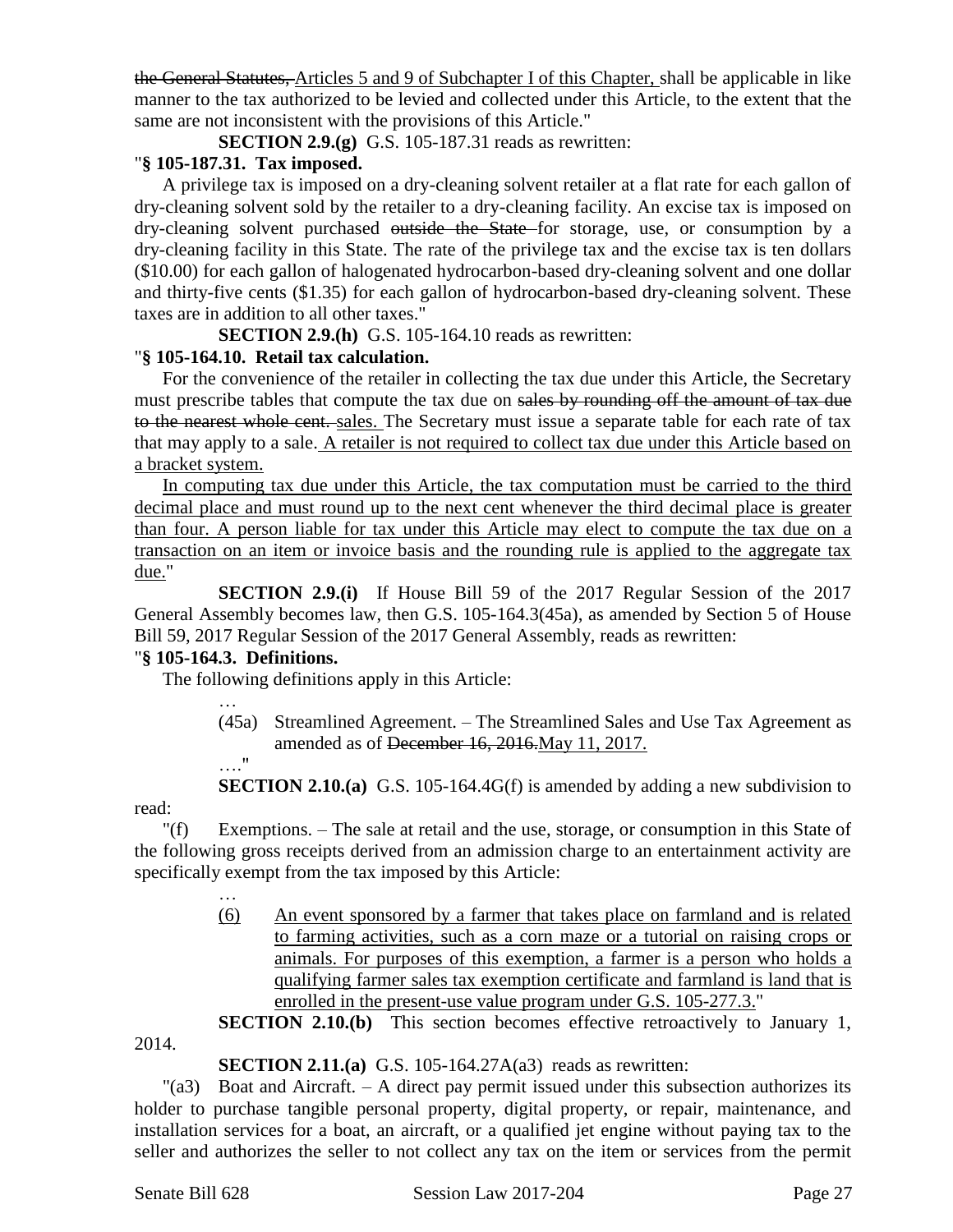~~the General Statutes,~~ Articles 5 and 9 of Subchapter I of this Chapter, shall be applicable in like manner to the tax authorized to be levied and collected under this Article, to the extent that the same are not inconsistent with the provisions of this Article."

**SECTION 2.9.(g)** G.S. 105-187.31 reads as rewritten:

"**§ 105-187.31. Tax imposed.**

A privilege tax is imposed on a dry-cleaning solvent retailer at a flat rate for each gallon of dry-cleaning solvent sold by the retailer to a dry-cleaning facility. An excise tax is imposed on dry-cleaning solvent purchased ~~outside the State~~ for storage, use, or consumption by a dry-cleaning facility in this State. The rate of the privilege tax and the excise tax is ten dollars ($10.00) for each gallon of halogenated hydrocarbon-based dry-cleaning solvent and one dollar and thirty-five cents ($1.35) for each gallon of hydrocarbon-based dry-cleaning solvent. These taxes are in addition to all other taxes."

**SECTION 2.9.(h)** G.S. 105-164.10 reads as rewritten:

"**§ 105-164.10. Retail tax calculation.**

For the convenience of the retailer in collecting the tax due under this Article, the Secretary must prescribe tables that compute the tax due on ~~sales by rounding off the amount of tax due to the nearest whole cent.~~ <u>sales.</u> The Secretary must issue a separate table for each rate of tax that may apply to a sale. <u>A retailer is not required to collect tax due under this Article based on a bracket system.</u>

<u>In computing tax due under this Article, the tax computation must be carried to the third decimal place and must round up to the next cent whenever the third decimal place is greater than four. A person liable for tax under this Article may elect to compute the tax due on a transaction on an item or invoice basis and the rounding rule is applied to the aggregate tax due.</u>"

**SECTION 2.9.(i)** If House Bill 59 of the 2017 Regular Session of the 2017 General Assembly becomes law, then G.S. 105-164.3(45a), as amended by Section 5 of House Bill 59, 2017 Regular Session of the 2017 General Assembly, reads as rewritten:

"**§ 105-164.3. Definitions.**

The following definitions apply in this Article:

…

(45a) Streamlined Agreement. – The Streamlined Sales and Use Tax Agreement as amended as of ~~December 16, 2016.~~<u>May 11, 2017.</u>

…."

**SECTION 2.10.(a)** G.S. 105-164.4G(f) is amended by adding a new subdivision to read:

"(f) Exemptions. – The sale at retail and the use, storage, or consumption in this State of the following gross receipts derived from an admission charge to an entertainment activity are specifically exempt from the tax imposed by this Article:

…

<u>(6) An event sponsored by a farmer that takes place on farmland and is related to farming activities, such as a corn maze or a tutorial on raising crops or animals. For purposes of this exemption, a farmer is a person who holds a qualifying farmer sales tax exemption certificate and farmland is land that is enrolled in the present-use value program under G.S. 105-277.3.</u>"

**SECTION 2.10.(b)** This section becomes effective retroactively to January 1, 2014.

**SECTION 2.11.(a)** G.S. 105-164.27A(a3) reads as rewritten:

"(a3) Boat and Aircraft. – A direct pay permit issued under this subsection authorizes its holder to purchase tangible personal property, digital property, or repair, maintenance, and installation services for a boat, an aircraft, or a qualified jet engine without paying tax to the seller and authorizes the seller to not collect any tax on the item or services from the permit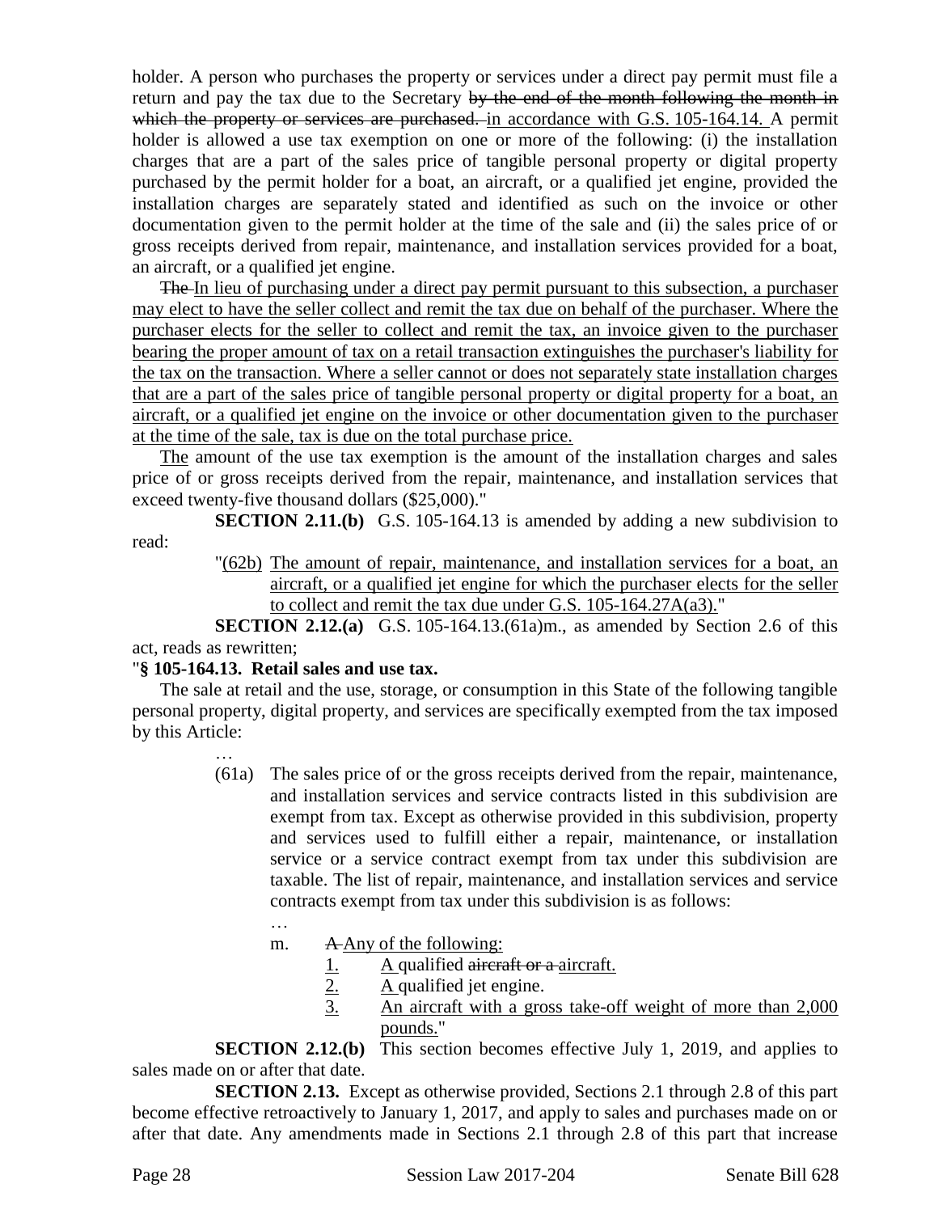holder. A person who purchases the property or services under a direct pay permit must file a return and pay the tax due to the Secretary ~~by the end of the month following the month in which the property or services are purchased.~~ <u>in accordance with G.S. 105-164.14.</u> A permit holder is allowed a use tax exemption on one or more of the following: (i) the installation charges that are a part of the sales price of tangible personal property or digital property purchased by the permit holder for a boat, an aircraft, or a qualified jet engine, provided the installation charges are separately stated and identified as such on the invoice or other documentation given to the permit holder at the time of the sale and (ii) the sales price of or gross receipts derived from repair, maintenance, and installation services provided for a boat, an aircraft, or a qualified jet engine.

~~The~~ <u>In lieu of purchasing under a direct pay permit pursuant to this subsection, a purchaser may elect to have the seller collect and remit the tax due on behalf of the purchaser. Where the purchaser elects for the seller to collect and remit the tax, an invoice given to the purchaser bearing the proper amount of tax on a retail transaction extinguishes the purchaser's liability for the tax on the transaction. Where a seller cannot or does not separately state installation charges that are a part of the sales price of tangible personal property or digital property for a boat, an aircraft, or a qualified jet engine on the invoice or other documentation given to the purchaser at the time of the sale, tax is due on the total purchase price.</u>

<u>The</u> amount of the use tax exemption is the amount of the installation charges and sales price of or gross receipts derived from the repair, maintenance, and installation services that exceed twenty-five thousand dollars ($25,000)."

**SECTION 2.11.(b)** G.S. 105-164.13 is amended by adding a new subdivision to read:

"<u>(62b)</u> <u>The amount of repair, maintenance, and installation services for a boat, an aircraft, or a qualified jet engine for which the purchaser elects for the seller to collect and remit the tax due under G.S. 105-164.27A(a3).</u>"

**SECTION 2.12.(a)** G.S. 105-164.13.(61a)m., as amended by Section 2.6 of this act, reads as rewritten;

"**§ 105-164.13. Retail sales and use tax.**

The sale at retail and the use, storage, or consumption in this State of the following tangible personal property, digital property, and services are specifically exempted from the tax imposed by this Article:

…

(61a) The sales price of or the gross receipts derived from the repair, maintenance, and installation services and service contracts listed in this subdivision are exempt from tax. Except as otherwise provided in this subdivision, property and services used to fulfill either a repair, maintenance, or installation service or a service contract exempt from tax under this subdivision are taxable. The list of repair, maintenance, and installation services and service contracts exempt from tax under this subdivision is as follows:

…

m. ~~A~~ <u>Any of the following:</u>

<u>1.</u> <u>A</u> qualified ~~aircraft or a~~ <u>aircraft.</u>

<u>2.</u> <u>A</u> qualified jet engine.

<u>3.</u> <u>An aircraft with a gross take-off weight of more than 2,000 pounds.</u>"

**SECTION 2.12.(b)** This section becomes effective July 1, 2019, and applies to sales made on or after that date.

**SECTION 2.13.** Except as otherwise provided, Sections 2.1 through 2.8 of this part become effective retroactively to January 1, 2017, and apply to sales and purchases made on or after that date. Any amendments made in Sections 2.1 through 2.8 of this part that increase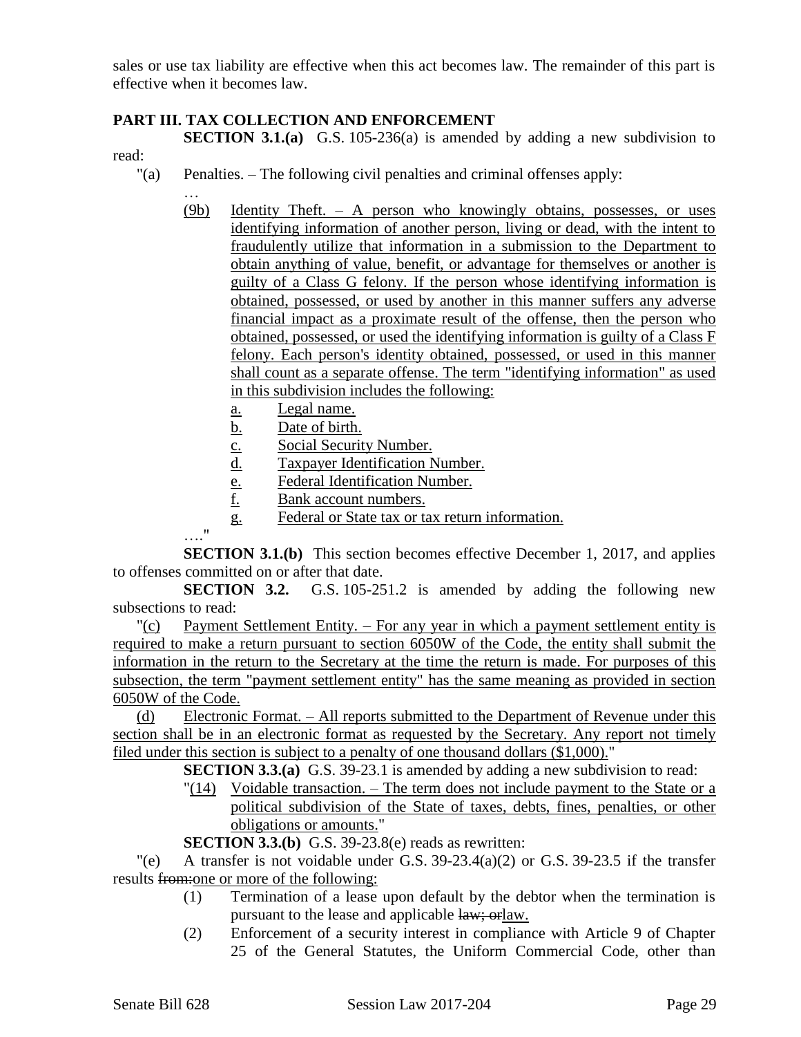sales or use tax liability are effective when this act becomes law. The remainder of this part is effective when it becomes law.

## PART III. TAX COLLECTION AND ENFORCEMENT

**SECTION 3.1.(a)** G.S. 105-236(a) is amended by adding a new subdivision to read:

"(a) Penalties. – The following civil penalties and criminal offenses apply:

…

(9b) Identity Theft. – A person who knowingly obtains, possesses, or uses identifying information of another person, living or dead, with the intent to fraudulently utilize that information in a submission to the Department to obtain anything of value, benefit, or advantage for themselves or another is guilty of a Class G felony. If the person whose identifying information is obtained, possessed, or used by another in this manner suffers any adverse financial impact as a proximate result of the offense, then the person who obtained, possessed, or used the identifying information is guilty of a Class F felony. Each person's identity obtained, possessed, or used in this manner shall count as a separate offense. The term "identifying information" as used in this subdivision includes the following:

a. Legal name.
b. Date of birth.
c. Social Security Number.
d. Taxpayer Identification Number.
e. Federal Identification Number.
f. Bank account numbers.
g. Federal or State tax or tax return information.

…."

**SECTION 3.1.(b)** This section becomes effective December 1, 2017, and applies to offenses committed on or after that date.

**SECTION 3.2.** G.S. 105-251.2 is amended by adding the following new subsections to read:

"(c) Payment Settlement Entity. – For any year in which a payment settlement entity is required to make a return pursuant to section 6050W of the Code, the entity shall submit the information in the return to the Secretary at the time the return is made. For purposes of this subsection, the term "payment settlement entity" has the same meaning as provided in section 6050W of the Code.

(d) Electronic Format. – All reports submitted to the Department of Revenue under this section shall be in an electronic format as requested by the Secretary. Any report not timely filed under this section is subject to a penalty of one thousand dollars ($1,000)."

**SECTION 3.3.(a)** G.S. 39-23.1 is amended by adding a new subdivision to read:

"(14) Voidable transaction. – The term does not include payment to the State or a political subdivision of the State of taxes, debts, fines, penalties, or other obligations or amounts."

**SECTION 3.3.(b)** G.S. 39-23.8(e) reads as rewritten:

"(e) A transfer is not voidable under G.S. 39-23.4(a)(2) or G.S. 39-23.5 if the transfer results ~~from:~~one or more of the following:

(1) Termination of a lease upon default by the debtor when the termination is pursuant to the lease and applicable ~~law; or~~law.

(2) Enforcement of a security interest in compliance with Article 9 of Chapter 25 of the General Statutes, the Uniform Commercial Code, other than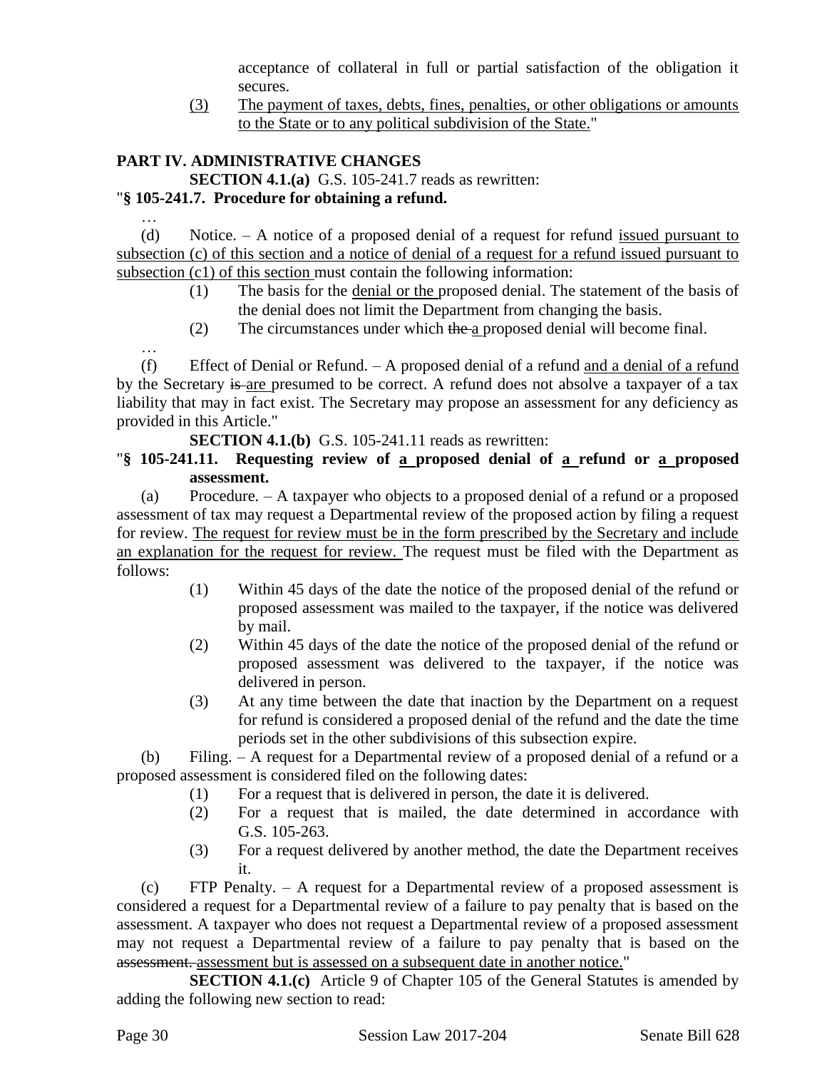acceptance of collateral in full or partial satisfaction of the obligation it secures.

(3) The payment of taxes, debts, fines, penalties, or other obligations or amounts to the State or to any political subdivision of the State."

**PART IV. ADMINISTRATIVE CHANGES**

**SECTION 4.1.(a)** G.S. 105-241.7 reads as rewritten:

"**§ 105-241.7. Procedure for obtaining a refund.**

…

(d) Notice. – A notice of a proposed denial of a request for refund issued pursuant to subsection (c) of this section and a notice of denial of a request for a refund issued pursuant to subsection (c1) of this section must contain the following information:

(1) The basis for the denial or the proposed denial. The statement of the basis of the denial does not limit the Department from changing the basis.

(2) The circumstances under which ~~the~~ a proposed denial will become final.

…

(f) Effect of Denial or Refund. – A proposed denial of a refund and a denial of a refund by the Secretary ~~is~~ are presumed to be correct. A refund does not absolve a taxpayer of a tax liability that may in fact exist. The Secretary may propose an assessment for any deficiency as provided in this Article."

**SECTION 4.1.(b)** G.S. 105-241.11 reads as rewritten:

"**§ 105-241.11. Requesting review of a proposed denial of a refund or a proposed assessment.**

(a) Procedure. – A taxpayer who objects to a proposed denial of a refund or a proposed assessment of tax may request a Departmental review of the proposed action by filing a request for review. The request for review must be in the form prescribed by the Secretary and include an explanation for the request for review. The request must be filed with the Department as follows:

(1) Within 45 days of the date the notice of the proposed denial of the refund or proposed assessment was mailed to the taxpayer, if the notice was delivered by mail.

(2) Within 45 days of the date the notice of the proposed denial of the refund or proposed assessment was delivered to the taxpayer, if the notice was delivered in person.

(3) At any time between the date that inaction by the Department on a request for refund is considered a proposed denial of the refund and the date the time periods set in the other subdivisions of this subsection expire.

(b) Filing. – A request for a Departmental review of a proposed denial of a refund or a proposed assessment is considered filed on the following dates:

(1) For a request that is delivered in person, the date it is delivered.

(2) For a request that is mailed, the date determined in accordance with G.S. 105-263.

(3) For a request delivered by another method, the date the Department receives it.

(c) FTP Penalty. – A request for a Departmental review of a proposed assessment is considered a request for a Departmental review of a failure to pay penalty that is based on the assessment. A taxpayer who does not request a Departmental review of a proposed assessment may not request a Departmental review of a failure to pay penalty that is based on the ~~assessment.~~ assessment but is assessed on a subsequent date in another notice."

**SECTION 4.1.(c)** Article 9 of Chapter 105 of the General Statutes is amended by adding the following new section to read: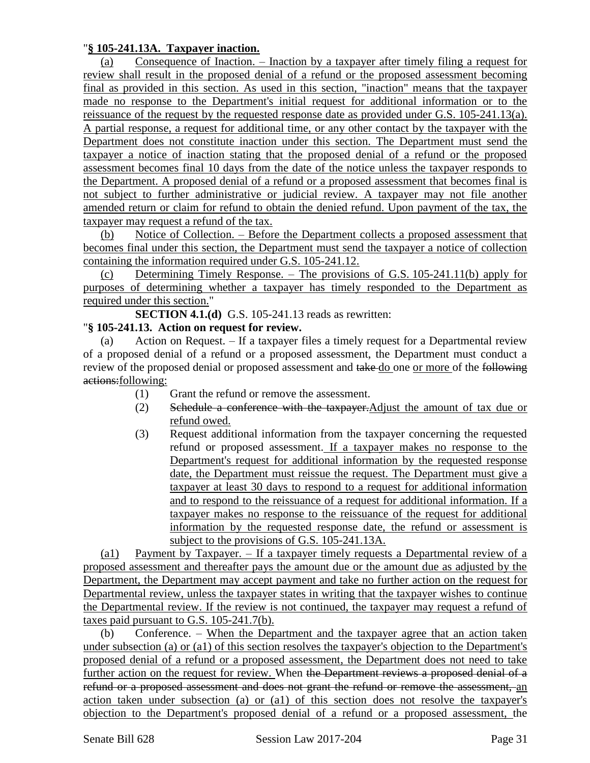"**§ 105-241.13A. Taxpayer inaction.**

(a) Consequence of Inaction. – Inaction by a taxpayer after timely filing a request for review shall result in the proposed denial of a refund or the proposed assessment becoming final as provided in this section. As used in this section, "inaction" means that the taxpayer made no response to the Department's initial request for additional information or to the reissuance of the request by the requested response date as provided under G.S. 105-241.13(a). A partial response, a request for additional time, or any other contact by the taxpayer with the Department does not constitute inaction under this section. The Department must send the taxpayer a notice of inaction stating that the proposed denial of a refund or the proposed assessment becomes final 10 days from the date of the notice unless the taxpayer responds to the Department. A proposed denial of a refund or a proposed assessment that becomes final is not subject to further administrative or judicial review. A taxpayer may not file another amended return or claim for refund to obtain the denied refund. Upon payment of the tax, the taxpayer may request a refund of the tax.

(b) Notice of Collection. – Before the Department collects a proposed assessment that becomes final under this section, the Department must send the taxpayer a notice of collection containing the information required under G.S. 105-241.12.

(c) Determining Timely Response. – The provisions of G.S. 105-241.11(b) apply for purposes of determining whether a taxpayer has timely responded to the Department as required under this section."

**SECTION 4.1.(d)** G.S. 105-241.13 reads as rewritten:

"**§ 105-241.13. Action on request for review.**

(a) Action on Request. – If a taxpayer files a timely request for a Departmental review of a proposed denial of a refund or a proposed assessment, the Department must conduct a review of the proposed denial or proposed assessment and ~~take~~ do one or more of the ~~following actions:~~following:

(1) Grant the refund or remove the assessment.

(2) ~~Schedule a conference with the taxpayer.~~Adjust the amount of tax due or refund owed.

(3) Request additional information from the taxpayer concerning the requested refund or proposed assessment. If a taxpayer makes no response to the Department's request for additional information by the requested response date, the Department must reissue the request. The Department must give a taxpayer at least 30 days to respond to a request for additional information and to respond to the reissuance of a request for additional information. If a taxpayer makes no response to the reissuance of the request for additional information by the requested response date, the refund or assessment is subject to the provisions of G.S. 105-241.13A.

(a1) Payment by Taxpayer. – If a taxpayer timely requests a Departmental review of a proposed assessment and thereafter pays the amount due or the amount due as adjusted by the Department, the Department may accept payment and take no further action on the request for Departmental review, unless the taxpayer states in writing that the taxpayer wishes to continue the Departmental review. If the review is not continued, the taxpayer may request a refund of taxes paid pursuant to G.S. 105-241.7(b).

(b) Conference. – When the Department and the taxpayer agree that an action taken under subsection (a) or (a1) of this section resolves the taxpayer's objection to the Department's proposed denial of a refund or a proposed assessment, the Department does not need to take further action on the request for review. When ~~the Department reviews a proposed denial of a refund or a proposed assessment and does not grant the refund or remove the assessment,~~ an action taken under subsection (a) or (a1) of this section does not resolve the taxpayer's objection to the Department's proposed denial of a refund or a proposed assessment, the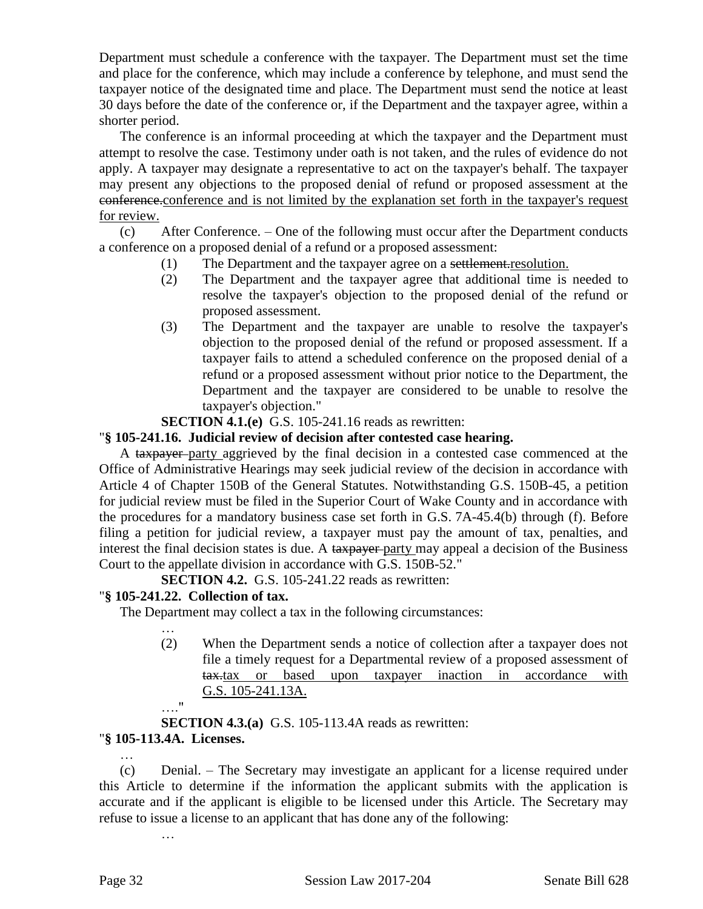Department must schedule a conference with the taxpayer. The Department must set the time and place for the conference, which may include a conference by telephone, and must send the taxpayer notice of the designated time and place. The Department must send the notice at least 30 days before the date of the conference or, if the Department and the taxpayer agree, within a shorter period.

The conference is an informal proceeding at which the taxpayer and the Department must attempt to resolve the case. Testimony under oath is not taken, and the rules of evidence do not apply. A taxpayer may designate a representative to act on the taxpayer's behalf. The taxpayer may present any objections to the proposed denial of refund or proposed assessment at the ~~conference.~~conference and is not limited by the explanation set forth in the taxpayer's request for review.

(c) After Conference. – One of the following must occur after the Department conducts a conference on a proposed denial of a refund or a proposed assessment:

(1) The Department and the taxpayer agree on a ~~settlement.~~resolution.

(2) The Department and the taxpayer agree that additional time is needed to resolve the taxpayer's objection to the proposed denial of the refund or proposed assessment.

(3) The Department and the taxpayer are unable to resolve the taxpayer's objection to the proposed denial of the refund or proposed assessment. If a taxpayer fails to attend a scheduled conference on the proposed denial of a refund or a proposed assessment without prior notice to the Department, the Department and the taxpayer are considered to be unable to resolve the taxpayer's objection."

**SECTION 4.1.(e)** G.S. 105-241.16 reads as rewritten:

"**§ 105-241.16. Judicial review of decision after contested case hearing.**

A ~~taxpayer~~ party aggrieved by the final decision in a contested case commenced at the Office of Administrative Hearings may seek judicial review of the decision in accordance with Article 4 of Chapter 150B of the General Statutes. Notwithstanding G.S. 150B-45, a petition for judicial review must be filed in the Superior Court of Wake County and in accordance with the procedures for a mandatory business case set forth in G.S. 7A-45.4(b) through (f). Before filing a petition for judicial review, a taxpayer must pay the amount of tax, penalties, and interest the final decision states is due. A ~~taxpayer~~ party may appeal a decision of the Business Court to the appellate division in accordance with G.S. 150B-52."

**SECTION 4.2.** G.S. 105-241.22 reads as rewritten:

"**§ 105-241.22. Collection of tax.**

The Department may collect a tax in the following circumstances:

…

(2) When the Department sends a notice of collection after a taxpayer does not file a timely request for a Departmental review of a proposed assessment of ~~tax.~~tax or based upon taxpayer inaction in accordance with G.S. 105-241.13A.

…."

**SECTION 4.3.(a)** G.S. 105-113.4A reads as rewritten:

"**§ 105-113.4A. Licenses.**

…

(c) Denial. – The Secretary may investigate an applicant for a license required under this Article to determine if the information the applicant submits with the application is accurate and if the applicant is eligible to be licensed under this Article. The Secretary may refuse to issue a license to an applicant that has done any of the following:

…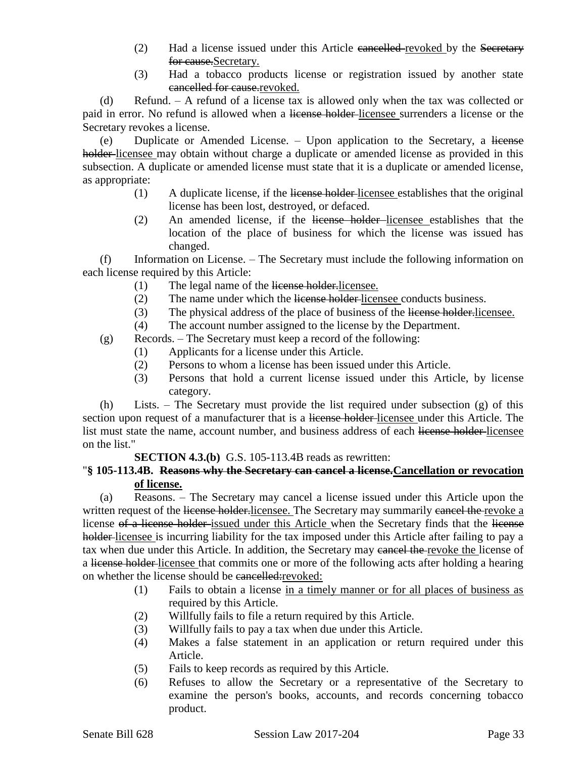(2) Had a license issued under this Article ~~cancelled~~ revoked by the ~~Secretary for cause.~~Secretary.

(3) Had a tobacco products license or registration issued by another state ~~cancelled for cause.~~revoked.

(d) Refund. – A refund of a license tax is allowed only when the tax was collected or paid in error. No refund is allowed when a ~~license holder~~ licensee surrenders a license or the Secretary revokes a license.

(e) Duplicate or Amended License. – Upon application to the Secretary, a ~~license holder~~ licensee may obtain without charge a duplicate or amended license as provided in this subsection. A duplicate or amended license must state that it is a duplicate or amended license, as appropriate:

(1) A duplicate license, if the ~~license holder~~ licensee establishes that the original license has been lost, destroyed, or defaced.

(2) An amended license, if the ~~license holder~~ licensee establishes that the location of the place of business for which the license was issued has changed.

(f) Information on License. – The Secretary must include the following information on each license required by this Article:

(1) The legal name of the ~~license holder.~~licensee.

(2) The name under which the ~~license holder~~ licensee conducts business.

(3) The physical address of the place of business of the ~~license holder.~~licensee.

(4) The account number assigned to the license by the Department.

(g) Records. – The Secretary must keep a record of the following:

(1) Applicants for a license under this Article.

(2) Persons to whom a license has been issued under this Article.

(3) Persons that hold a current license issued under this Article, by license category.

(h) Lists. – The Secretary must provide the list required under subsection (g) of this section upon request of a manufacturer that is a ~~license holder~~ licensee under this Article. The list must state the name, account number, and business address of each ~~license holder~~ licensee on the list."

**SECTION 4.3.(b)** G.S. 105-113.4B reads as rewritten:

"**§ 105-113.4B. ~~Reasons why the Secretary can cancel a license.~~<u>Cancellation or revocation of license.</u>**

(a) Reasons. – The Secretary may cancel a license issued under this Article upon the written request of the ~~license holder.~~licensee. The Secretary may summarily ~~cancel the~~ revoke a license ~~of a license holder~~ issued under this Article when the Secretary finds that the ~~license holder~~ licensee is incurring liability for the tax imposed under this Article after failing to pay a tax when due under this Article. In addition, the Secretary may ~~cancel the~~ revoke the license of a ~~license holder~~ licensee that commits one or more of the following acts after holding a hearing on whether the license should be ~~cancelled:~~revoked:

(1) Fails to obtain a license <u>in a timely manner or for all places of business as</u> required by this Article.

(2) Willfully fails to file a return required by this Article.

(3) Willfully fails to pay a tax when due under this Article.

(4) Makes a false statement in an application or return required under this Article.

(5) Fails to keep records as required by this Article.

(6) Refuses to allow the Secretary or a representative of the Secretary to examine the person's books, accounts, and records concerning tobacco product.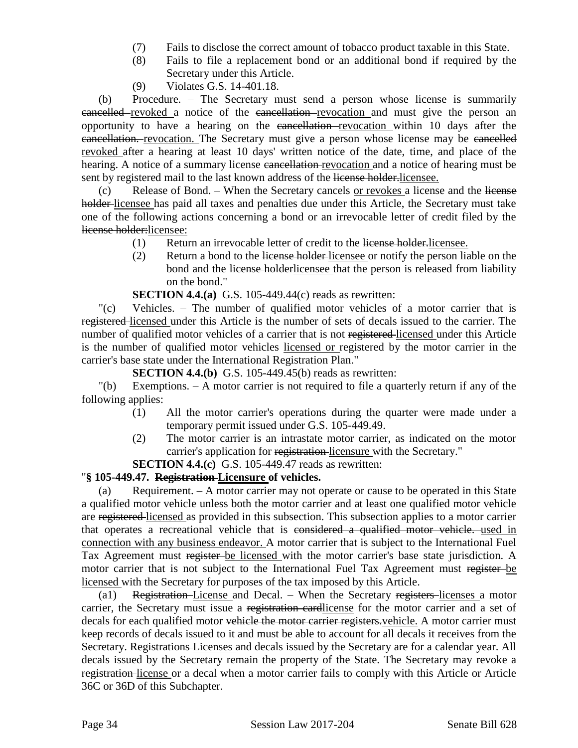(7) Fails to disclose the correct amount of tobacco product taxable in this State.

(8) Fails to file a replacement bond or an additional bond if required by the Secretary under this Article.

(9) Violates G.S. 14-401.18.

(b) Procedure. – The Secretary must send a person whose license is summarily ~~cancelled~~ revoked a notice of the ~~cancellation~~ revocation and must give the person an opportunity to have a hearing on the ~~cancellation~~ revocation within 10 days after the ~~cancellation.~~ revocation. The Secretary must give a person whose license may be ~~cancelled~~ revoked after a hearing at least 10 days' written notice of the date, time, and place of the hearing. A notice of a summary license ~~cancellation~~ revocation and a notice of hearing must be sent by registered mail to the last known address of the ~~license holder.~~licensee.

(c) Release of Bond. – When the Secretary cancels or revokes a license and the ~~license holder~~ licensee has paid all taxes and penalties due under this Article, the Secretary must take one of the following actions concerning a bond or an irrevocable letter of credit filed by the ~~license holder:~~licensee:

(1) Return an irrevocable letter of credit to the ~~license holder.~~licensee.

(2) Return a bond to the ~~license holder~~ licensee or notify the person liable on the bond and the ~~license holder~~licensee that the person is released from liability on the bond."

**SECTION 4.4.(a)** G.S. 105-449.44(c) reads as rewritten:

"(c) Vehicles. – The number of qualified motor vehicles of a motor carrier that is ~~registered~~ licensed under this Article is the number of sets of decals issued to the carrier. The number of qualified motor vehicles of a carrier that is not ~~registered~~ licensed under this Article is the number of qualified motor vehicles licensed or registered by the motor carrier in the carrier's base state under the International Registration Plan."

**SECTION 4.4.(b)** G.S. 105-449.45(b) reads as rewritten:

"(b) Exemptions. – A motor carrier is not required to file a quarterly return if any of the following applies:

(1) All the motor carrier's operations during the quarter were made under a temporary permit issued under G.S. 105-449.49.

(2) The motor carrier is an intrastate motor carrier, as indicated on the motor carrier's application for ~~registration~~ licensure with the Secretary."

**SECTION 4.4.(c)** G.S. 105-449.47 reads as rewritten:

"**§ 105-449.47. ~~Registration~~ Licensure of vehicles.**

(a) Requirement. – A motor carrier may not operate or cause to be operated in this State a qualified motor vehicle unless both the motor carrier and at least one qualified motor vehicle are ~~registered~~ licensed as provided in this subsection. This subsection applies to a motor carrier that operates a recreational vehicle that is ~~considered a qualified motor vehicle.~~ used in connection with any business endeavor. A motor carrier that is subject to the International Fuel Tax Agreement must ~~register~~ be licensed with the motor carrier's base state jurisdiction. A motor carrier that is not subject to the International Fuel Tax Agreement must ~~register~~ be licensed with the Secretary for purposes of the tax imposed by this Article.

(a1) ~~Registration~~ License and Decal. – When the Secretary ~~registers~~ licenses a motor carrier, the Secretary must issue a ~~registration card~~license for the motor carrier and a set of decals for each qualified motor ~~vehicle the motor carrier registers.~~vehicle. A motor carrier must keep records of decals issued to it and must be able to account for all decals it receives from the Secretary. ~~Registrations~~ Licenses and decals issued by the Secretary are for a calendar year. All decals issued by the Secretary remain the property of the State. The Secretary may revoke a ~~registration~~ license or a decal when a motor carrier fails to comply with this Article or Article 36C or 36D of this Subchapter.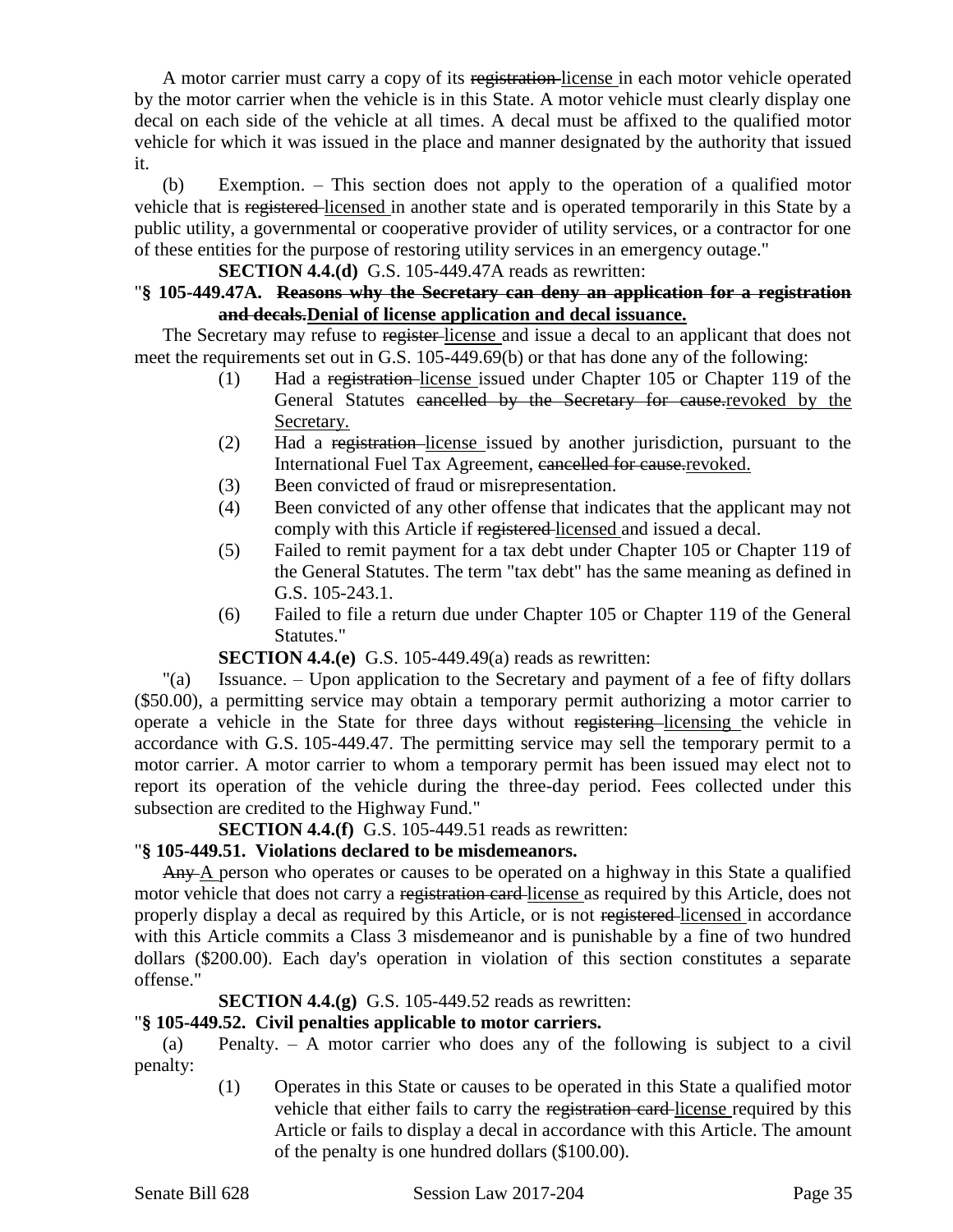A motor carrier must carry a copy of its ~~registration~~ license in each motor vehicle operated by the motor carrier when the vehicle is in this State. A motor vehicle must clearly display one decal on each side of the vehicle at all times. A decal must be affixed to the qualified motor vehicle for which it was issued in the place and manner designated by the authority that issued it.

(b) Exemption. – This section does not apply to the operation of a qualified motor vehicle that is ~~registered~~ licensed in another state and is operated temporarily in this State by a public utility, a governmental or cooperative provider of utility services, or a contractor for one of these entities for the purpose of restoring utility services in an emergency outage."

**SECTION 4.4.(d)** G.S. 105-449.47A reads as rewritten:

"**§ 105-449.47A. ~~Reasons why the Secretary can deny an application for a registration and decals.~~ Denial of license application and decal issuance.**

The Secretary may refuse to ~~register~~ license and issue a decal to an applicant that does not meet the requirements set out in G.S. 105-449.69(b) or that has done any of the following:

(1) Had a ~~registration~~ license issued under Chapter 105 or Chapter 119 of the General Statutes ~~cancelled by the Secretary for cause.~~ revoked by the Secretary.

(2) Had a ~~registration~~ license issued by another jurisdiction, pursuant to the International Fuel Tax Agreement, ~~cancelled for cause.~~ revoked.

(3) Been convicted of fraud or misrepresentation.

(4) Been convicted of any other offense that indicates that the applicant may not comply with this Article if ~~registered~~ licensed and issued a decal.

(5) Failed to remit payment for a tax debt under Chapter 105 or Chapter 119 of the General Statutes. The term "tax debt" has the same meaning as defined in G.S. 105-243.1.

(6) Failed to file a return due under Chapter 105 or Chapter 119 of the General Statutes."

**SECTION 4.4.(e)** G.S. 105-449.49(a) reads as rewritten:

"(a) Issuance. – Upon application to the Secretary and payment of a fee of fifty dollars ($50.00), a permitting service may obtain a temporary permit authorizing a motor carrier to operate a vehicle in the State for three days without ~~registering~~ licensing the vehicle in accordance with G.S. 105-449.47. The permitting service may sell the temporary permit to a motor carrier. A motor carrier to whom a temporary permit has been issued may elect not to report its operation of the vehicle during the three-day period. Fees collected under this subsection are credited to the Highway Fund."

**SECTION 4.4.(f)** G.S. 105-449.51 reads as rewritten:

"**§ 105-449.51. Violations declared to be misdemeanors.**

~~Any~~ A person who operates or causes to be operated on a highway in this State a qualified motor vehicle that does not carry a ~~registration card~~ license as required by this Article, does not properly display a decal as required by this Article, or is not ~~registered~~ licensed in accordance with this Article commits a Class 3 misdemeanor and is punishable by a fine of two hundred dollars ($200.00). Each day's operation in violation of this section constitutes a separate offense."

**SECTION 4.4.(g)** G.S. 105-449.52 reads as rewritten:

"**§ 105-449.52. Civil penalties applicable to motor carriers.**

(a) Penalty. – A motor carrier who does any of the following is subject to a civil penalty:

(1) Operates in this State or causes to be operated in this State a qualified motor vehicle that either fails to carry the ~~registration card~~ license required by this Article or fails to display a decal in accordance with this Article. The amount of the penalty is one hundred dollars ($100.00).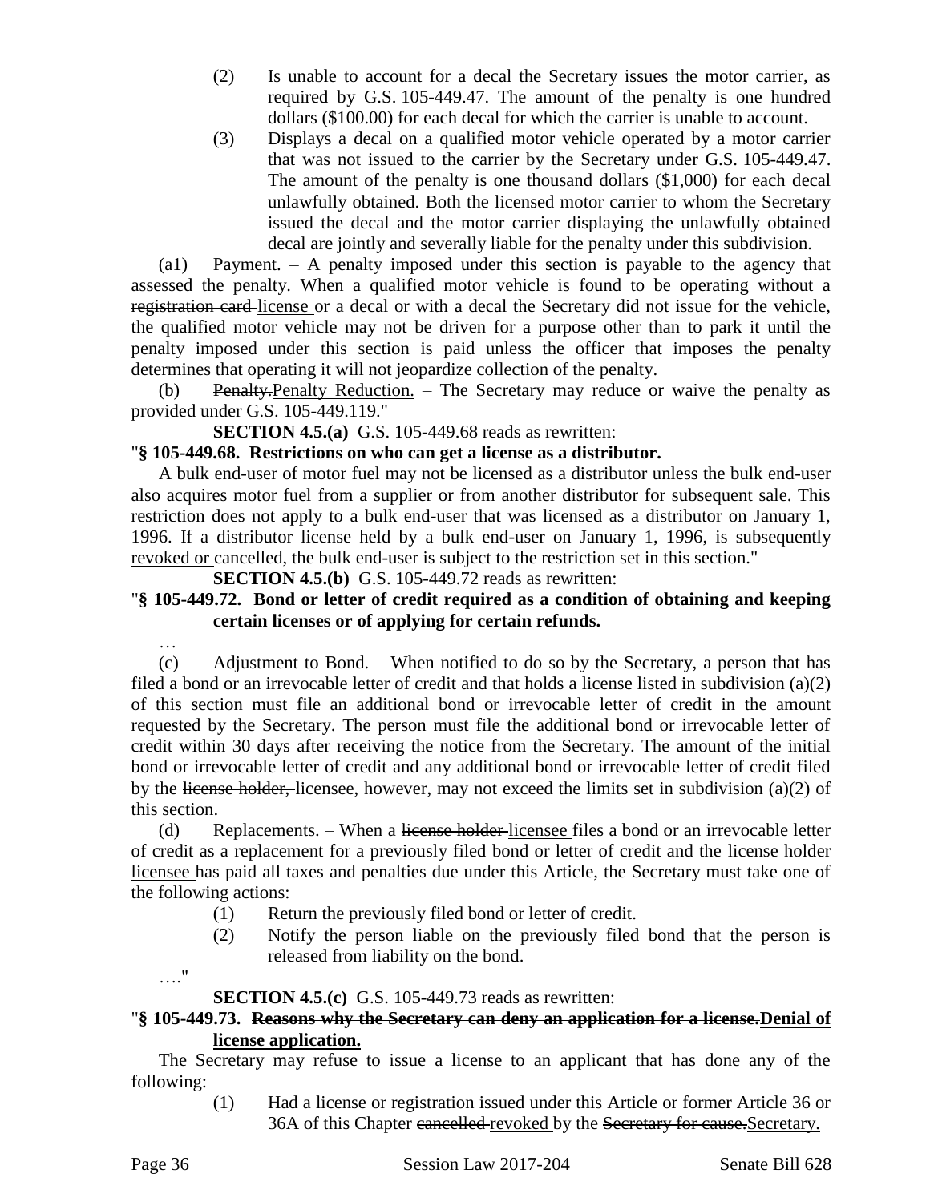(2) Is unable to account for a decal the Secretary issues the motor carrier, as required by G.S. 105-449.47. The amount of the penalty is one hundred dollars ($100.00) for each decal for which the carrier is unable to account.

(3) Displays a decal on a qualified motor vehicle operated by a motor carrier that was not issued to the carrier by the Secretary under G.S. 105-449.47. The amount of the penalty is one thousand dollars ($1,000) for each decal unlawfully obtained. Both the licensed motor carrier to whom the Secretary issued the decal and the motor carrier displaying the unlawfully obtained decal are jointly and severally liable for the penalty under this subdivision.

(a1) Payment. – A penalty imposed under this section is payable to the agency that assessed the penalty. When a qualified motor vehicle is found to be operating without a ~~registration card~~ license or a decal or with a decal the Secretary did not issue for the vehicle, the qualified motor vehicle may not be driven for a purpose other than to park it until the penalty imposed under this section is paid unless the officer that imposes the penalty determines that operating it will not jeopardize collection of the penalty.

(b) ~~Penalty.~~Penalty Reduction. – The Secretary may reduce or waive the penalty as provided under G.S. 105-449.119."

**SECTION 4.5.(a)** G.S. 105-449.68 reads as rewritten:

"**§ 105-449.68. Restrictions on who can get a license as a distributor.**

A bulk end-user of motor fuel may not be licensed as a distributor unless the bulk end-user also acquires motor fuel from a supplier or from another distributor for subsequent sale. This restriction does not apply to a bulk end-user that was licensed as a distributor on January 1, 1996. If a distributor license held by a bulk end-user on January 1, 1996, is subsequently revoked or cancelled, the bulk end-user is subject to the restriction set in this section."

**SECTION 4.5.(b)** G.S. 105-449.72 reads as rewritten:

"**§ 105-449.72. Bond or letter of credit required as a condition of obtaining and keeping certain licenses or of applying for certain refunds.**

…

(c) Adjustment to Bond. – When notified to do so by the Secretary, a person that has filed a bond or an irrevocable letter of credit and that holds a license listed in subdivision (a)(2) of this section must file an additional bond or irrevocable letter of credit in the amount requested by the Secretary. The person must file the additional bond or irrevocable letter of credit within 30 days after receiving the notice from the Secretary. The amount of the initial bond or irrevocable letter of credit and any additional bond or irrevocable letter of credit filed by the ~~license holder,~~ licensee, however, may not exceed the limits set in subdivision (a)(2) of this section.

(d) Replacements. – When a ~~license holder~~ licensee files a bond or an irrevocable letter of credit as a replacement for a previously filed bond or letter of credit and the ~~license holder~~ licensee has paid all taxes and penalties due under this Article, the Secretary must take one of the following actions:

(1) Return the previously filed bond or letter of credit.

(2) Notify the person liable on the previously filed bond that the person is released from liability on the bond.

…."

**SECTION 4.5.(c)** G.S. 105-449.73 reads as rewritten:

"**§ 105-449.73. ~~Reasons why the Secretary can deny an application for a license.~~Denial of license application.**

The Secretary may refuse to issue a license to an applicant that has done any of the following:

(1) Had a license or registration issued under this Article or former Article 36 or 36A of this Chapter ~~cancelled~~ revoked by the ~~Secretary for cause.~~Secretary.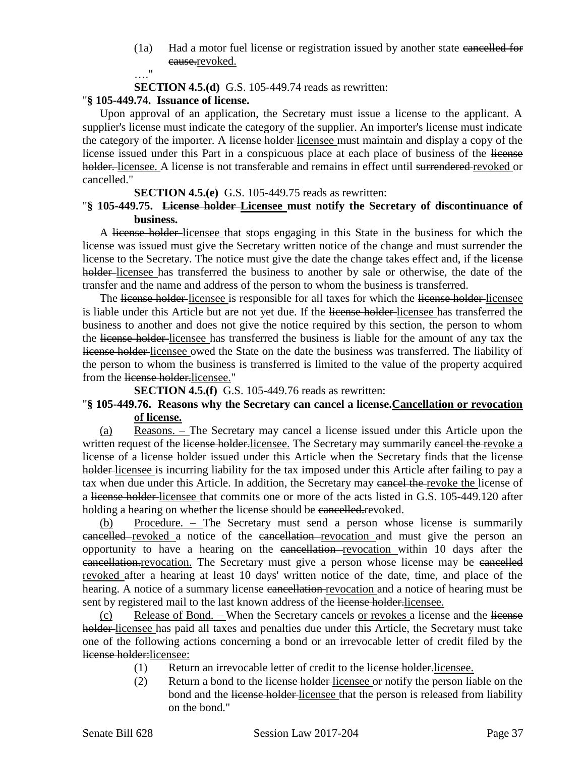(1a) Had a motor fuel license or registration issued by another state ~~cancelled for cause.~~<u>revoked.</u>

…."

**SECTION 4.5.(d)** G.S. 105-449.74 reads as rewritten:

"**§ 105-449.74. Issuance of license.**

Upon approval of an application, the Secretary must issue a license to the applicant. A supplier's license must indicate the category of the supplier. An importer's license must indicate the category of the importer. A ~~license holder~~ <u>licensee</u> must maintain and display a copy of the license issued under this Part in a conspicuous place at each place of business of the ~~license holder.~~ <u>licensee.</u> A license is not transferable and remains in effect until ~~surrendered~~ <u>revoked</u> or cancelled."

**SECTION 4.5.(e)** G.S. 105-449.75 reads as rewritten:

"**§ 105-449.75. ~~License holder~~ <u>Licensee</u> must notify the Secretary of discontinuance of business.**

A ~~license holder~~ <u>licensee</u> that stops engaging in this State in the business for which the license was issued must give the Secretary written notice of the change and must surrender the license to the Secretary. The notice must give the date the change takes effect and, if the ~~license holder~~ <u>licensee</u> has transferred the business to another by sale or otherwise, the date of the transfer and the name and address of the person to whom the business is transferred.

The ~~license holder~~ <u>licensee</u> is responsible for all taxes for which the ~~license holder~~ <u>licensee</u> is liable under this Article but are not yet due. If the ~~license holder~~ <u>licensee</u> has transferred the business to another and does not give the notice required by this section, the person to whom the ~~license holder~~ <u>licensee</u> has transferred the business is liable for the amount of any tax the ~~license holder~~ <u>licensee</u> owed the State on the date the business was transferred. The liability of the person to whom the business is transferred is limited to the value of the property acquired from the ~~license holder.~~<u>licensee.</u>"

**SECTION 4.5.(f)** G.S. 105-449.76 reads as rewritten:

"**§ 105-449.76. ~~Reasons why the Secretary can cancel a license.~~<u>Cancellation or revocation of license.</u>**

<u>(a) Reasons. –</u> The Secretary may cancel a license issued under this Article upon the written request of the ~~license holder.~~<u>licensee.</u> The Secretary may summarily ~~cancel the~~ <u>revoke a</u> license ~~of a license holder~~ <u>issued under this Article</u> when the Secretary finds that the ~~license holder~~ <u>licensee</u> is incurring liability for the tax imposed under this Article after failing to pay a tax when due under this Article. In addition, the Secretary may ~~cancel the~~ <u>revoke the</u> license of a ~~license holder~~ <u>licensee</u> that commits one or more of the acts listed in G.S. 105-449.120 after holding a hearing on whether the license should be ~~cancelled.~~<u>revoked.</u>

<u>(b) Procedure. –</u> The Secretary must send a person whose license is summarily ~~cancelled~~ <u>revoked</u> a notice of the ~~cancellation~~ <u>revocation</u> and must give the person an opportunity to have a hearing on the ~~cancellation~~ <u>revocation</u> within 10 days after the ~~cancellation.~~<u>revocation.</u> The Secretary must give a person whose license may be ~~cancelled~~ <u>revoked</u> after a hearing at least 10 days' written notice of the date, time, and place of the hearing. A notice of a summary license ~~cancellation~~ <u>revocation</u> and a notice of hearing must be sent by registered mail to the last known address of the ~~license holder.~~<u>licensee.</u>

<u>(c) Release of Bond. –</u> When the Secretary cancels <u>or revokes</u> a license and the ~~license holder~~ <u>licensee</u> has paid all taxes and penalties due under this Article, the Secretary must take one of the following actions concerning a bond or an irrevocable letter of credit filed by the ~~license holder:~~<u>licensee:</u>

(1) Return an irrevocable letter of credit to the ~~license holder.~~<u>licensee.</u>

(2) Return a bond to the ~~license holder~~ <u>licensee</u> or notify the person liable on the bond and the ~~license holder~~ <u>licensee</u> that the person is released from liability on the bond."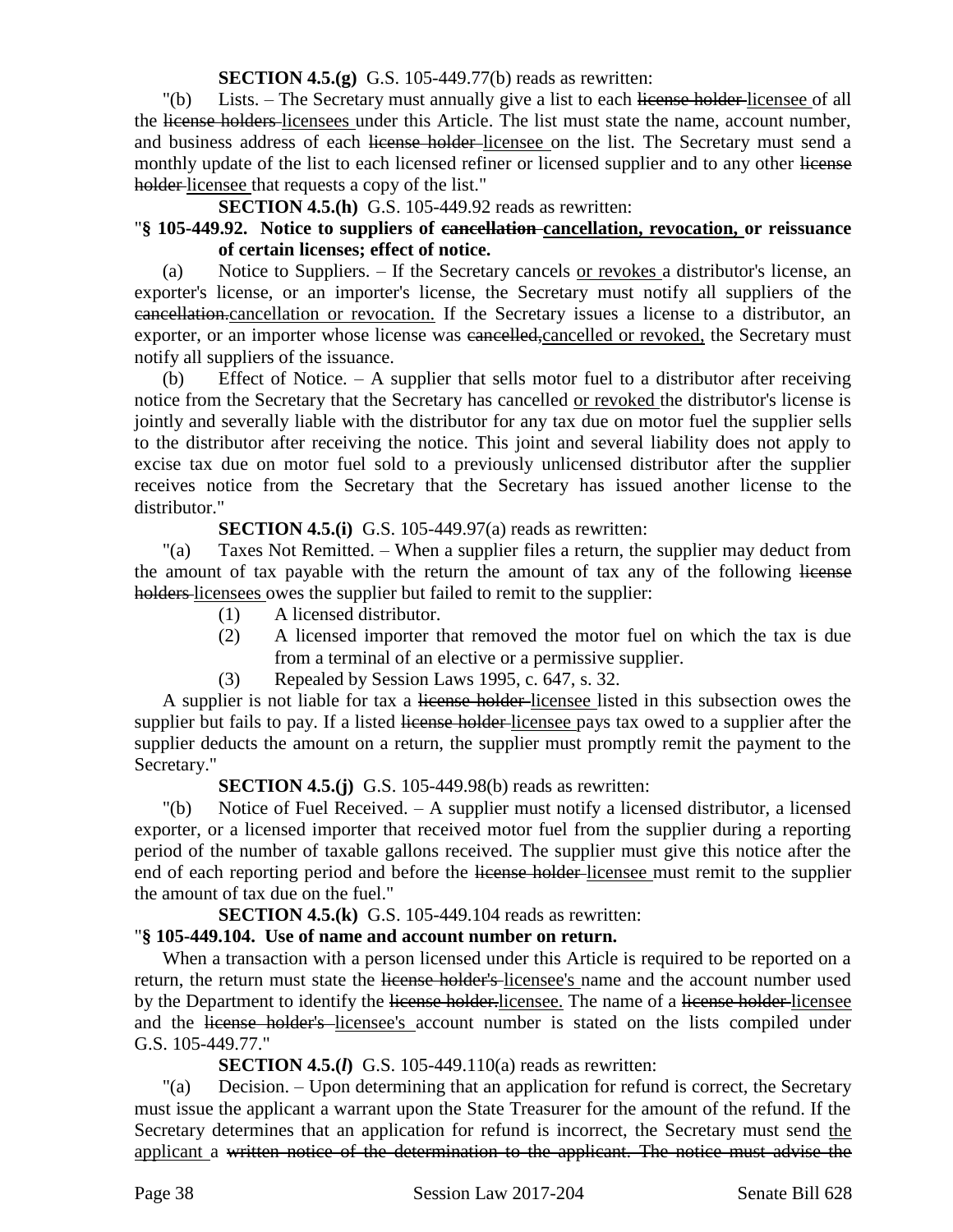**SECTION 4.5.(g)** G.S. 105-449.77(b) reads as rewritten:

"(b) Lists. – The Secretary must annually give a list to each ~~license holder~~ <u>licensee</u> of all the ~~license holders~~ <u>licensees</u> under this Article. The list must state the name, account number, and business address of each ~~license holder~~ <u>licensee</u> on the list. The Secretary must send a monthly update of the list to each licensed refiner or licensed supplier and to any other ~~license holder~~ <u>licensee</u> that requests a copy of the list."

**SECTION 4.5.(h)** G.S. 105-449.92 reads as rewritten:

"**§ 105-449.92. Notice to suppliers of ~~cancellation~~ <u>cancellation, revocation,</u> or reissuance of certain licenses; effect of notice.**

(a) Notice to Suppliers. – If the Secretary cancels <u>or revokes</u> a distributor's license, an exporter's license, or an importer's license, the Secretary must notify all suppliers of the ~~cancellation.~~<u>cancellation or revocation.</u> If the Secretary issues a license to a distributor, an exporter, or an importer whose license was ~~cancelled,~~<u>cancelled or revoked,</u> the Secretary must notify all suppliers of the issuance.

(b) Effect of Notice. – A supplier that sells motor fuel to a distributor after receiving notice from the Secretary that the Secretary has cancelled <u>or revoked</u> the distributor's license is jointly and severally liable with the distributor for any tax due on motor fuel the supplier sells to the distributor after receiving the notice. This joint and several liability does not apply to excise tax due on motor fuel sold to a previously unlicensed distributor after the supplier receives notice from the Secretary that the Secretary has issued another license to the distributor."

**SECTION 4.5.(i)** G.S. 105-449.97(a) reads as rewritten:

"(a) Taxes Not Remitted. – When a supplier files a return, the supplier may deduct from the amount of tax payable with the return the amount of tax any of the following ~~license holders~~ <u>licensees</u> owes the supplier but failed to remit to the supplier:

(1) A licensed distributor.

(2) A licensed importer that removed the motor fuel on which the tax is due from a terminal of an elective or a permissive supplier.

(3) Repealed by Session Laws 1995, c. 647, s. 32.

A supplier is not liable for tax a ~~license holder~~ <u>licensee</u> listed in this subsection owes the supplier but fails to pay. If a listed ~~license holder~~ <u>licensee</u> pays tax owed to a supplier after the supplier deducts the amount on a return, the supplier must promptly remit the payment to the Secretary."

**SECTION 4.5.(j)** G.S. 105-449.98(b) reads as rewritten:

"(b) Notice of Fuel Received. – A supplier must notify a licensed distributor, a licensed exporter, or a licensed importer that received motor fuel from the supplier during a reporting period of the number of taxable gallons received. The supplier must give this notice after the end of each reporting period and before the ~~license holder~~ <u>licensee</u> must remit to the supplier the amount of tax due on the fuel."

**SECTION 4.5.(k)** G.S. 105-449.104 reads as rewritten:

"**§ 105-449.104. Use of name and account number on return.**

When a transaction with a person licensed under this Article is required to be reported on a return, the return must state the ~~license holder's~~ <u>licensee's</u> name and the account number used by the Department to identify the ~~license holder.~~<u>licensee.</u> The name of a ~~license holder~~ <u>licensee</u> and the ~~license holder's~~ <u>licensee's</u> account number is stated on the lists compiled under G.S. 105-449.77."

**SECTION 4.5.(*l*)** G.S. 105-449.110(a) reads as rewritten:

"(a) Decision. – Upon determining that an application for refund is correct, the Secretary must issue the applicant a warrant upon the State Treasurer for the amount of the refund. If the Secretary determines that an application for refund is incorrect, the Secretary must send <u>the applicant</u> a ~~written notice of the determination to the applicant. The notice must advise the~~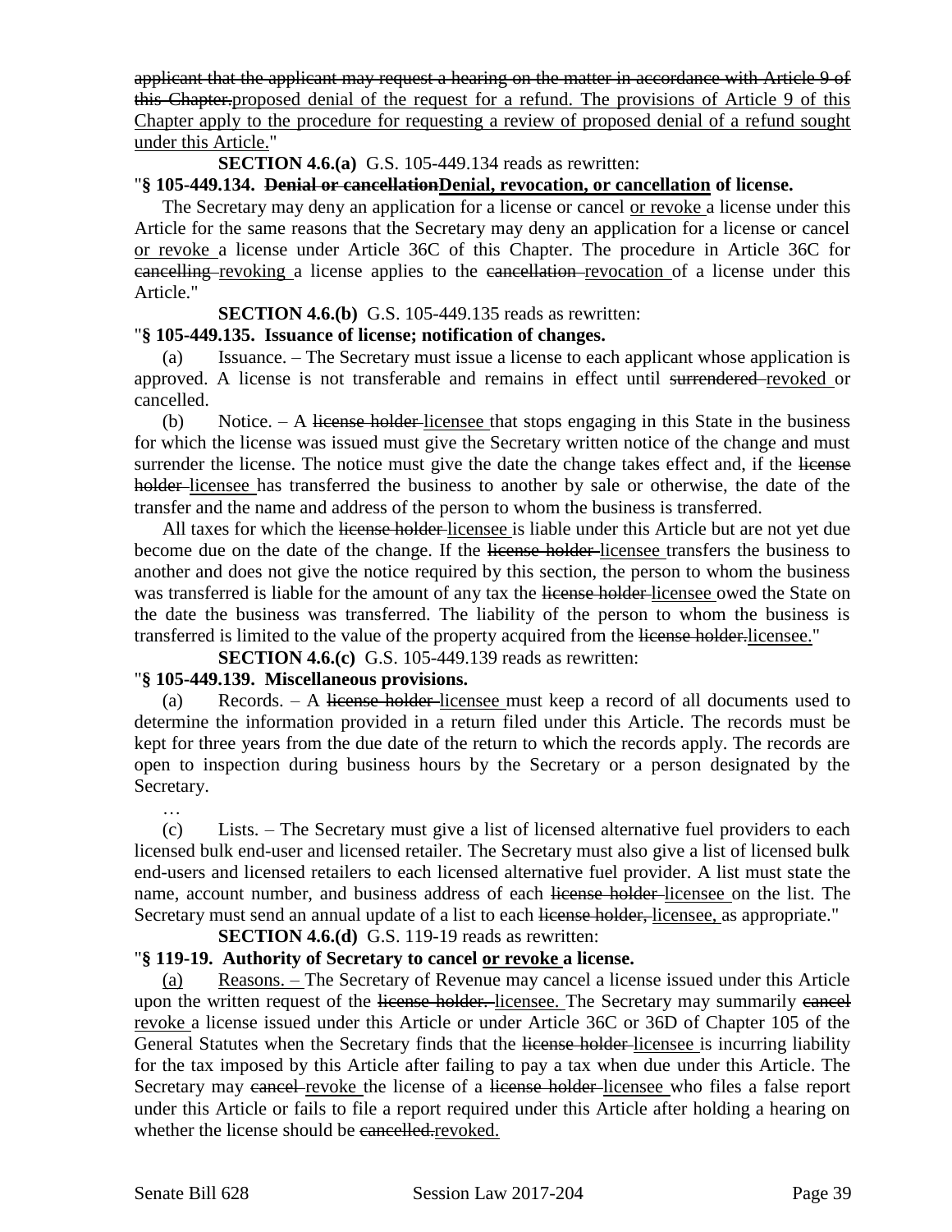applicant that the applicant may request a hearing on the matter in accordance with Article 9 of this Chapter.proposed denial of the request for a refund. The provisions of Article 9 of this Chapter apply to the procedure for requesting a review of proposed denial of a refund sought under this Article."

**SECTION 4.6.(a)** G.S. 105-449.134 reads as rewritten:

"**§ 105-449.134. Denial or cancellationDenial, revocation, or cancellation of license.**

The Secretary may deny an application for a license or cancel or revoke a license under this Article for the same reasons that the Secretary may deny an application for a license or cancel or revoke a license under Article 36C of this Chapter. The procedure in Article 36C for cancelling revoking a license applies to the cancellation revocation of a license under this Article."

**SECTION 4.6.(b)** G.S. 105-449.135 reads as rewritten:

"**§ 105-449.135. Issuance of license; notification of changes.**

(a) Issuance. – The Secretary must issue a license to each applicant whose application is approved. A license is not transferable and remains in effect until surrendered revoked or cancelled.

(b) Notice. – A license holder licensee that stops engaging in this State in the business for which the license was issued must give the Secretary written notice of the change and must surrender the license. The notice must give the date the change takes effect and, if the license holder licensee has transferred the business to another by sale or otherwise, the date of the transfer and the name and address of the person to whom the business is transferred.

All taxes for which the license holder licensee is liable under this Article but are not yet due become due on the date of the change. If the license holder licensee transfers the business to another and does not give the notice required by this section, the person to whom the business was transferred is liable for the amount of any tax the license holder licensee owed the State on the date the business was transferred. The liability of the person to whom the business is transferred is limited to the value of the property acquired from the license holder.licensee."

**SECTION 4.6.(c)** G.S. 105-449.139 reads as rewritten:

"**§ 105-449.139. Miscellaneous provisions.**

(a) Records. – A license holder licensee must keep a record of all documents used to determine the information provided in a return filed under this Article. The records must be kept for three years from the due date of the return to which the records apply. The records are open to inspection during business hours by the Secretary or a person designated by the Secretary.

…

(c) Lists. – The Secretary must give a list of licensed alternative fuel providers to each licensed bulk end-user and licensed retailer. The Secretary must also give a list of licensed bulk end-users and licensed retailers to each licensed alternative fuel provider. A list must state the name, account number, and business address of each license holder licensee on the list. The Secretary must send an annual update of a list to each license holder, licensee, as appropriate."

**SECTION 4.6.(d)** G.S. 119-19 reads as rewritten:

"**§ 119-19. Authority of Secretary to cancel or revoke a license.**

(a) Reasons. – The Secretary of Revenue may cancel a license issued under this Article upon the written request of the license holder. licensee. The Secretary may summarily cancel revoke a license issued under this Article or under Article 36C or 36D of Chapter 105 of the General Statutes when the Secretary finds that the license holder licensee is incurring liability for the tax imposed by this Article after failing to pay a tax when due under this Article. The Secretary may cancel revoke the license of a license holder licensee who files a false report under this Article or fails to file a report required under this Article after holding a hearing on whether the license should be cancelled.revoked.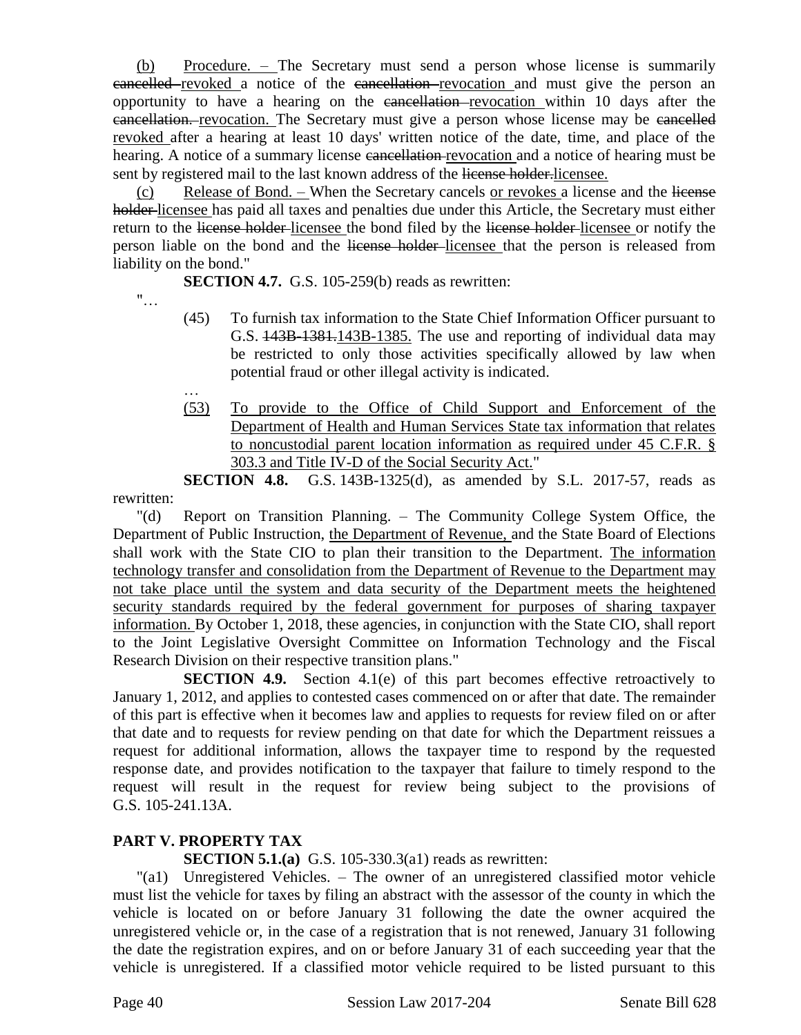(b) Procedure. – The Secretary must send a person whose license is summarily ~~cancelled~~ revoked a notice of the ~~cancellation~~ revocation and must give the person an opportunity to have a hearing on the ~~cancellation~~ revocation within 10 days after the ~~cancellation.~~ revocation. The Secretary must give a person whose license may be ~~cancelled~~ revoked after a hearing at least 10 days' written notice of the date, time, and place of the hearing. A notice of a summary license ~~cancellation~~ revocation and a notice of hearing must be sent by registered mail to the last known address of the ~~license holder.~~licensee.

(c) Release of Bond. – When the Secretary cancels or revokes a license and the ~~license holder~~ licensee has paid all taxes and penalties due under this Article, the Secretary must either return to the ~~license holder~~ licensee the bond filed by the ~~license holder~~ licensee or notify the person liable on the bond and the ~~license holder~~ licensee that the person is released from liability on the bond."

**SECTION 4.7.** G.S. 105-259(b) reads as rewritten:

"…

(45) To furnish tax information to the State Chief Information Officer pursuant to G.S. ~~143B-1381.~~143B-1385. The use and reporting of individual data may be restricted to only those activities specifically allowed by law when potential fraud or other illegal activity is indicated.

…

(53) To provide to the Office of Child Support and Enforcement of the Department of Health and Human Services State tax information that relates to noncustodial parent location information as required under 45 C.F.R. § 303.3 and Title IV-D of the Social Security Act."

**SECTION 4.8.** G.S. 143B-1325(d), as amended by S.L. 2017-57, reads as rewritten:

"(d) Report on Transition Planning. – The Community College System Office, the Department of Public Instruction, the Department of Revenue, and the State Board of Elections shall work with the State CIO to plan their transition to the Department. The information technology transfer and consolidation from the Department of Revenue to the Department may not take place until the system and data security of the Department meets the heightened security standards required by the federal government for purposes of sharing taxpayer information. By October 1, 2018, these agencies, in conjunction with the State CIO, shall report to the Joint Legislative Oversight Committee on Information Technology and the Fiscal Research Division on their respective transition plans."

**SECTION 4.9.** Section 4.1(e) of this part becomes effective retroactively to January 1, 2012, and applies to contested cases commenced on or after that date. The remainder of this part is effective when it becomes law and applies to requests for review filed on or after that date and to requests for review pending on that date for which the Department reissues a request for additional information, allows the taxpayer time to respond by the requested response date, and provides notification to the taxpayer that failure to timely respond to the request will result in the request for review being subject to the provisions of G.S. 105-241.13A.

## PART V. PROPERTY TAX

**SECTION 5.1.(a)** G.S. 105-330.3(a1) reads as rewritten:

"(a1) Unregistered Vehicles. – The owner of an unregistered classified motor vehicle must list the vehicle for taxes by filing an abstract with the assessor of the county in which the vehicle is located on or before January 31 following the date the owner acquired the unregistered vehicle or, in the case of a registration that is not renewed, January 31 following the date the registration expires, and on or before January 31 of each succeeding year that the vehicle is unregistered. If a classified motor vehicle required to be listed pursuant to this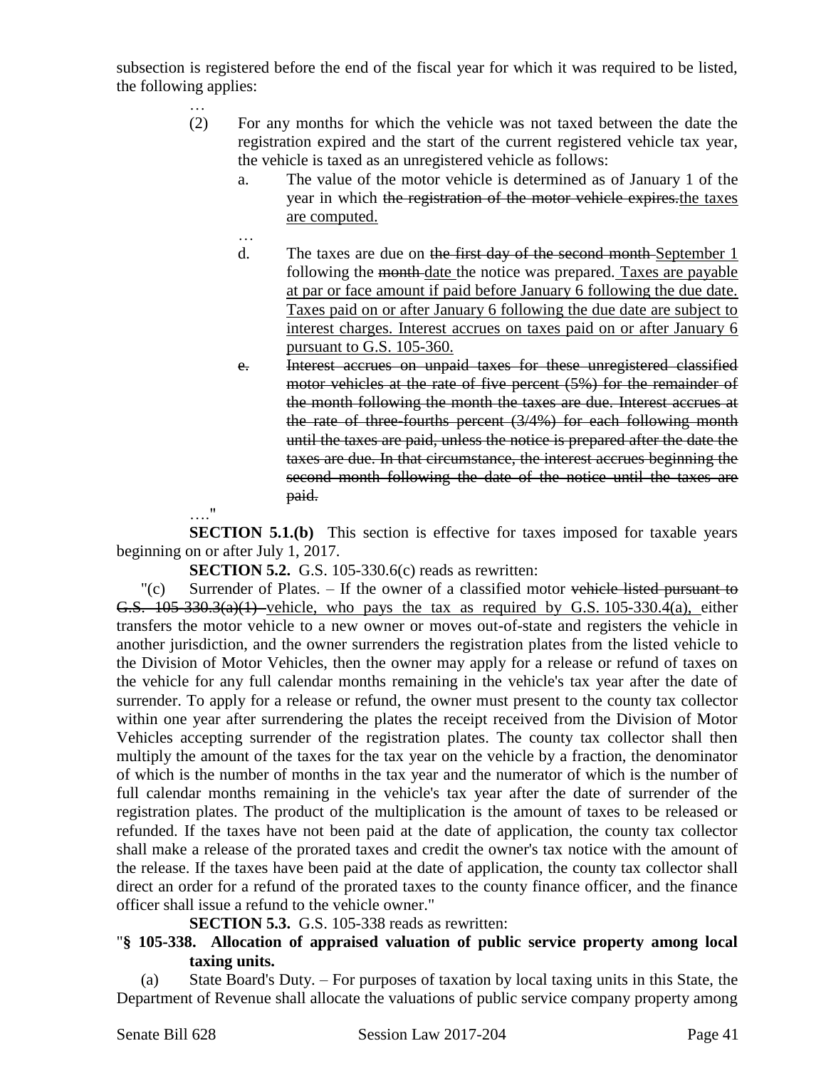subsection is registered before the end of the fiscal year for which it was required to be listed, the following applies:

…

(2) For any months for which the vehicle was not taxed between the date the registration expired and the start of the current registered vehicle tax year, the vehicle is taxed as an unregistered vehicle as follows:

a. The value of the motor vehicle is determined as of January 1 of the year in which ~~the registration of the motor vehicle expires.~~the taxes are computed.

…

d. The taxes are due on ~~the first day of the second month~~ September 1 following the ~~month~~ date the notice was prepared. Taxes are payable at par or face amount if paid before January 6 following the due date. Taxes paid on or after January 6 following the due date are subject to interest charges. Interest accrues on taxes paid on or after January 6 pursuant to G.S. 105-360.

~~e. Interest accrues on unpaid taxes for these unregistered classified motor vehicles at the rate of five percent (5%) for the remainder of the month following the month the taxes are due. Interest accrues at the rate of three-fourths percent (3/4%) for each following month until the taxes are paid, unless the notice is prepared after the date the taxes are due. In that circumstance, the interest accrues beginning the second month following the date of the notice until the taxes are paid.~~

…."

**SECTION 5.1.(b)** This section is effective for taxes imposed for taxable years beginning on or after July 1, 2017.

**SECTION 5.2.** G.S. 105-330.6(c) reads as rewritten:

"(c) Surrender of Plates. – If the owner of a classified motor ~~vehicle listed pursuant to G.S. 105-330.3(a)(1)~~ vehicle, who pays the tax as required by G.S. 105-330.4(a), either transfers the motor vehicle to a new owner or moves out-of-state and registers the vehicle in another jurisdiction, and the owner surrenders the registration plates from the listed vehicle to the Division of Motor Vehicles, then the owner may apply for a release or refund of taxes on the vehicle for any full calendar months remaining in the vehicle's tax year after the date of surrender. To apply for a release or refund, the owner must present to the county tax collector within one year after surrendering the plates the receipt received from the Division of Motor Vehicles accepting surrender of the registration plates. The county tax collector shall then multiply the amount of the taxes for the tax year on the vehicle by a fraction, the denominator of which is the number of months in the tax year and the numerator of which is the number of full calendar months remaining in the vehicle's tax year after the date of surrender of the registration plates. The product of the multiplication is the amount of taxes to be released or refunded. If the taxes have not been paid at the date of application, the county tax collector shall make a release of the prorated taxes and credit the owner's tax notice with the amount of the release. If the taxes have been paid at the date of application, the county tax collector shall direct an order for a refund of the prorated taxes to the county finance officer, and the finance officer shall issue a refund to the vehicle owner."

**SECTION 5.3.** G.S. 105-338 reads as rewritten:

"**§ 105-338. Allocation of appraised valuation of public service property among local taxing units.**

(a) State Board's Duty. – For purposes of taxation by local taxing units in this State, the Department of Revenue shall allocate the valuations of public service company property among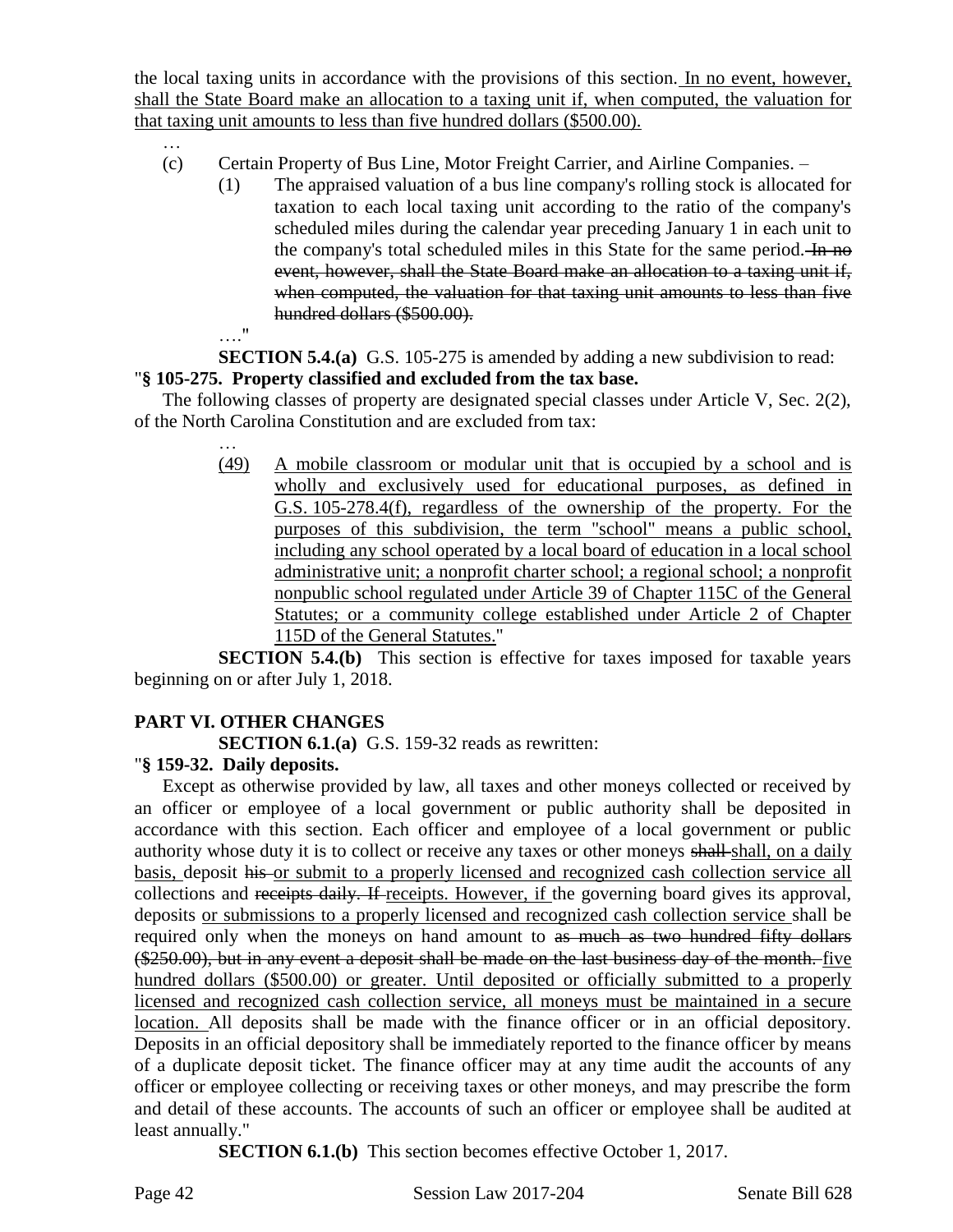the local taxing units in accordance with the provisions of this section. <u>In no event, however, shall the State Board make an allocation to a taxing unit if, when computed, the valuation for that taxing unit amounts to less than five hundred dollars ($500.00).</u>

…

(c) Certain Property of Bus Line, Motor Freight Carrier, and Airline Companies. –

(1) The appraised valuation of a bus line company's rolling stock is allocated for taxation to each local taxing unit according to the ratio of the company's scheduled miles during the calendar year preceding January 1 in each unit to the company's total scheduled miles in this State for the same period. ~~In no event, however, shall the State Board make an allocation to a taxing unit if, when computed, the valuation for that taxing unit amounts to less than five hundred dollars ($500.00).~~

…."

**SECTION 5.4.(a)** G.S. 105-275 is amended by adding a new subdivision to read:

"**§ 105-275. Property classified and excluded from the tax base.**

The following classes of property are designated special classes under Article V, Sec. 2(2), of the North Carolina Constitution and are excluded from tax:

…

<u>(49) A mobile classroom or modular unit that is occupied by a school and is wholly and exclusively used for educational purposes, as defined in G.S. 105-278.4(f), regardless of the ownership of the property. For the purposes of this subdivision, the term "school" means a public school, including any school operated by a local board of education in a local school administrative unit; a nonprofit charter school; a regional school; a nonprofit nonpublic school regulated under Article 39 of Chapter 115C of the General Statutes; or a community college established under Article 2 of Chapter 115D of the General Statutes.</u>"

**SECTION 5.4.(b)** This section is effective for taxes imposed for taxable years beginning on or after July 1, 2018.

**PART VI. OTHER CHANGES**

**SECTION 6.1.(a)** G.S. 159-32 reads as rewritten:

"**§ 159-32. Daily deposits.**

Except as otherwise provided by law, all taxes and other moneys collected or received by an officer or employee of a local government or public authority shall be deposited in accordance with this section. Each officer and employee of a local government or public authority whose duty it is to collect or receive any taxes or other moneys ~~shall~~ <u>shall, on a daily basis,</u> deposit ~~his~~ <u>or submit to a properly licensed and recognized cash collection service all</u> collections and ~~receipts daily. If~~ <u>receipts. However, if</u> the governing board gives its approval, deposits <u>or submissions to a properly licensed and recognized cash collection service</u> shall be required only when the moneys on hand amount to ~~as much as two hundred fifty dollars ($250.00), but in any event a deposit shall be made on the last business day of the month.~~ <u>five hundred dollars ($500.00) or greater. Until deposited or officially submitted to a properly licensed and recognized cash collection service, all moneys must be maintained in a secure location.</u> All deposits shall be made with the finance officer or in an official depository. Deposits in an official depository shall be immediately reported to the finance officer by means of a duplicate deposit ticket. The finance officer may at any time audit the accounts of any officer or employee collecting or receiving taxes or other moneys, and may prescribe the form and detail of these accounts. The accounts of such an officer or employee shall be audited at least annually."

**SECTION 6.1.(b)** This section becomes effective October 1, 2017.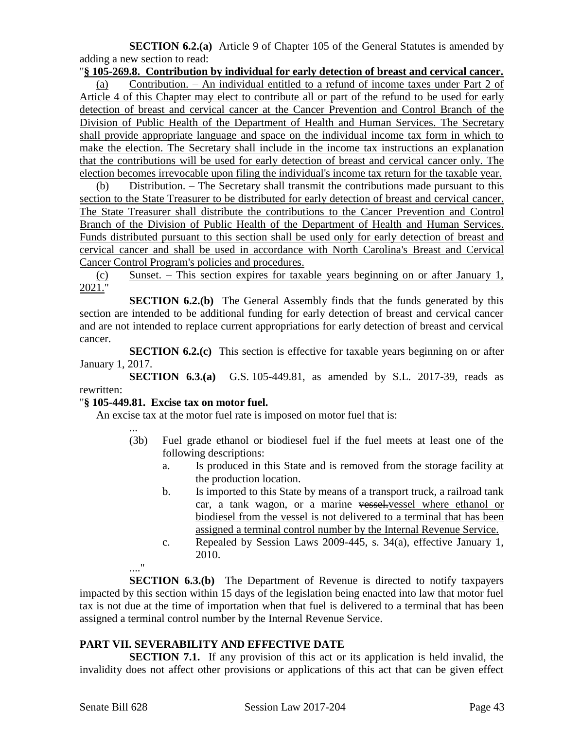**SECTION 6.2.(a)** Article 9 of Chapter 105 of the General Statutes is amended by adding a new section to read:

"**§ 105-269.8. Contribution by individual for early detection of breast and cervical cancer.**

(a) Contribution. – An individual entitled to a refund of income taxes under Part 2 of Article 4 of this Chapter may elect to contribute all or part of the refund to be used for early detection of breast and cervical cancer at the Cancer Prevention and Control Branch of the Division of Public Health of the Department of Health and Human Services. The Secretary shall provide appropriate language and space on the individual income tax form in which to make the election. The Secretary shall include in the income tax instructions an explanation that the contributions will be used for early detection of breast and cervical cancer only. The election becomes irrevocable upon filing the individual's income tax return for the taxable year.

(b) Distribution. – The Secretary shall transmit the contributions made pursuant to this section to the State Treasurer to be distributed for early detection of breast and cervical cancer. The State Treasurer shall distribute the contributions to the Cancer Prevention and Control Branch of the Division of Public Health of the Department of Health and Human Services. Funds distributed pursuant to this section shall be used only for early detection of breast and cervical cancer and shall be used in accordance with North Carolina's Breast and Cervical Cancer Control Program's policies and procedures.

(c) Sunset. – This section expires for taxable years beginning on or after January 1, 2021."

**SECTION 6.2.(b)** The General Assembly finds that the funds generated by this section are intended to be additional funding for early detection of breast and cervical cancer and are not intended to replace current appropriations for early detection of breast and cervical cancer.

**SECTION 6.2.(c)** This section is effective for taxable years beginning on or after January 1, 2017.

**SECTION 6.3.(a)** G.S. 105-449.81, as amended by S.L. 2017-39, reads as rewritten:

"**§ 105-449.81. Excise tax on motor fuel.**

An excise tax at the motor fuel rate is imposed on motor fuel that is:

...

(3b) Fuel grade ethanol or biodiesel fuel if the fuel meets at least one of the following descriptions:

a. Is produced in this State and is removed from the storage facility at the production location.

b. Is imported to this State by means of a transport truck, a railroad tank car, a tank wagon, or a marine ~~vessel.~~vessel where ethanol or biodiesel from the vessel is not delivered to a terminal that has been assigned a terminal control number by the Internal Revenue Service.

c. Repealed by Session Laws 2009-445, s. 34(a), effective January 1, 2010.

...."

**SECTION 6.3.(b)** The Department of Revenue is directed to notify taxpayers impacted by this section within 15 days of the legislation being enacted into law that motor fuel tax is not due at the time of importation when that fuel is delivered to a terminal that has been assigned a terminal control number by the Internal Revenue Service.

## PART VII. SEVERABILITY AND EFFECTIVE DATE

**SECTION 7.1.** If any provision of this act or its application is held invalid, the invalidity does not affect other provisions or applications of this act that can be given effect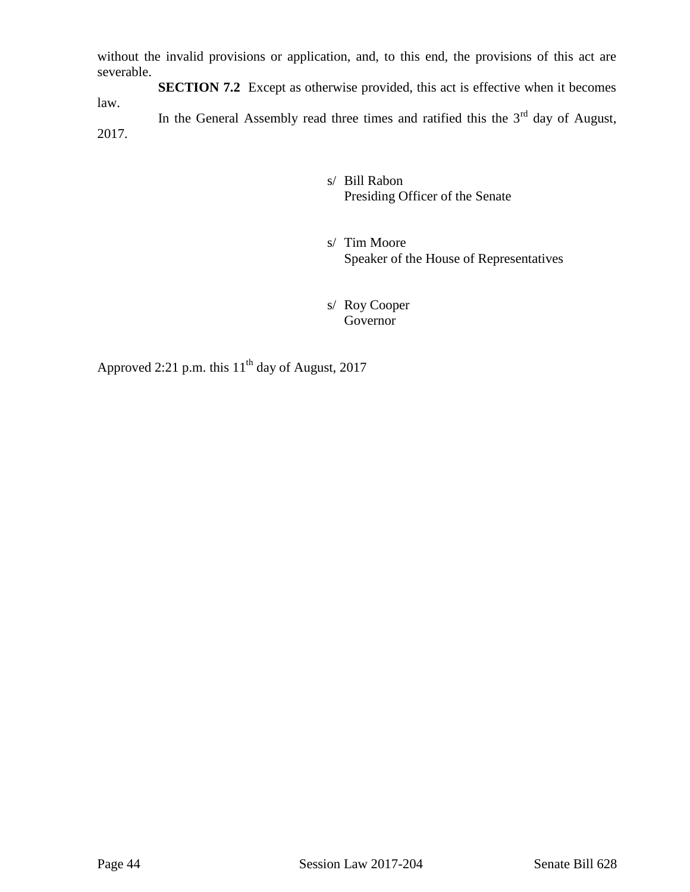without the invalid provisions or application, and, to this end, the provisions of this act are severable.

**SECTION 7.2** Except as otherwise provided, this act is effective when it becomes law.

In the General Assembly read three times and ratified this the 3rd day of August, 2017.

s/ Bill Rabon
Presiding Officer of the Senate

s/ Tim Moore
Speaker of the House of Representatives

s/ Roy Cooper
Governor

Approved 2:21 p.m. this 11th day of August, 2017